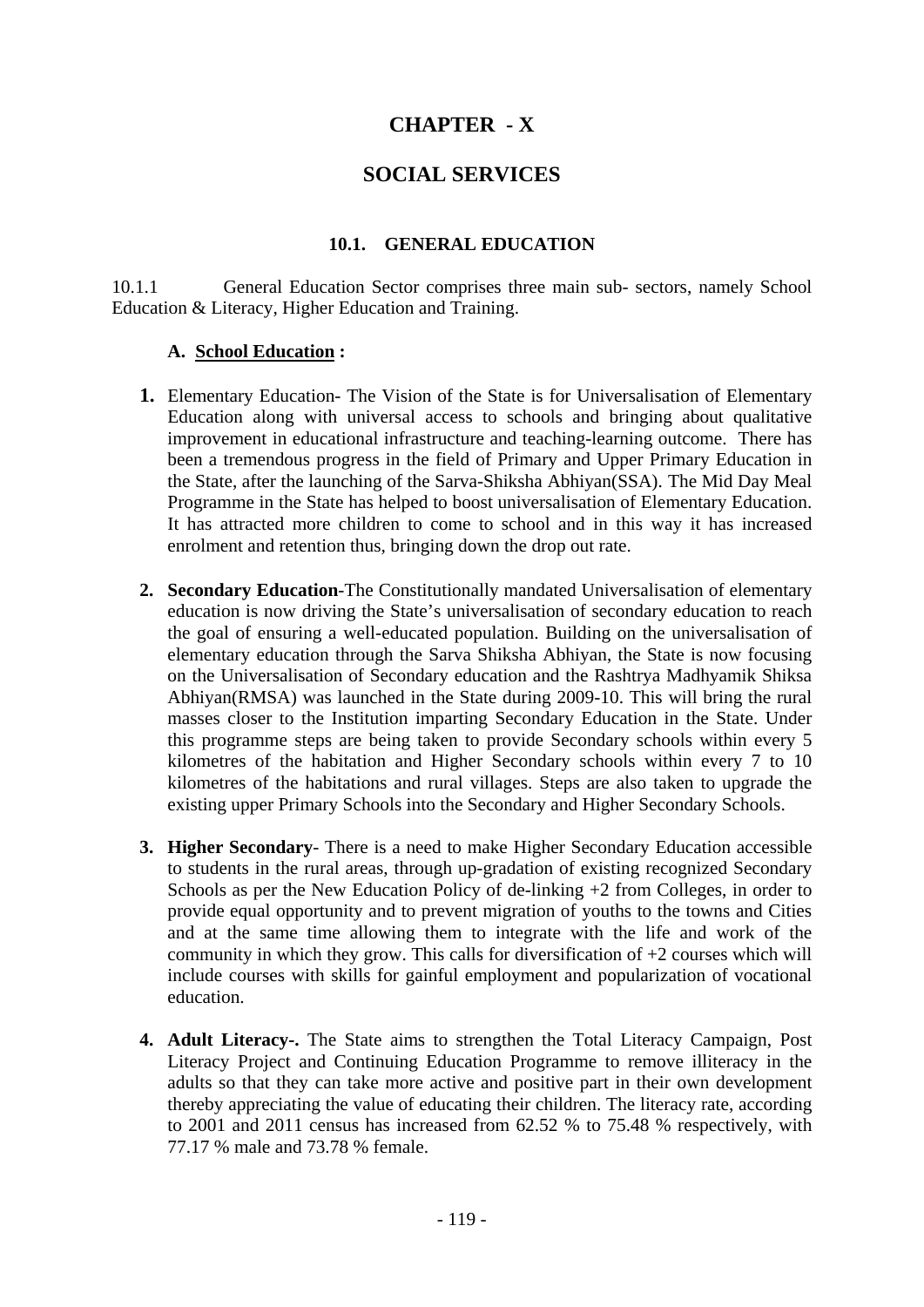# CHAPTER - X

# SOCIAL SERVICES

## 10.1. GENERAL EDUCATION

10.1.1 General Education Sector comprises three main sub- sectors, namely School Education & Literacy, Higher Education and Training.

### A. <u>School Education</u> :

1. Elementary Education- The Vision of the State is for Universalisation of Elementary Education along with universal access to schools and bringing about qualitative improvement in educational infrastructure and teaching-learning outcome. There has been a tremendous progress in the field of Primary and Upper Primary Education in the State, after the launching of the Sarva-Shiksha Abhiyan(SSA). The Mid Day Meal Programme in the State has helped to boost universalisation of Elementary Education. It has attracted more children to come to school and in this way it has increased enrolment and retention thus, bringing down the drop out rate.

2. **Secondary Education**-The Constitutionally mandated Universalisation of elementary education is now driving the State's universalisation of secondary education to reach the goal of ensuring a well-educated population. Building on the universalisation of elementary education through the Sarva Shiksha Abhiyan, the State is now focusing on the Universalisation of Secondary education and the Rashtrya Madhyamik Shiksa Abhiyan(RMSA) was launched in the State during 2009-10. This will bring the rural masses closer to the Institution imparting Secondary Education in the State. Under this programme steps are being taken to provide Secondary schools within every 5 kilometres of the habitation and Higher Secondary schools within every 7 to 10 kilometres of the habitations and rural villages. Steps are also taken to upgrade the existing upper Primary Schools into the Secondary and Higher Secondary Schools.

3. **Higher Secondary**- There is a need to make Higher Secondary Education accessible to students in the rural areas, through up-gradation of existing recognized Secondary Schools as per the New Education Policy of de-linking +2 from Colleges, in order to provide equal opportunity and to prevent migration of youths to the towns and Cities and at the same time allowing them to integrate with the life and work of the community in which they grow. This calls for diversification of +2 courses which will include courses with skills for gainful employment and popularization of vocational education.

4. **Adult Literacy-.** The State aims to strengthen the Total Literacy Campaign, Post Literacy Project and Continuing Education Programme to remove illiteracy in the adults so that they can take more active and positive part in their own development thereby appreciating the value of educating their children. The literacy rate, according to 2001 and 2011 census has increased from 62.52 % to 75.48 % respectively, with 77.17 % male and 73.78 % female.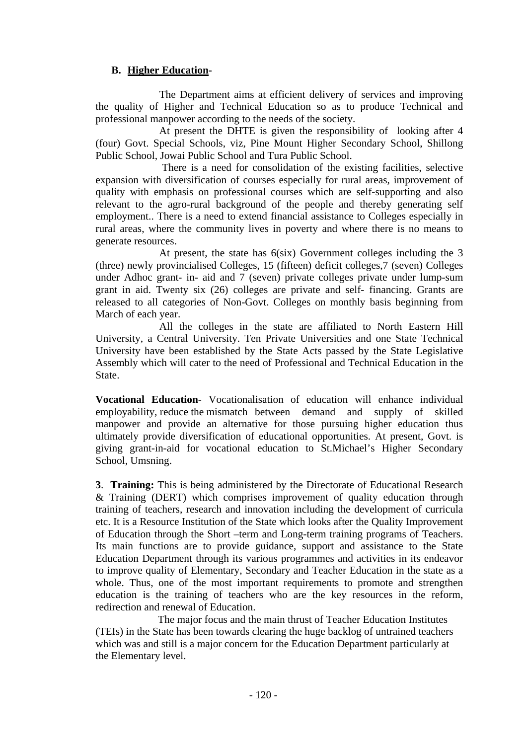**B. Higher Education-**

The Department aims at efficient delivery of services and improving the quality of Higher and Technical Education so as to produce Technical and professional manpower according to the needs of the society.

At present the DHTE is given the responsibility of looking after 4 (four) Govt. Special Schools, viz, Pine Mount Higher Secondary School, Shillong Public School, Jowai Public School and Tura Public School.

There is a need for consolidation of the existing facilities, selective expansion with diversification of courses especially for rural areas, improvement of quality with emphasis on professional courses which are self-supporting and also relevant to the agro-rural background of the people and thereby generating self employment.. There is a need to extend financial assistance to Colleges especially in rural areas, where the community lives in poverty and where there is no means to generate resources.

At present, the state has 6(six) Government colleges including the 3 (three) newly provincialised Colleges, 15 (fifteen) deficit colleges,7 (seven) Colleges under Adhoc grant- in- aid and 7 (seven) private colleges private under lump-sum grant in aid. Twenty six (26) colleges are private and self- financing. Grants are released to all categories of Non-Govt. Colleges on monthly basis beginning from March of each year.

All the colleges in the state are affiliated to North Eastern Hill University, a Central University. Ten Private Universities and one State Technical University have been established by the State Acts passed by the State Legislative Assembly which will cater to the need of Professional and Technical Education in the State.

**Vocational Education**- Vocationalisation of education will enhance individual employability, reduce the mismatch between demand and supply of skilled manpower and provide an alternative for those pursuing higher education thus ultimately provide diversification of educational opportunities. At present, Govt. is giving grant-in-aid for vocational education to St.Michael's Higher Secondary School, Umsning.

**3**. **Training:** This is being administered by the Directorate of Educational Research & Training (DERT) which comprises improvement of quality education through training of teachers, research and innovation including the development of curricula etc. It is a Resource Institution of the State which looks after the Quality Improvement of Education through the Short –term and Long-term training programs of Teachers. Its main functions are to provide guidance, support and assistance to the State Education Department through its various programmes and activities in its endeavor to improve quality of Elementary, Secondary and Teacher Education in the state as a whole. Thus, one of the most important requirements to promote and strengthen education is the training of teachers who are the key resources in the reform, redirection and renewal of Education.

The major focus and the main thrust of Teacher Education Institutes (TEIs) in the State has been towards clearing the huge backlog of untrained teachers which was and still is a major concern for the Education Department particularly at the Elementary level.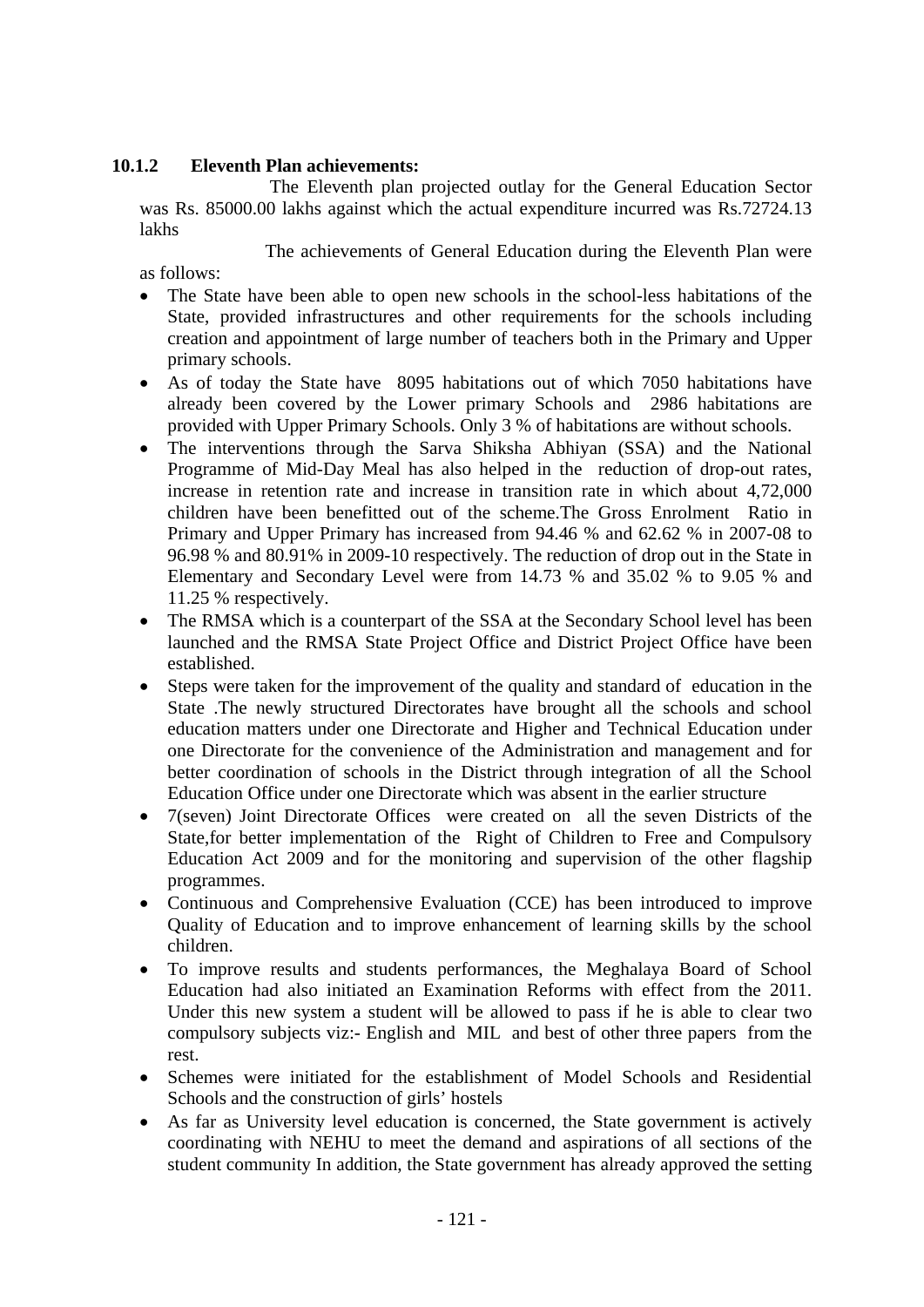### 10.1.2 Eleventh Plan achievements:

The Eleventh plan projected outlay for the General Education Sector was Rs. 85000.00 lakhs against which the actual expenditure incurred was Rs.72724.13 lakhs

The achievements of General Education during the Eleventh Plan were as follows:

- The State have been able to open new schools in the school-less habitations of the State, provided infrastructures and other requirements for the schools including creation and appointment of large number of teachers both in the Primary and Upper primary schools.
- As of today the State have 8095 habitations out of which 7050 habitations have already been covered by the Lower primary Schools and 2986 habitations are provided with Upper Primary Schools. Only 3 % of habitations are without schools.
- The interventions through the Sarva Shiksha Abhiyan (SSA) and the National Programme of Mid-Day Meal has also helped in the reduction of drop-out rates, increase in retention rate and increase in transition rate in which about 4,72,000 children have been benefitted out of the scheme.The Gross Enrolment Ratio in Primary and Upper Primary has increased from 94.46 % and 62.62 % in 2007-08 to 96.98 % and 80.91% in 2009-10 respectively. The reduction of drop out in the State in Elementary and Secondary Level were from 14.73 % and 35.02 % to 9.05 % and 11.25 % respectively.
- The RMSA which is a counterpart of the SSA at the Secondary School level has been launched and the RMSA State Project Office and District Project Office have been established.
- Steps were taken for the improvement of the quality and standard of education in the State .The newly structured Directorates have brought all the schools and school education matters under one Directorate and Higher and Technical Education under one Directorate for the convenience of the Administration and management and for better coordination of schools in the District through integration of all the School Education Office under one Directorate which was absent in the earlier structure
- 7(seven) Joint Directorate Offices were created on all the seven Districts of the State,for better implementation of the Right of Children to Free and Compulsory Education Act 2009 and for the monitoring and supervision of the other flagship programmes.
- Continuous and Comprehensive Evaluation (CCE) has been introduced to improve Quality of Education and to improve enhancement of learning skills by the school children.
- To improve results and students performances, the Meghalaya Board of School Education had also initiated an Examination Reforms with effect from the 2011. Under this new system a student will be allowed to pass if he is able to clear two compulsory subjects viz:- English and MIL and best of other three papers from the rest.
- Schemes were initiated for the establishment of Model Schools and Residential Schools and the construction of girls' hostels
- As far as University level education is concerned, the State government is actively coordinating with NEHU to meet the demand and aspirations of all sections of the student community In addition, the State government has already approved the setting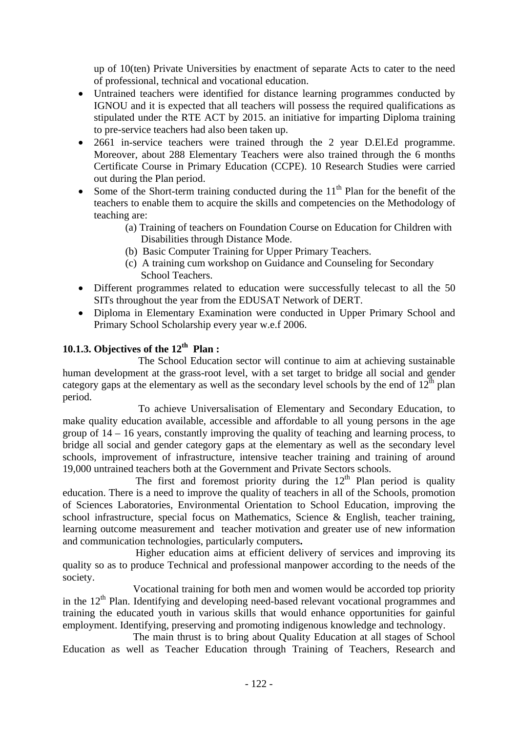up of 10(ten) Private Universities by enactment of separate Acts to cater to the need of professional, technical and vocational education.

- Untrained teachers were identified for distance learning programmes conducted by IGNOU and it is expected that all teachers will possess the required qualifications as stipulated under the RTE ACT by 2015. an initiative for imparting Diploma training to pre-service teachers had also been taken up.
- 2661 in-service teachers were trained through the 2 year D.El.Ed programme. Moreover, about 288 Elementary Teachers were also trained through the 6 months Certificate Course in Primary Education (CCPE). 10 Research Studies were carried out during the Plan period.
- Some of the Short-term training conducted during the 11th Plan for the benefit of the teachers to enable them to acquire the skills and competencies on the Methodology of teaching are:
  - (a) Training of teachers on Foundation Course on Education for Children with Disabilities through Distance Mode.
  - (b) Basic Computer Training for Upper Primary Teachers.
  - (c) A training cum workshop on Guidance and Counseling for Secondary School Teachers.
- Different programmes related to education were successfully telecast to all the 50 SITs throughout the year from the EDUSAT Network of DERT.
- Diploma in Elementary Examination were conducted in Upper Primary School and Primary School Scholarship every year w.e.f 2006.

### 10.1.3. Objectives of the 12th Plan :

The School Education sector will continue to aim at achieving sustainable human development at the grass-root level, with a set target to bridge all social and gender category gaps at the elementary as well as the secondary level schools by the end of 12th plan period.

To achieve Universalisation of Elementary and Secondary Education, to make quality education available, accessible and affordable to all young persons in the age group of 14 – 16 years, constantly improving the quality of teaching and learning process, to bridge all social and gender category gaps at the elementary as well as the secondary level schools, improvement of infrastructure, intensive teacher training and training of around 19,000 untrained teachers both at the Government and Private Sectors schools.

The first and foremost priority during the 12th Plan period is quality education. There is a need to improve the quality of teachers in all of the Schools, promotion of Sciences Laboratories, Environmental Orientation to School Education, improving the school infrastructure, special focus on Mathematics, Science & English, teacher training, learning outcome measurement and teacher motivation and greater use of new information and communication technologies, particularly computers**.**

Higher education aims at efficient delivery of services and improving its quality so as to produce Technical and professional manpower according to the needs of the society.

Vocational training for both men and women would be accorded top priority in the 12th Plan. Identifying and developing need-based relevant vocational programmes and training the educated youth in various skills that would enhance opportunities for gainful employment. Identifying, preserving and promoting indigenous knowledge and technology.

The main thrust is to bring about Quality Education at all stages of School Education as well as Teacher Education through Training of Teachers, Research and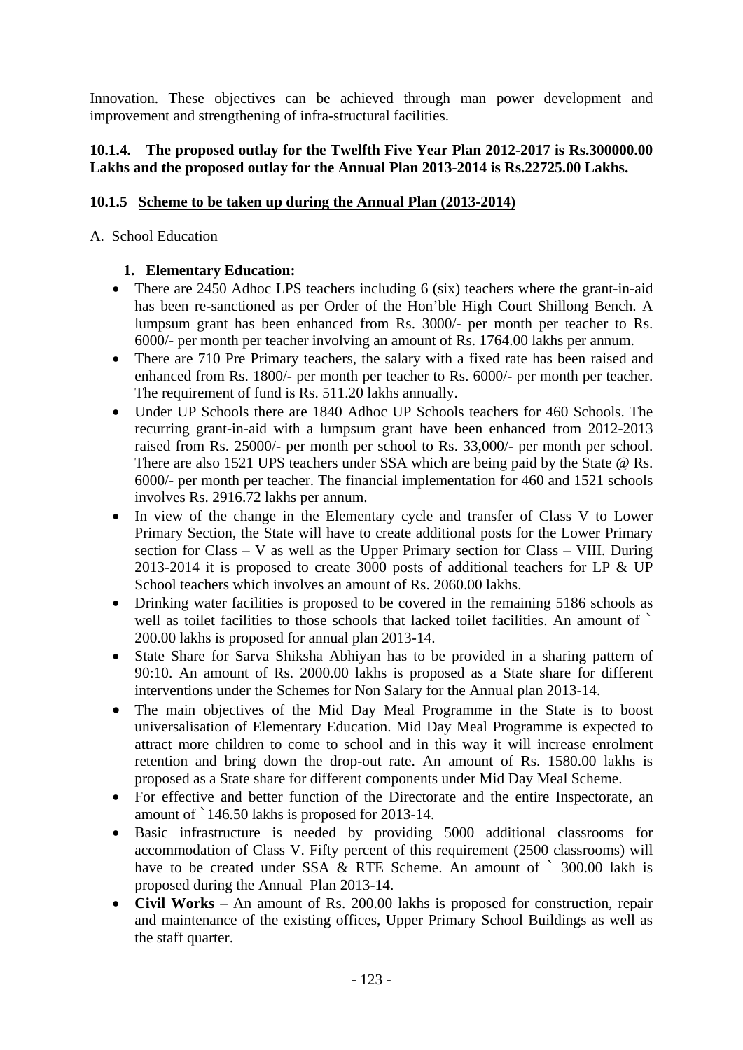Innovation. These objectives can be achieved through man power development and improvement and strengthening of infra-structural facilities.

**10.1.4. The proposed outlay for the Twelfth Five Year Plan 2012-2017 is Rs.300000.00 Lakhs and the proposed outlay for the Annual Plan 2013-2014 is Rs.22725.00 Lakhs.**

**10.1.5 Scheme to be taken up during the Annual Plan (2013-2014)**

A. School Education

1. **Elementary Education:**

- There are 2450 Adhoc LPS teachers including 6 (six) teachers where the grant-in-aid has been re-sanctioned as per Order of the Hon'ble High Court Shillong Bench. A lumpsum grant has been enhanced from Rs. 3000/- per month per teacher to Rs. 6000/- per month per teacher involving an amount of Rs. 1764.00 lakhs per annum.
- There are 710 Pre Primary teachers, the salary with a fixed rate has been raised and enhanced from Rs. 1800/- per month per teacher to Rs. 6000/- per month per teacher. The requirement of fund is Rs. 511.20 lakhs annually.
- Under UP Schools there are 1840 Adhoc UP Schools teachers for 460 Schools. The recurring grant-in-aid with a lumpsum grant have been enhanced from 2012-2013 raised from Rs. 25000/- per month per school to Rs. 33,000/- per month per school. There are also 1521 UPS teachers under SSA which are being paid by the State @ Rs. 6000/- per month per teacher. The financial implementation for 460 and 1521 schools involves Rs. 2916.72 lakhs per annum.
- In view of the change in the Elementary cycle and transfer of Class V to Lower Primary Section, the State will have to create additional posts for the Lower Primary section for Class – V as well as the Upper Primary section for Class – VIII. During 2013-2014 it is proposed to create 3000 posts of additional teachers for LP & UP School teachers which involves an amount of Rs. 2060.00 lakhs.
- Drinking water facilities is proposed to be covered in the remaining 5186 schools as well as toilet facilities to those schools that lacked toilet facilities. An amount of ` 200.00 lakhs is proposed for annual plan 2013-14.
- State Share for Sarva Shiksha Abhiyan has to be provided in a sharing pattern of 90:10. An amount of Rs. 2000.00 lakhs is proposed as a State share for different interventions under the Schemes for Non Salary for the Annual plan 2013-14.
- The main objectives of the Mid Day Meal Programme in the State is to boost universalisation of Elementary Education. Mid Day Meal Programme is expected to attract more children to come to school and in this way it will increase enrolment retention and bring down the drop-out rate. An amount of Rs. 1580.00 lakhs is proposed as a State share for different components under Mid Day Meal Scheme.
- For effective and better function of the Directorate and the entire Inspectorate, an amount of `146.50 lakhs is proposed for 2013-14.
- Basic infrastructure is needed by providing 5000 additional classrooms for accommodation of Class V. Fifty percent of this requirement (2500 classrooms) will have to be created under SSA & RTE Scheme. An amount of ` 300.00 lakh is proposed during the Annual Plan 2013-14.
- **Civil Works** – An amount of Rs. 200.00 lakhs is proposed for construction, repair and maintenance of the existing offices, Upper Primary School Buildings as well as the staff quarter.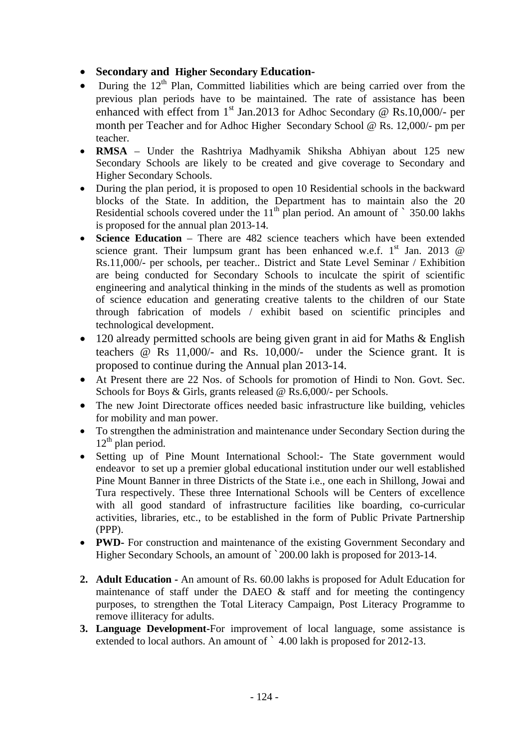- **Secondary and Higher Secondary Education-**
- During the 12th Plan, Committed liabilities which are being carried over from the previous plan periods have to be maintained. The rate of assistance has been enhanced with effect from 1st Jan.2013 for Adhoc Secondary @ Rs.10,000/- per month per Teacher and for Adhoc Higher Secondary School @ Rs. 12,000/- pm per teacher.
- **RMSA** – Under the Rashtriya Madhyamik Shiksha Abhiyan about 125 new Secondary Schools are likely to be created and give coverage to Secondary and Higher Secondary Schools.
- During the plan period, it is proposed to open 10 Residential schools in the backward blocks of the State. In addition, the Department has to maintain also the 20 Residential schools covered under the 11th plan period. An amount of ` 350.00 lakhs is proposed for the annual plan 2013-14.
- **Science Education** – There are 482 science teachers which have been extended science grant. Their lumpsum grant has been enhanced w.e.f. 1st Jan. 2013 @ Rs.11,000/- per schools, per teacher.. District and State Level Seminar / Exhibition are being conducted for Secondary Schools to inculcate the spirit of scientific engineering and analytical thinking in the minds of the students as well as promotion of science education and generating creative talents to the children of our State through fabrication of models / exhibit based on scientific principles and technological development.
- 120 already permitted schools are being given grant in aid for Maths & English teachers @ Rs 11,000/- and Rs. 10,000/- under the Science grant. It is proposed to continue during the Annual plan 2013-14.
- At Present there are 22 Nos. of Schools for promotion of Hindi to Non. Govt. Sec. Schools for Boys & Girls, grants released @ Rs.6,000/- per Schools.
- The new Joint Directorate offices needed basic infrastructure like building, vehicles for mobility and man power.
- To strengthen the administration and maintenance under Secondary Section during the 12th plan period.
- Setting up of Pine Mount International School:- The State government would endeavor to set up a premier global educational institution under our well established Pine Mount Banner in three Districts of the State i.e., one each in Shillong, Jowai and Tura respectively. These three International Schools will be Centers of excellence with all good standard of infrastructure facilities like boarding, co-curricular activities, libraries, etc., to be established in the form of Public Private Partnership (PPP).
- **PWD-** For construction and maintenance of the existing Government Secondary and Higher Secondary Schools, an amount of `200.00 lakh is proposed for 2013-14.

2. **Adult Education -** An amount of Rs. 60.00 lakhs is proposed for Adult Education for maintenance of staff under the DAEO & staff and for meeting the contingency purposes, to strengthen the Total Literacy Campaign, Post Literacy Programme to remove illiteracy for adults.
3. **Language Development**-For improvement of local language, some assistance is extended to local authors. An amount of ` 4.00 lakh is proposed for 2012-13.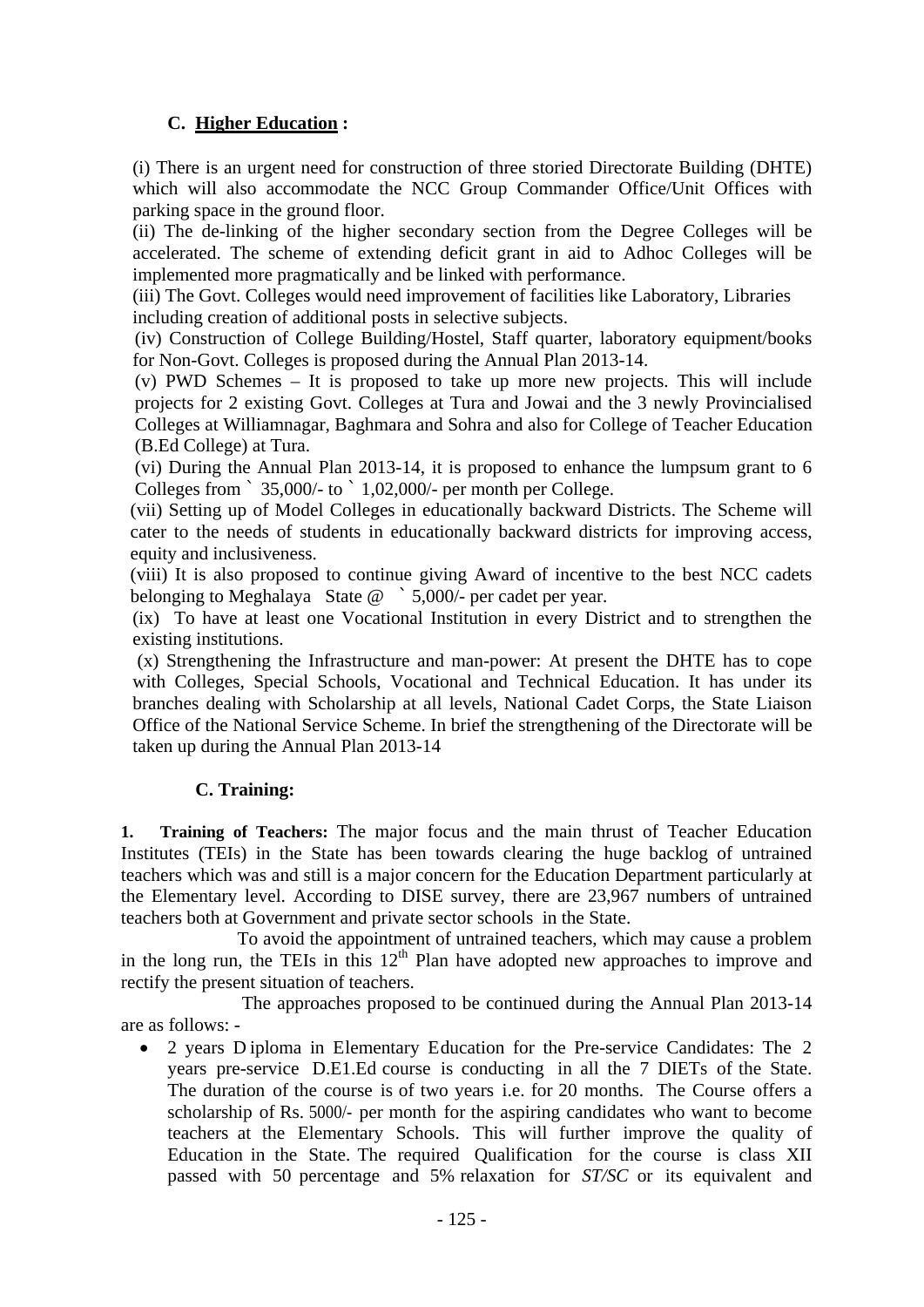### C. **Higher Education** :

(i) There is an urgent need for construction of three storied Directorate Building (DHTE) which will also accommodate the NCC Group Commander Office/Unit Offices with parking space in the ground floor.

(ii) The de-linking of the higher secondary section from the Degree Colleges will be accelerated. The scheme of extending deficit grant in aid to Adhoc Colleges will be implemented more pragmatically and be linked with performance.

(iii) The Govt. Colleges would need improvement of facilities like Laboratory, Libraries including creation of additional posts in selective subjects.

(iv) Construction of College Building/Hostel, Staff quarter, laboratory equipment/books for Non-Govt. Colleges is proposed during the Annual Plan 2013-14.

(v) PWD Schemes – It is proposed to take up more new projects. This will include projects for 2 existing Govt. Colleges at Tura and Jowai and the 3 newly Provincialised Colleges at Williamnagar, Baghmara and Sohra and also for College of Teacher Education (B.Ed College) at Tura.

(vi) During the Annual Plan 2013-14, it is proposed to enhance the lumpsum grant to 6 Colleges from ` 35,000/- to ` 1,02,000/- per month per College.

(vii) Setting up of Model Colleges in educationally backward Districts. The Scheme will cater to the needs of students in educationally backward districts for improving access, equity and inclusiveness.

(viii) It is also proposed to continue giving Award of incentive to the best NCC cadets belonging to Meghalaya State @ ` 5,000/- per cadet per year.

(ix) To have at least one Vocational Institution in every District and to strengthen the existing institutions.

(x) Strengthening the Infrastructure and man-power: At present the DHTE has to cope with Colleges, Special Schools, Vocational and Technical Education. It has under its branches dealing with Scholarship at all levels, National Cadet Corps, the State Liaison Office of the National Service Scheme. In brief the strengthening of the Directorate will be taken up during the Annual Plan 2013-14

### C. Training:

**1. Training of Teachers:** The major focus and the main thrust of Teacher Education Institutes (TEIs) in the State has been towards clearing the huge backlog of untrained teachers which was and still is a major concern for the Education Department particularly at the Elementary level. According to DISE survey, there are 23,967 numbers of untrained teachers both at Government and private sector schools in the State.

To avoid the appointment of untrained teachers, which may cause a problem in the long run, the TEIs in this 12th Plan have adopted new approaches to improve and rectify the present situation of teachers.

The approaches proposed to be continued during the Annual Plan 2013-14 are as follows: -

- 2 years Diploma in Elementary Education for the Pre-service Candidates: The 2 years pre-service D.E1.Ed course is conducting in all the 7 DIETs of the State. The duration of the course is of two years i.e. for 20 months. The Course offers a scholarship of Rs. 5000/- per month for the aspiring candidates who want to become teachers at the Elementary Schools. This will further improve the quality of Education in the State. The required Qualification for the course is class XII passed with 50 percentage and 5% relaxation for *ST/SC* or its equivalent and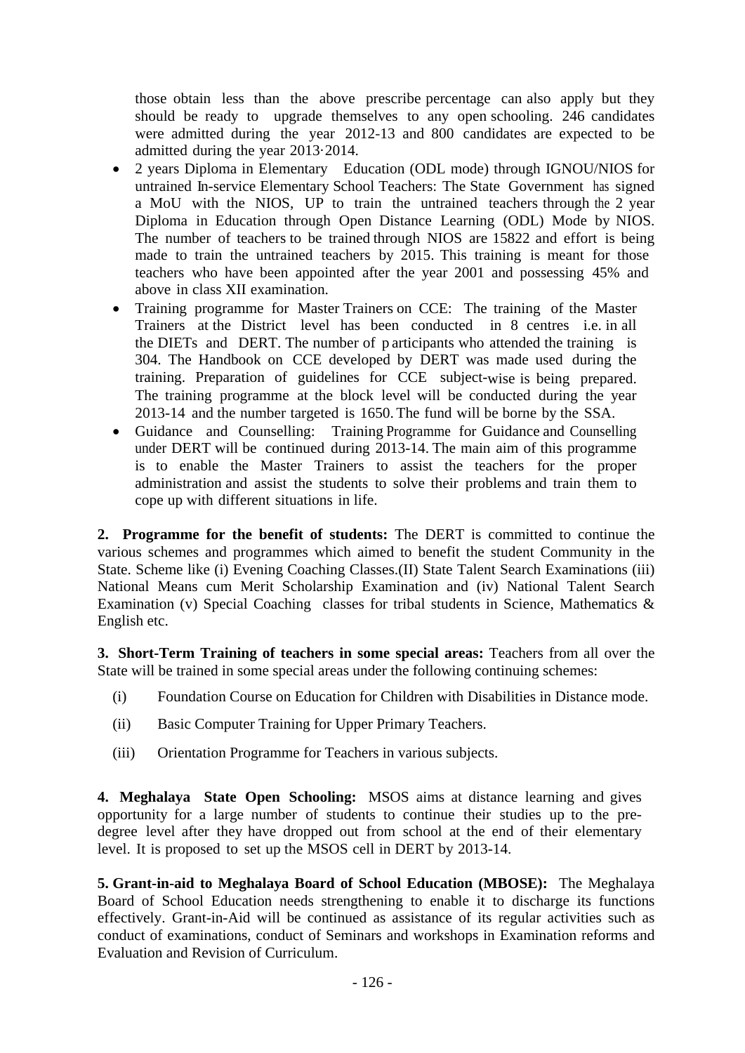those obtain less than the above prescribe percentage can also apply but they should be ready to upgrade themselves to any open schooling. 246 candidates were admitted during the year 2012-13 and 800 candidates are expected to be admitted during the year 2013·2014.

- 2 years Diploma in Elementary Education (ODL mode) through IGNOU/NIOS for untrained In-service Elementary School Teachers: The State Government has signed a MoU with the NIOS, UP to train the untrained teachers through the 2 year Diploma in Education through Open Distance Learning (ODL) Mode by NIOS. The number of teachers to be trained through NIOS are 15822 and effort is being made to train the untrained teachers by 2015. This training is meant for those teachers who have been appointed after the year 2001 and possessing 45% and above in class XII examination.
- Training programme for Master Trainers on CCE: The training of the Master Trainers at the District level has been conducted in 8 centres i.e. in all the DIETs and DERT. The number of p articipants who attended the training is 304. The Handbook on CCE developed by DERT was made used during the training. Preparation of guidelines for CCE subject-wise is being prepared. The training programme at the block level will be conducted during the year 2013-14 and the number targeted is 1650. The fund will be borne by the SSA.
- Guidance and Counselling: Training Programme for Guidance and Counselling under DERT will be continued during 2013-14. The main aim of this programme is to enable the Master Trainers to assist the teachers for the proper administration and assist the students to solve their problems and train them to cope up with different situations in life.

**2. Programme for the benefit of students:** The DERT is committed to continue the various schemes and programmes which aimed to benefit the student Community in the State. Scheme like (i) Evening Coaching Classes.(II) State Talent Search Examinations (iii) National Means cum Merit Scholarship Examination and (iv) National Talent Search Examination (v) Special Coaching classes for tribal students in Science, Mathematics & English etc.

**3. Short-Term Training of teachers in some special areas:** Teachers from all over the State will be trained in some special areas under the following continuing schemes:

(i) Foundation Course on Education for Children with Disabilities in Distance mode.

(ii) Basic Computer Training for Upper Primary Teachers.

(iii) Orientation Programme for Teachers in various subjects.

**4. Meghalaya State Open Schooling:** MSOS aims at distance learning and gives opportunity for a large number of students to continue their studies up to the pre-degree level after they have dropped out from school at the end of their elementary level. It is proposed to set up the MSOS cell in DERT by 2013-14.

**5. Grant-in-aid to Meghalaya Board of School Education (MBOSE):** The Meghalaya Board of School Education needs strengthening to enable it to discharge its functions effectively. Grant-in-Aid will be continued as assistance of its regular activities such as conduct of examinations, conduct of Seminars and workshops in Examination reforms and Evaluation and Revision of Curriculum.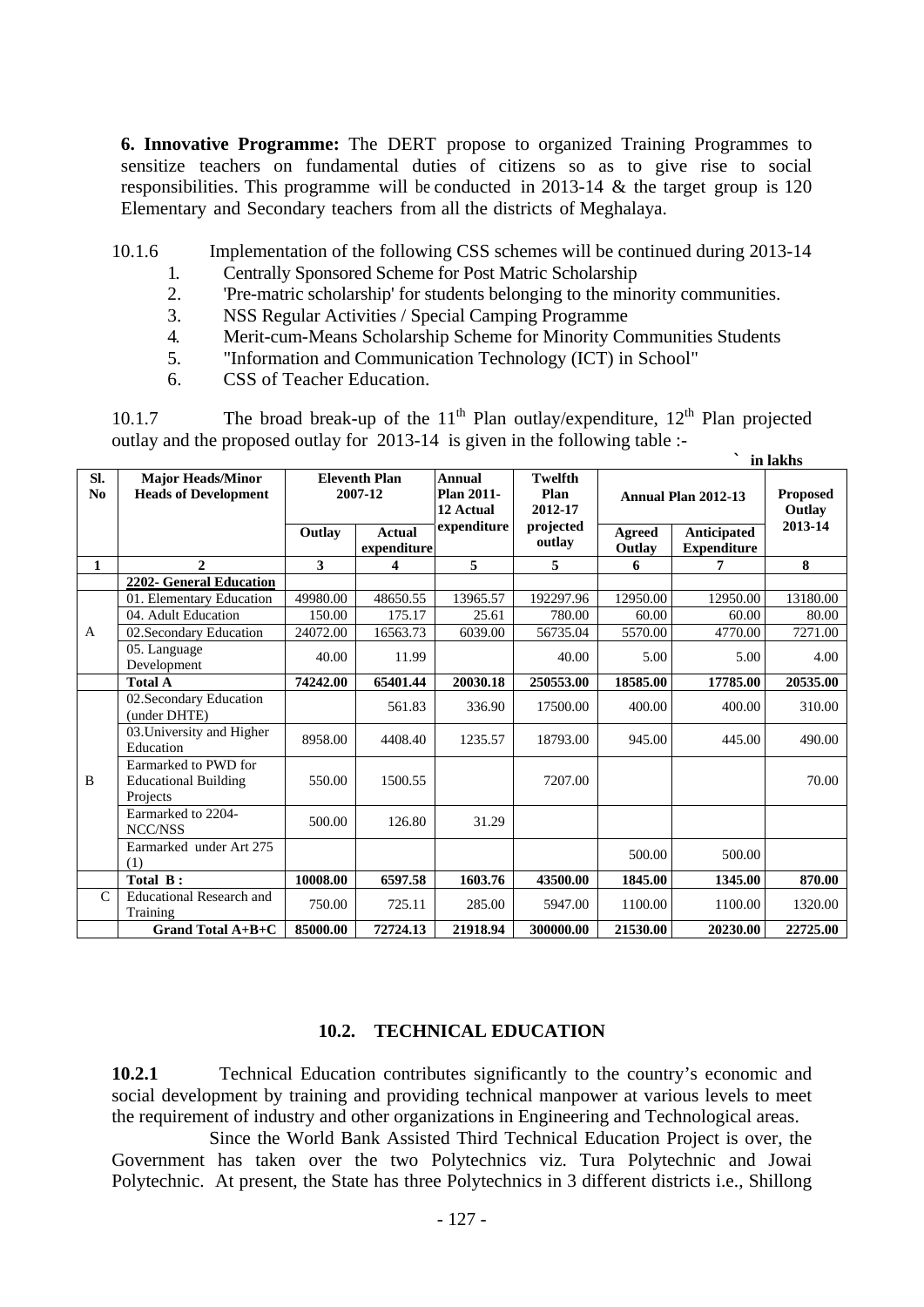**6. Innovative Programme:** The DERT propose to organized Training Programmes to sensitize teachers on fundamental duties of citizens so as to give rise to social responsibilities. This programme will be conducted in 2013-14 & the target group is 120 Elementary and Secondary teachers from all the districts of Meghalaya.

10.1.6 Implementation of the following CSS schemes will be continued during 2013-14

1. Centrally Sponsored Scheme for Post Matric Scholarship
2. 'Pre-matric scholarship' for students belonging to the minority communities.
3. NSS Regular Activities / Special Camping Programme
4. Merit-cum-Means Scholarship Scheme for Minority Communities Students
5. "Information and Communication Technology (ICT) in School"
6. CSS of Teacher Education.

10.1.7 The broad break-up of the 11th Plan outlay/expenditure, 12th Plan projected outlay and the proposed outlay for 2013-14 is given in the following table :-

` in lakhs

| Sl. No | Major Heads/Minor Heads of Development | Eleventh Plan 2007-12 | | Annual Plan 2011-12 Actual expenditure | Twelfth Plan 2012-17 projected outlay | Annual Plan 2012-13 | | Proposed Outlay 2013-14 |
|---|---|---|---|---|---|---|---|---|
| | | Outlay | Actual expenditure | | | Agreed Outlay | Anticipated Expenditure | |
| 1 | 2 | 3 | 4 | 5 | 5 | 6 | 7 | 8 |
| | **2202- General Education** | | | | | | | |
| A | 01. Elementary Education | 49980.00 | 48650.55 | 13965.57 | 192297.96 | 12950.00 | 12950.00 | 13180.00 |
| | 04. Adult Education | 150.00 | 175.17 | 25.61 | 780.00 | 60.00 | 60.00 | 80.00 |
| | 02.Secondary Education | 24072.00 | 16563.73 | 6039.00 | 56735.04 | 5570.00 | 4770.00 | 7271.00 |
| | 05. Language Development | 40.00 | 11.99 | | 40.00 | 5.00 | 5.00 | 4.00 |
| | **Total A** | **74242.00** | **65401.44** | **20030.18** | **250553.00** | **18585.00** | **17785.00** | **20535.00** |
| B | 02.Secondary Education (under DHTE) | | 561.83 | 336.90 | 17500.00 | 400.00 | 400.00 | 310.00 |
| | 03.University and Higher Education | 8958.00 | 4408.40 | 1235.57 | 18793.00 | 945.00 | 445.00 | 490.00 |
| | Earmarked to PWD for Educational Building Projects | 550.00 | 1500.55 | | 7207.00 | | | 70.00 |
| | Earmarked to 2204-NCC/NSS | 500.00 | 126.80 | 31.29 | | | | |
| | Earmarked under Art 275 (1) | | | | | 500.00 | 500.00 | |
| | **Total B :** | **10008.00** | **6597.58** | **1603.76** | **43500.00** | **1845.00** | **1345.00** | **870.00** |
| C | Educational Research and Training | 750.00 | 725.11 | 285.00 | 5947.00 | 1100.00 | 1100.00 | 1320.00 |
| | **Grand Total A+B+C** | **85000.00** | **72724.13** | **21918.94** | **300000.00** | **21530.00** | **20230.00** | **22725.00** |

## 10.2. TECHNICAL EDUCATION

**10.2.1** Technical Education contributes significantly to the country's economic and social development by training and providing technical manpower at various levels to meet the requirement of industry and other organizations in Engineering and Technological areas.

Since the World Bank Assisted Third Technical Education Project is over, the Government has taken over the two Polytechnics viz. Tura Polytechnic and Jowai Polytechnic. At present, the State has three Polytechnics in 3 different districts i.e., Shillong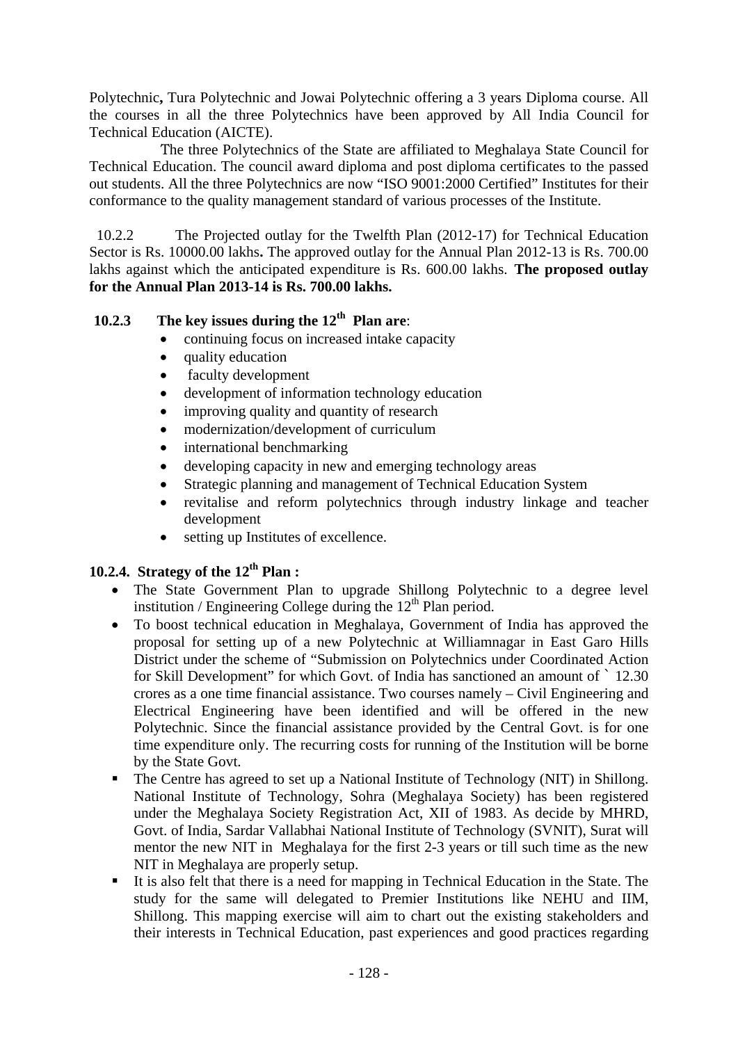Polytechnic**,** Tura Polytechnic and Jowai Polytechnic offering a 3 years Diploma course. All the courses in all the three Polytechnics have been approved by All India Council for Technical Education (AICTE).

The three Polytechnics of the State are affiliated to Meghalaya State Council for Technical Education. The council award diploma and post diploma certificates to the passed out students. All the three Polytechnics are now "ISO 9001:2000 Certified" Institutes for their conformance to the quality management standard of various processes of the Institute.

10.2.2 The Projected outlay for the Twelfth Plan (2012-17) for Technical Education Sector is Rs. 10000.00 lakhs**.** The approved outlay for the Annual Plan 2012-13 is Rs. 700.00 lakhs against which the anticipated expenditure is Rs. 600.00 lakhs. **The proposed outlay for the Annual Plan 2013-14 is Rs. 700.00 lakhs.**

**10.2.3 The key issues during the 12th Plan are**:

- continuing focus on increased intake capacity
- quality education
- faculty development
- development of information technology education
- improving quality and quantity of research
- modernization/development of curriculum
- international benchmarking
- developing capacity in new and emerging technology areas
- Strategic planning and management of Technical Education System
- revitalise and reform polytechnics through industry linkage and teacher development
- setting up Institutes of excellence.

**10.2.4. Strategy of the 12th Plan :**

- The State Government Plan to upgrade Shillong Polytechnic to a degree level institution / Engineering College during the 12th Plan period.
- To boost technical education in Meghalaya, Government of India has approved the proposal for setting up of a new Polytechnic at Williamnagar in East Garo Hills District under the scheme of "Submission on Polytechnics under Coordinated Action for Skill Development" for which Govt. of India has sanctioned an amount of ` 12.30 crores as a one time financial assistance. Two courses namely – Civil Engineering and Electrical Engineering have been identified and will be offered in the new Polytechnic. Since the financial assistance provided by the Central Govt. is for one time expenditure only. The recurring costs for running of the Institution will be borne by the State Govt.
- The Centre has agreed to set up a National Institute of Technology (NIT) in Shillong. National Institute of Technology, Sohra (Meghalaya Society) has been registered under the Meghalaya Society Registration Act, XII of 1983. As decide by MHRD, Govt. of India, Sardar Vallabhai National Institute of Technology (SVNIT), Surat will mentor the new NIT in Meghalaya for the first 2-3 years or till such time as the new NIT in Meghalaya are properly setup.
- It is also felt that there is a need for mapping in Technical Education in the State. The study for the same will delegated to Premier Institutions like NEHU and IIM, Shillong. This mapping exercise will aim to chart out the existing stakeholders and their interests in Technical Education, past experiences and good practices regarding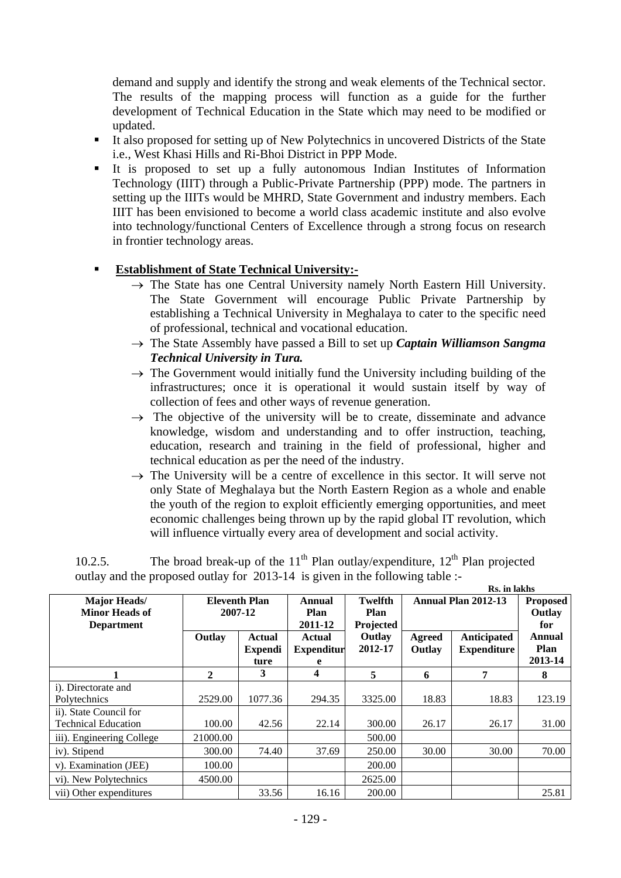demand and supply and identify the strong and weak elements of the Technical sector. The results of the mapping process will function as a guide for the further development of Technical Education in the State which may need to be modified or updated.

- It also proposed for setting up of New Polytechnics in uncovered Districts of the State i.e., West Khasi Hills and Ri-Bhoi District in PPP Mode.
- It is proposed to set up a fully autonomous Indian Institutes of Information Technology (IIIT) through a Public-Private Partnership (PPP) mode. The partners in setting up the IIITs would be MHRD, State Government and industry members. Each IIIT has been envisioned to become a world class academic institute and also evolve into technology/functional Centers of Excellence through a strong focus on research in frontier technology areas.

- **Establishment of State Technical University:-**
  - → The State has one Central University namely North Eastern Hill University. The State Government will encourage Public Private Partnership by establishing a Technical University in Meghalaya to cater to the specific need of professional, technical and vocational education.
  - → The State Assembly have passed a Bill to set up ***Captain Williamson Sangma Technical University in Tura.***
  - → The Government would initially fund the University including building of the infrastructures; once it is operational it would sustain itself by way of collection of fees and other ways of revenue generation.
  - → The objective of the university will be to create, disseminate and advance knowledge, wisdom and understanding and to offer instruction, teaching, education, research and training in the field of professional, higher and technical education as per the need of the industry.
  - → The University will be a centre of excellence in this sector. It will serve not only State of Meghalaya but the North Eastern Region as a whole and enable the youth of the region to exploit efficiently emerging opportunities, and meet economic challenges being thrown up by the rapid global IT revolution, which will influence virtually every area of development and social activity.

10.2.5. The broad break-up of the 11th Plan outlay/expenditure, 12th Plan projected outlay and the proposed outlay for 2013-14 is given in the following table :-

**Rs. in lakhs**

| Major Heads/ Minor Heads of Department | Eleventh Plan 2007-12 | | Annual Plan 2011-12 | Twelfth Plan Projected | Annual Plan 2012-13 | | Proposed Outlay for Annual Plan 2013-14 |
|---|---|---|---|---|---|---|---|
| | Outlay | Actual Expenditure | Actual Expenditure | Outlay 2012-17 | Agreed Outlay | Anticipated Expenditure | |
| 1 | 2 | 3 | 4 | 5 | 6 | 7 | 8 |
| i). Directorate and Polytechnics | 2529.00 | 1077.36 | 294.35 | 3325.00 | 18.83 | 18.83 | 123.19 |
| ii). State Council for Technical Education | 100.00 | 42.56 | 22.14 | 300.00 | 26.17 | 26.17 | 31.00 |
| iii). Engineering College | 21000.00 | | | 500.00 | | | |
| iv). Stipend | 300.00 | 74.40 | 37.69 | 250.00 | 30.00 | 30.00 | 70.00 |
| v). Examination (JEE) | 100.00 | | | 200.00 | | | |
| vi). New Polytechnics | 4500.00 | | | 2625.00 | | | |
| vii) Other expenditures | | 33.56 | 16.16 | 200.00 | | | 25.81 |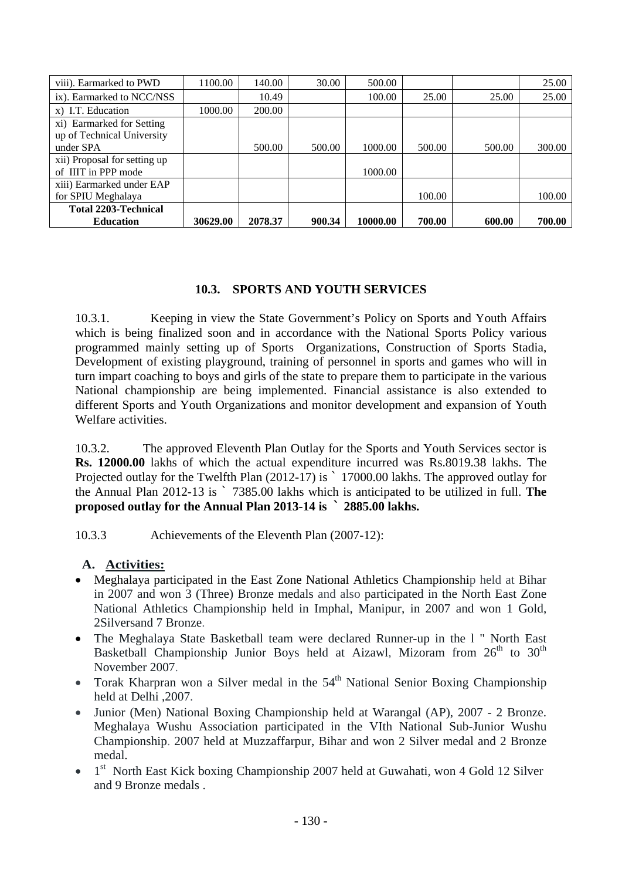| viii). Earmarked to PWD | 1100.00 | 140.00 | 30.00 | 500.00 | | | 25.00 |
|---|---|---|---|---|---|---|---|
| ix). Earmarked to NCC/NSS | | 10.49 | | 100.00 | 25.00 | 25.00 | 25.00 |
| x) I.T. Education | 1000.00 | 200.00 | | | | | |
| xi) Earmarked for Setting up of Technical University under SPA | | 500.00 | 500.00 | 1000.00 | 500.00 | 500.00 | 300.00 |
| xii) Proposal for setting up of IIIT in PPP mode | | | | 1000.00 | | | |
| xiii) Earmarked under EAP for SPIU Meghalaya | | | | | 100.00 | | 100.00 |
| **Total 2203-Technical Education** | **30629.00** | **2078.37** | **900.34** | **10000.00** | **700.00** | **600.00** | **700.00** |

## 10.3. SPORTS AND YOUTH SERVICES

10.3.1. Keeping in view the State Government's Policy on Sports and Youth Affairs which is being finalized soon and in accordance with the National Sports Policy various programmed mainly setting up of Sports Organizations, Construction of Sports Stadia, Development of existing playground, training of personnel in sports and games who will in turn impart coaching to boys and girls of the state to prepare them to participate in the various National championship are being implemented. Financial assistance is also extended to different Sports and Youth Organizations and monitor development and expansion of Youth Welfare activities.

10.3.2. The approved Eleventh Plan Outlay for the Sports and Youth Services sector is **Rs. 12000.00** lakhs of which the actual expenditure incurred was Rs.8019.38 lakhs. The Projected outlay for the Twelfth Plan (2012-17) is ` 17000.00 lakhs. The approved outlay for the Annual Plan 2012-13 is ` 7385.00 lakhs which is anticipated to be utilized in full. **The proposed outlay for the Annual Plan 2013-14 is ` 2885.00 lakhs.**

10.3.3 Achievements of the Eleventh Plan (2007-12):

**A. Activities:**

- Meghalaya participated in the East Zone National Athletics Championship held at Bihar in 2007 and won 3 (Three) Bronze medals and also participated in the North East Zone National Athletics Championship held in Imphal, Manipur, in 2007 and won 1 Gold, 2Silversand 7 Bronze.
- The Meghalaya State Basketball team were declared Runner-up in the l " North East Basketball Championship Junior Boys held at Aizawl, Mizoram from 26th to 30th November 2007.
- Torak Kharpran won a Silver medal in the 54th National Senior Boxing Championship held at Delhi ,2007.
- Junior (Men) National Boxing Championship held at Warangal (AP), 2007 - 2 Bronze. Meghalaya Wushu Association participated in the VIth National Sub-Junior Wushu Championship. 2007 held at Muzzaffarpur, Bihar and won 2 Silver medal and 2 Bronze medal.
- 1st North East Kick boxing Championship 2007 held at Guwahati, won 4 Gold 12 Silver and 9 Bronze medals .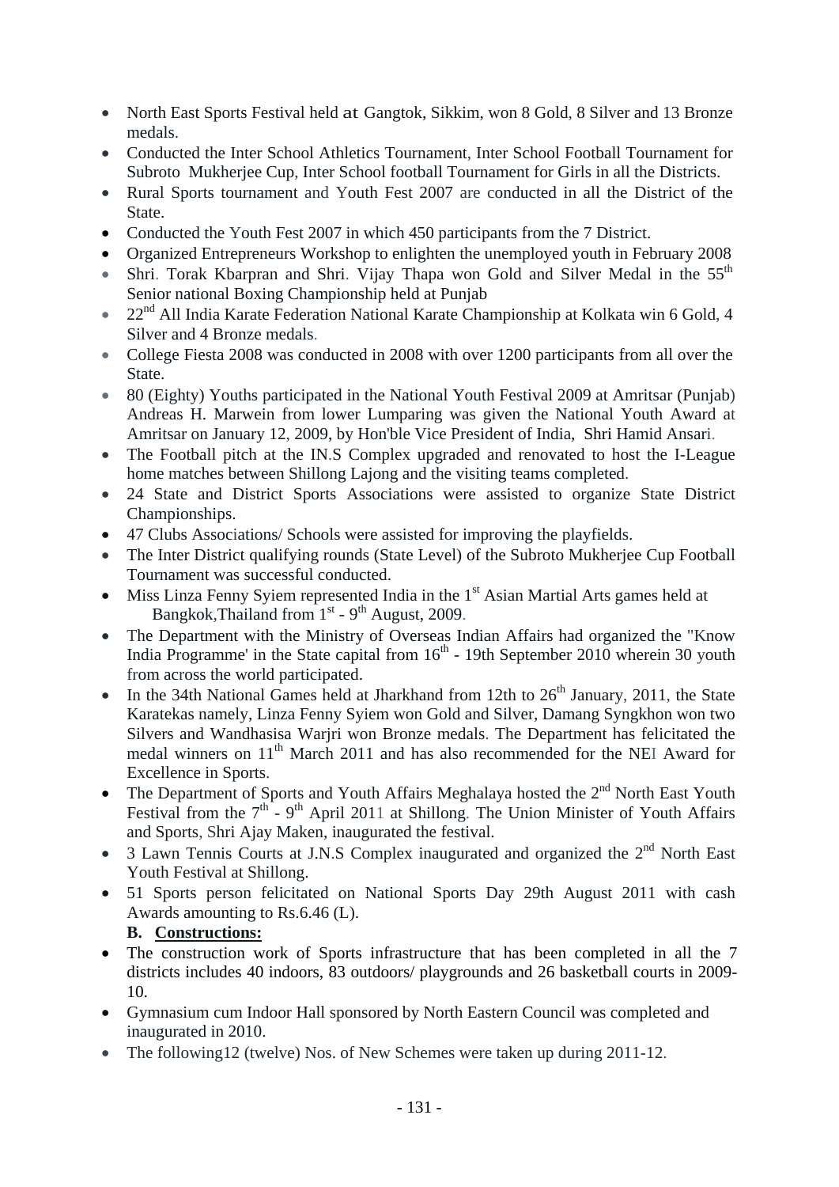- North East Sports Festival held at Gangtok, Sikkim, won 8 Gold, 8 Silver and 13 Bronze medals.
- Conducted the Inter School Athletics Tournament, Inter School Football Tournament for Subroto Mukherjee Cup, Inter School football Tournament for Girls in all the Districts.
- Rural Sports tournament and Youth Fest 2007 are conducted in all the District of the State.
- Conducted the Youth Fest 2007 in which 450 participants from the 7 District.
- Organized Entrepreneurs Workshop to enlighten the unemployed youth in February 2008
- Shri. Torak Kbarpran and Shri. Vijay Thapa won Gold and Silver Medal in the 55th Senior national Boxing Championship held at Punjab
- 22nd All India Karate Federation National Karate Championship at Kolkata win 6 Gold, 4 Silver and 4 Bronze medals.
- College Fiesta 2008 was conducted in 2008 with over 1200 participants from all over the State.
- 80 (Eighty) Youths participated in the National Youth Festival 2009 at Amritsar (Punjab) Andreas H. Marwein from lower Lumparing was given the National Youth Award at Amritsar on January 12, 2009, by Hon'ble Vice President of India, Shri Hamid Ansari.
- The Football pitch at the IN.S Complex upgraded and renovated to host the I-League home matches between Shillong Lajong and the visiting teams completed.
- 24 State and District Sports Associations were assisted to organize State District Championships.
- 47 Clubs Associations/ Schools were assisted for improving the playfields.
- The Inter District qualifying rounds (State Level) of the Subroto Mukherjee Cup Football Tournament was successful conducted.
- Miss Linza Fenny Syiem represented India in the 1st Asian Martial Arts games held at Bangkok,Thailand from 1st - 9th August, 2009.
- The Department with the Ministry of Overseas Indian Affairs had organized the "Know India Programme' in the State capital from 16th - 19th September 2010 wherein 30 youth from across the world participated.
- In the 34th National Games held at Jharkhand from 12th to 26th January, 2011, the State Karatekas namely, Linza Fenny Syiem won Gold and Silver, Damang Syngkhon won two Silvers and Wandhasisa Warjri won Bronze medals. The Department has felicitated the medal winners on 11th March 2011 and has also recommended for the NEI Award for Excellence in Sports.
- The Department of Sports and Youth Affairs Meghalaya hosted the 2nd North East Youth Festival from the 7th - 9th April 2011 at Shillong. The Union Minister of Youth Affairs and Sports, Shri Ajay Maken, inaugurated the festival.
- 3 Lawn Tennis Courts at J.N.S Complex inaugurated and organized the 2nd North East Youth Festival at Shillong.
- 51 Sports person felicitated on National Sports Day 29th August 2011 with cash Awards amounting to Rs.6.46 (L).

**B. Constructions:**

- The construction work of Sports infrastructure that has been completed in all the 7 districts includes 40 indoors, 83 outdoors/ playgrounds and 26 basketball courts in 2009-10.
- Gymnasium cum Indoor Hall sponsored by North Eastern Council was completed and inaugurated in 2010.
- The following12 (twelve) Nos. of New Schemes were taken up during 2011-12.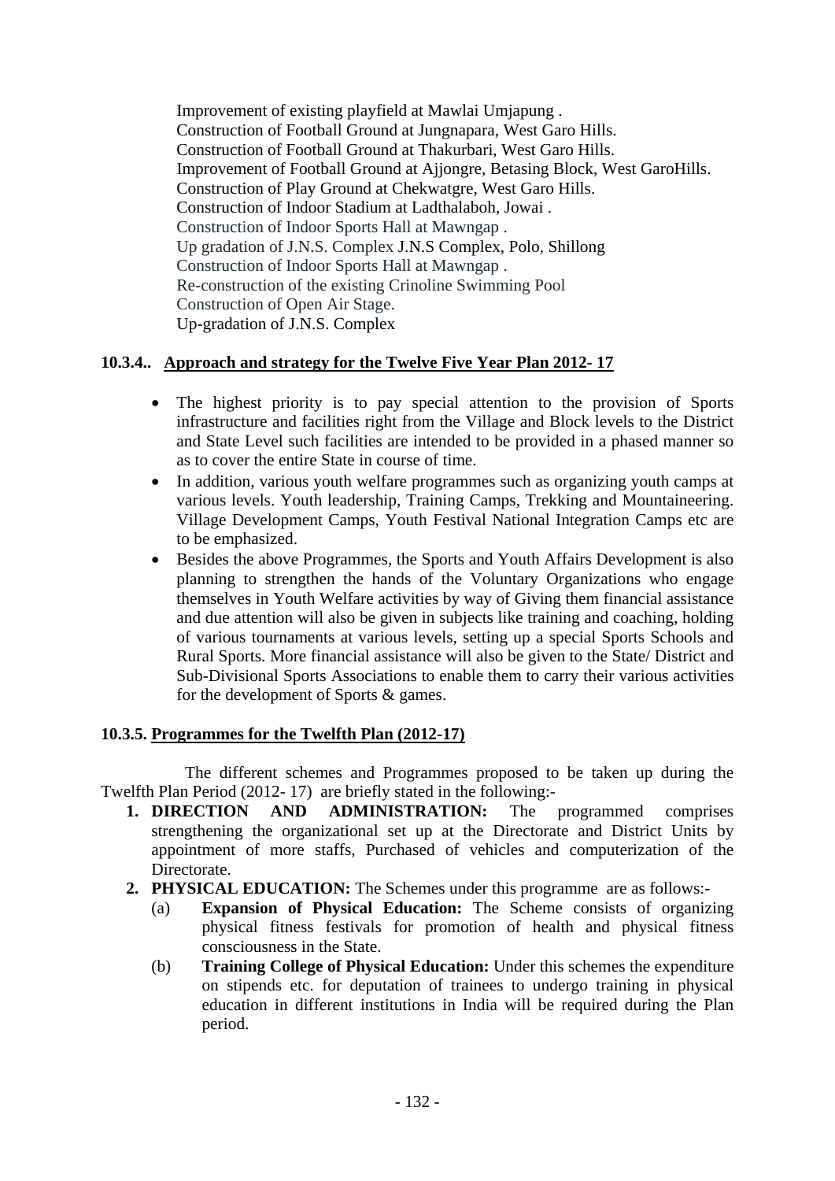Improvement of existing playfield at Mawlai Umjapung .
Construction of Football Ground at Jungnapara, West Garo Hills.
Construction of Football Ground at Thakurbari, West Garo Hills.
Improvement of Football Ground at Ajjongre, Betasing Block, West GaroHills.
Construction of Play Ground at Chekwatgre, West Garo Hills.
Construction of Indoor Stadium at Ladthalaboh, Jowai .
Construction of Indoor Sports Hall at Mawngap .
Up gradation of J.N.S. Complex J.N.S Complex, Polo, Shillong
Construction of Indoor Sports Hall at Mawngap .
Re-construction of the existing Crinoline Swimming Pool
Construction of Open Air Stage.
Up-gradation of J.N.S. Complex

### 10.3.4.. Approach and strategy for the Twelve Five Year Plan 2012- 17

- The highest priority is to pay special attention to the provision of Sports infrastructure and facilities right from the Village and Block levels to the District and State Level such facilities are intended to be provided in a phased manner so as to cover the entire State in course of time.
- In addition, various youth welfare programmes such as organizing youth camps at various levels. Youth leadership, Training Camps, Trekking and Mountaineering. Village Development Camps, Youth Festival National Integration Camps etc are to be emphasized.
- Besides the above Programmes, the Sports and Youth Affairs Development is also planning to strengthen the hands of the Voluntary Organizations who engage themselves in Youth Welfare activities by way of Giving them financial assistance and due attention will also be given in subjects like training and coaching, holding of various tournaments at various levels, setting up a special Sports Schools and Rural Sports. More financial assistance will also be given to the State/ District and Sub-Divisional Sports Associations to enable them to carry their various activities for the development of Sports & games.

### 10.3.5. Programmes for the Twelfth Plan (2012-17)

The different schemes and Programmes proposed to be taken up during the Twelfth Plan Period (2012- 17) are briefly stated in the following:-

1. **DIRECTION AND ADMINISTRATION:** The programmed comprises strengthening the organizational set up at the Directorate and District Units by appointment of more staffs, Purchased of vehicles and computerization of the Directorate.
2. **PHYSICAL EDUCATION:** The Schemes under this programme are as follows:-
   - (a) **Expansion of Physical Education:** The Scheme consists of organizing physical fitness festivals for promotion of health and physical fitness consciousness in the State.
   - (b) **Training College of Physical Education:** Under this schemes the expenditure on stipends etc. for deputation of trainees to undergo training in physical education in different institutions in India will be required during the Plan period.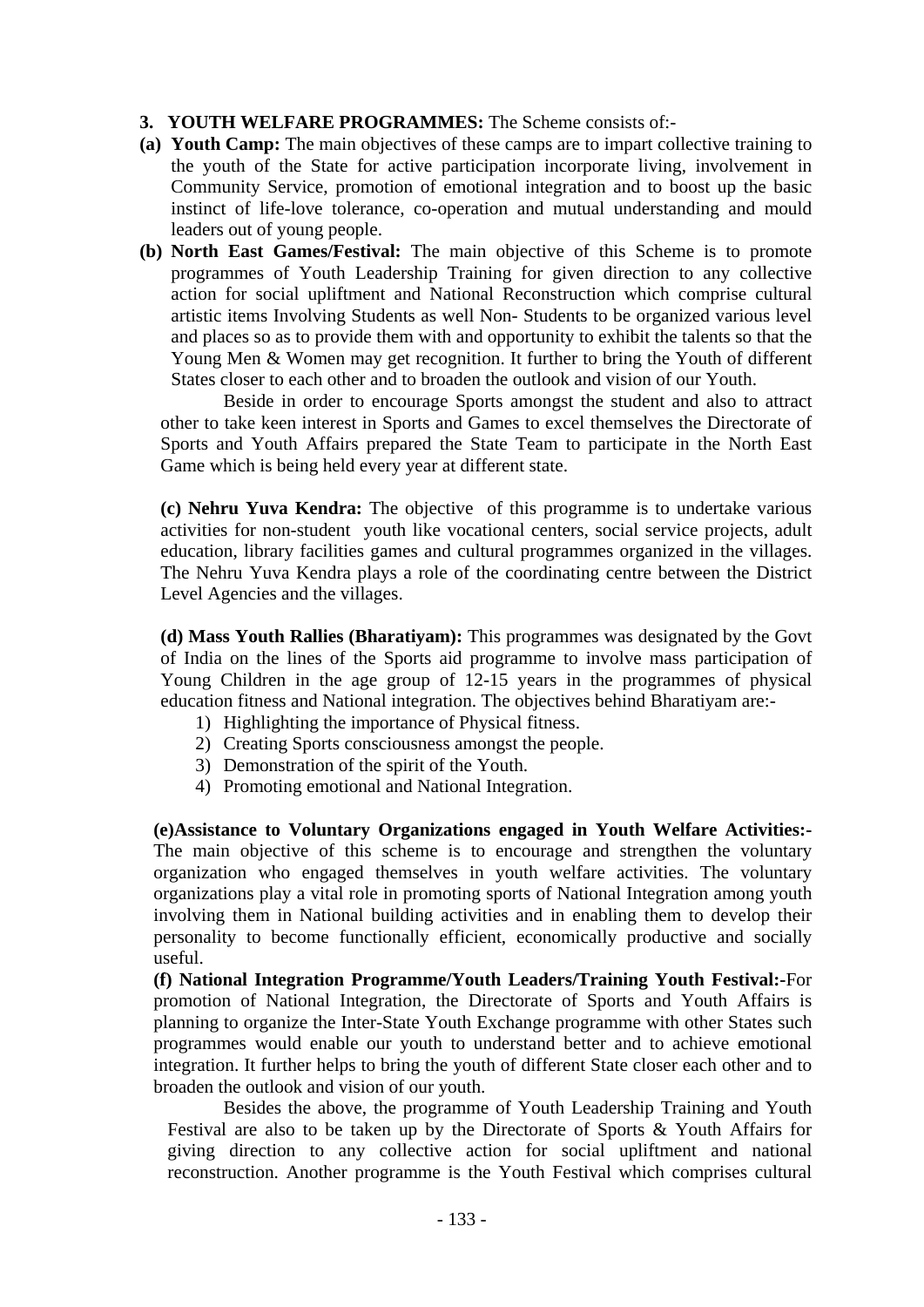**3. YOUTH WELFARE PROGRAMMES:** The Scheme consists of:-

**(a) Youth Camp:** The main objectives of these camps are to impart collective training to the youth of the State for active participation incorporate living, involvement in Community Service, promotion of emotional integration and to boost up the basic instinct of life-love tolerance, co-operation and mutual understanding and mould leaders out of young people.

**(b) North East Games/Festival:** The main objective of this Scheme is to promote programmes of Youth Leadership Training for given direction to any collective action for social upliftment and National Reconstruction which comprise cultural artistic items Involving Students as well Non- Students to be organized various level and places so as to provide them with and opportunity to exhibit the talents so that the Young Men & Women may get recognition. It further to bring the Youth of different States closer to each other and to broaden the outlook and vision of our Youth.

Beside in order to encourage Sports amongst the student and also to attract other to take keen interest in Sports and Games to excel themselves the Directorate of Sports and Youth Affairs prepared the State Team to participate in the North East Game which is being held every year at different state.

**(c) Nehru Yuva Kendra:** The objective of this programme is to undertake various activities for non-student youth like vocational centers, social service projects, adult education, library facilities games and cultural programmes organized in the villages. The Nehru Yuva Kendra plays a role of the coordinating centre between the District Level Agencies and the villages.

**(d) Mass Youth Rallies (Bharatiyam):** This programmes was designated by the Govt of India on the lines of the Sports aid programme to involve mass participation of Young Children in the age group of 12-15 years in the programmes of physical education fitness and National integration. The objectives behind Bharatiyam are:-

1) Highlighting the importance of Physical fitness.
2) Creating Sports consciousness amongst the people.
3) Demonstration of the spirit of the Youth.
4) Promoting emotional and National Integration.

**(e)Assistance to Voluntary Organizations engaged in Youth Welfare Activities:-** The main objective of this scheme is to encourage and strengthen the voluntary organization who engaged themselves in youth welfare activities. The voluntary organizations play a vital role in promoting sports of National Integration among youth involving them in National building activities and in enabling them to develop their personality to become functionally efficient, economically productive and socially useful.

**(f) National Integration Programme/Youth Leaders/Training Youth Festival:-**For promotion of National Integration, the Directorate of Sports and Youth Affairs is planning to organize the Inter-State Youth Exchange programme with other States such programmes would enable our youth to understand better and to achieve emotional integration. It further helps to bring the youth of different State closer each other and to broaden the outlook and vision of our youth.

Besides the above, the programme of Youth Leadership Training and Youth Festival are also to be taken up by the Directorate of Sports & Youth Affairs for giving direction to any collective action for social upliftment and national reconstruction. Another programme is the Youth Festival which comprises cultural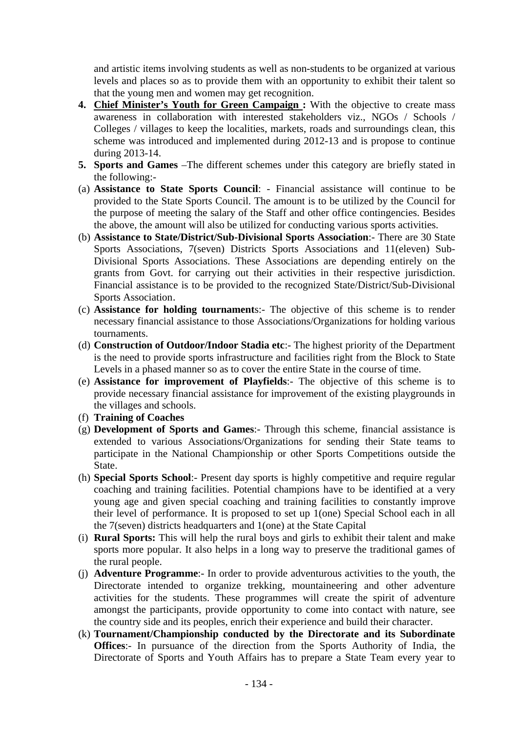and artistic items involving students as well as non-students to be organized at various levels and places so as to provide them with an opportunity to exhibit their talent so that the young men and women may get recognition.

4. **Chief Minister's Youth for Green Campaign :** With the objective to create mass awareness in collaboration with interested stakeholders viz., NGOs / Schools / Colleges / villages to keep the localities, markets, roads and surroundings clean, this scheme was introduced and implemented during 2012-13 and is propose to continue during 2013-14.
5. **Sports and Games** –The different schemes under this category are briefly stated in the following:-

(a) **Assistance to State Sports Council**: - Financial assistance will continue to be provided to the State Sports Council. The amount is to be utilized by the Council for the purpose of meeting the salary of the Staff and other office contingencies. Besides the above, the amount will also be utilized for conducting various sports activities.

(b) **Assistance to State/District/Sub-Divisional Sports Association**:- There are 30 State Sports Associations, 7(seven) Districts Sports Associations and 11(eleven) Sub-Divisional Sports Associations. These Associations are depending entirely on the grants from Govt. for carrying out their activities in their respective jurisdiction. Financial assistance is to be provided to the recognized State/District/Sub-Divisional Sports Association.

(c) **Assistance for holding tournament**s:- The objective of this scheme is to render necessary financial assistance to those Associations/Organizations for holding various tournaments.

(d) **Construction of Outdoor/Indoor Stadia etc**:- The highest priority of the Department is the need to provide sports infrastructure and facilities right from the Block to State Levels in a phased manner so as to cover the entire State in the course of time.

(e) **Assistance for improvement of Playfields**:- The objective of this scheme is to provide necessary financial assistance for improvement of the existing playgrounds in the villages and schools.

(f) **Training of Coaches**

(g) **Development of Sports and Games**:- Through this scheme, financial assistance is extended to various Associations/Organizations for sending their State teams to participate in the National Championship or other Sports Competitions outside the State.

(h) **Special Sports School**:- Present day sports is highly competitive and require regular coaching and training facilities. Potential champions have to be identified at a very young age and given special coaching and training facilities to constantly improve their level of performance. It is proposed to set up 1(one) Special School each in all the 7(seven) districts headquarters and 1(one) at the State Capital

(i) **Rural Sports:** This will help the rural boys and girls to exhibit their talent and make sports more popular. It also helps in a long way to preserve the traditional games of the rural people.

(j) **Adventure Programme**:- In order to provide adventurous activities to the youth, the Directorate intended to organize trekking, mountaineering and other adventure activities for the students. These programmes will create the spirit of adventure amongst the participants, provide opportunity to come into contact with nature, see the country side and its peoples, enrich their experience and build their character.

(k) **Tournament/Championship conducted by the Directorate and its Subordinate Offices**:- In pursuance of the direction from the Sports Authority of India, the Directorate of Sports and Youth Affairs has to prepare a State Team every year to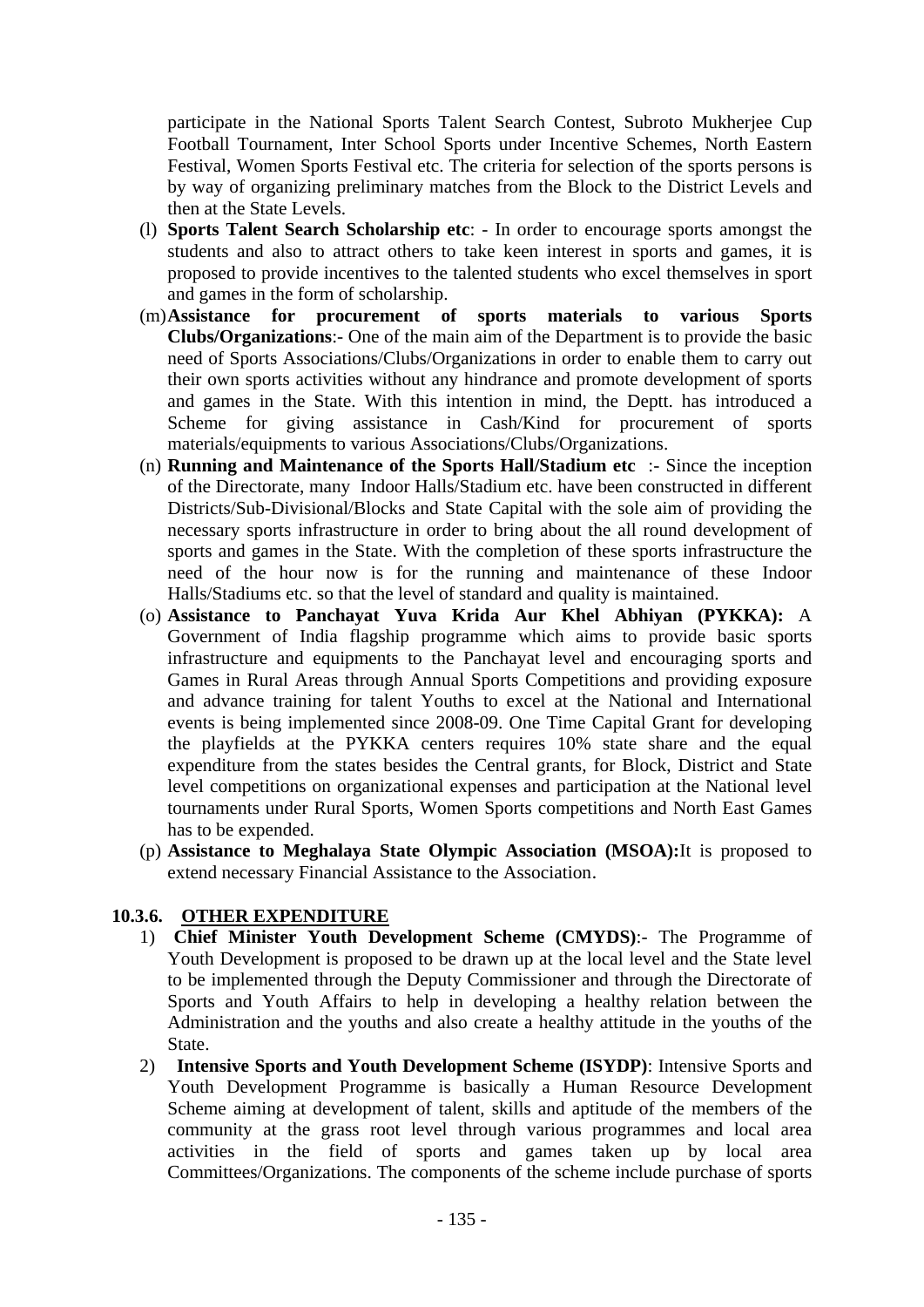participate in the National Sports Talent Search Contest, Subroto Mukherjee Cup Football Tournament, Inter School Sports under Incentive Schemes, North Eastern Festival, Women Sports Festival etc. The criteria for selection of the sports persons is by way of organizing preliminary matches from the Block to the District Levels and then at the State Levels.

(l) **Sports Talent Search Scholarship etc**: - In order to encourage sports amongst the students and also to attract others to take keen interest in sports and games, it is proposed to provide incentives to the talented students who excel themselves in sport and games in the form of scholarship.

(m) **Assistance for procurement of sports materials to various Sports Clubs/Organizations**:- One of the main aim of the Department is to provide the basic need of Sports Associations/Clubs/Organizations in order to enable them to carry out their own sports activities without any hindrance and promote development of sports and games in the State. With this intention in mind, the Deptt. has introduced a Scheme for giving assistance in Cash/Kind for procurement of sports materials/equipments to various Associations/Clubs/Organizations.

(n) **Running and Maintenance of the Sports Hall/Stadium etc** :- Since the inception of the Directorate, many Indoor Halls/Stadium etc. have been constructed in different Districts/Sub-Divisional/Blocks and State Capital with the sole aim of providing the necessary sports infrastructure in order to bring about the all round development of sports and games in the State. With the completion of these sports infrastructure the need of the hour now is for the running and maintenance of these Indoor Halls/Stadiums etc. so that the level of standard and quality is maintained.

(o) **Assistance to Panchayat Yuva Krida Aur Khel Abhiyan (PYKKA):** A Government of India flagship programme which aims to provide basic sports infrastructure and equipments to the Panchayat level and encouraging sports and Games in Rural Areas through Annual Sports Competitions and providing exposure and advance training for talent Youths to excel at the National and International events is being implemented since 2008-09. One Time Capital Grant for developing the playfields at the PYKKA centers requires 10% state share and the equal expenditure from the states besides the Central grants, for Block, District and State level competitions on organizational expenses and participation at the National level tournaments under Rural Sports, Women Sports competitions and North East Games has to be expended.

(p) **Assistance to Meghalaya State Olympic Association (MSOA):**It is proposed to extend necessary Financial Assistance to the Association.

### 10.3.6. OTHER EXPENDITURE

1) **Chief Minister Youth Development Scheme (CMYDS)**:- The Programme of Youth Development is proposed to be drawn up at the local level and the State level to be implemented through the Deputy Commissioner and through the Directorate of Sports and Youth Affairs to help in developing a healthy relation between the Administration and the youths and also create a healthy attitude in the youths of the State.

2) **Intensive Sports and Youth Development Scheme (ISYDP)**: Intensive Sports and Youth Development Programme is basically a Human Resource Development Scheme aiming at development of talent, skills and aptitude of the members of the community at the grass root level through various programmes and local area activities in the field of sports and games taken up by local area Committees/Organizations. The components of the scheme include purchase of sports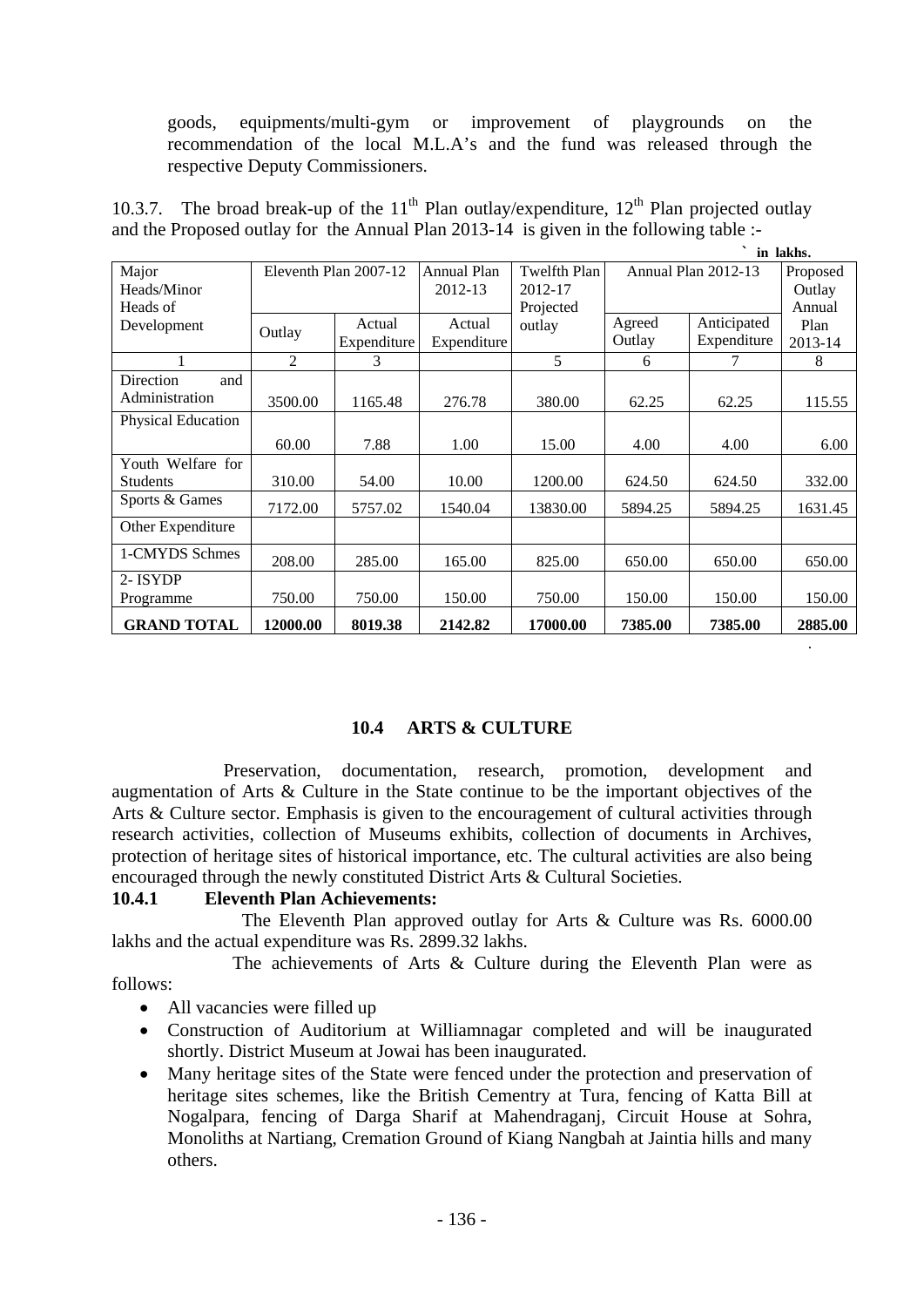goods, equipments/multi-gym or improvement of playgrounds on the recommendation of the local M.L.A's and the fund was released through the respective Deputy Commissioners.

10.3.7. The broad break-up of the 11[th] Plan outlay/expenditure, 12[th] Plan projected outlay and the Proposed outlay for the Annual Plan 2013-14 is given in the following table :-

` in lakhs.

| Major Heads/Minor Heads of Development | Eleventh Plan 2007-12 | | Annual Plan 2012-13 | Twelfth Plan 2012-17 Projected outlay | Annual Plan 2012-13 | | Proposed Outlay Annual Plan 2013-14 |
|---|---|---|---|---|---|---|---|
| | Outlay | Actual Expenditure | Actual Expenditure | | Agreed Outlay | Anticipated Expenditure | |
| 1 | 2 | 3 | | 5 | 6 | 7 | 8 |
| Direction and Administration | 3500.00 | 1165.48 | 276.78 | 380.00 | 62.25 | 62.25 | 115.55 |
| Physical Education | 60.00 | 7.88 | 1.00 | 15.00 | 4.00 | 4.00 | 6.00 |
| Youth Welfare for Students | 310.00 | 54.00 | 10.00 | 1200.00 | 624.50 | 624.50 | 332.00 |
| Sports & Games | 7172.00 | 5757.02 | 1540.04 | 13830.00 | 5894.25 | 5894.25 | 1631.45 |
| Other Expenditure | | | | | | | |
| 1-CMYDS Schmes | 208.00 | 285.00 | 165.00 | 825.00 | 650.00 | 650.00 | 650.00 |
| 2- ISYDP Programme | 750.00 | 750.00 | 150.00 | 750.00 | 150.00 | 150.00 | 150.00 |
| **GRAND TOTAL** | **12000.00** | **8019.38** | **2142.82** | **17000.00** | **7385.00** | **7385.00** | **2885.00** |

## 10.4 ARTS & CULTURE

Preservation, documentation, research, promotion, development and augmentation of Arts & Culture in the State continue to be the important objectives of the Arts & Culture sector. Emphasis is given to the encouragement of cultural activities through research activities, collection of Museums exhibits, collection of documents in Archives, protection of heritage sites of historical importance, etc. The cultural activities are also being encouraged through the newly constituted District Arts & Cultural Societies.

### 10.4.1 Eleventh Plan Achievements:

The Eleventh Plan approved outlay for Arts & Culture was Rs. 6000.00 lakhs and the actual expenditure was Rs. 2899.32 lakhs.

The achievements of Arts & Culture during the Eleventh Plan were as follows:

- All vacancies were filled up
- Construction of Auditorium at Williamnagar completed and will be inaugurated shortly. District Museum at Jowai has been inaugurated.
- Many heritage sites of the State were fenced under the protection and preservation of heritage sites schemes, like the British Cementry at Tura, fencing of Katta Bill at Nogalpara, fencing of Darga Sharif at Mahendraganj, Circuit House at Sohra, Monoliths at Nartiang, Cremation Ground of Kiang Nangbah at Jaintia hills and many others.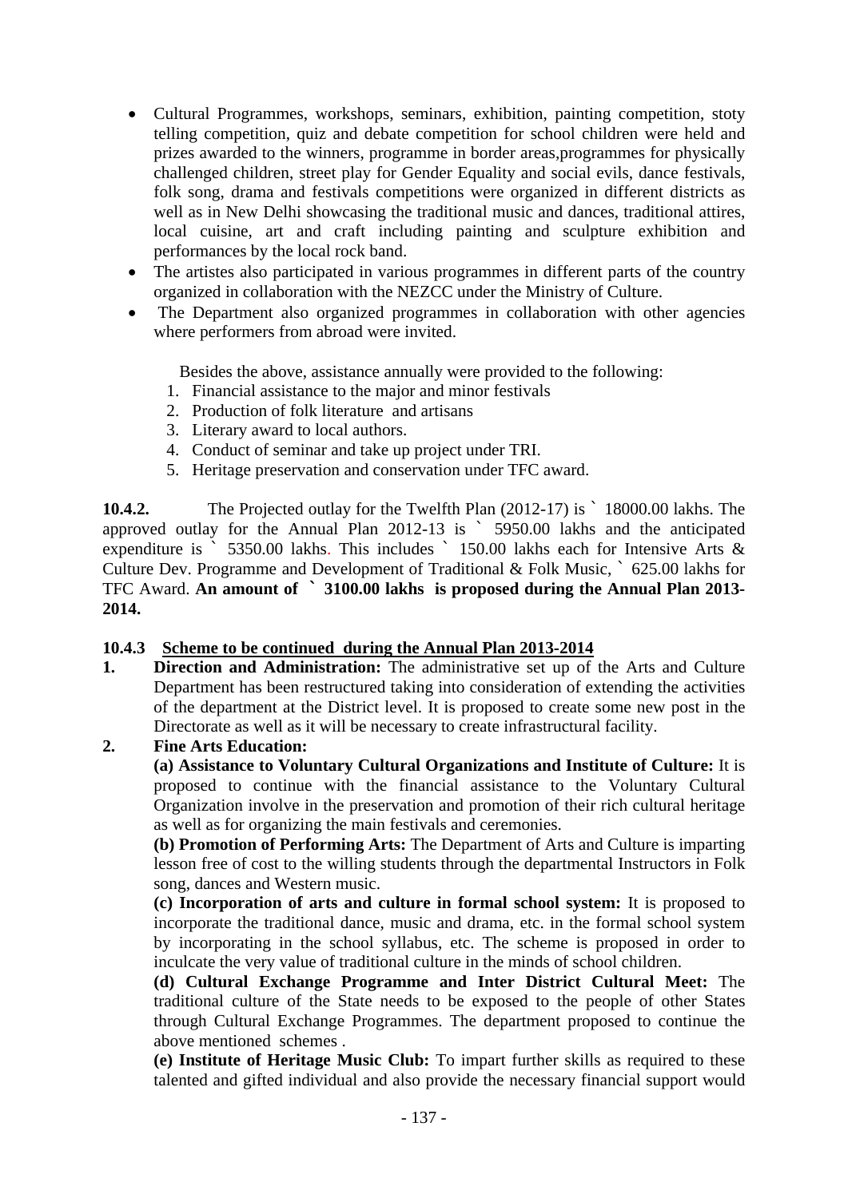- Cultural Programmes, workshops, seminars, exhibition, painting competition, stoty telling competition, quiz and debate competition for school children were held and prizes awarded to the winners, programme in border areas,programmes for physically challenged children, street play for Gender Equality and social evils, dance festivals, folk song, drama and festivals competitions were organized in different districts as well as in New Delhi showcasing the traditional music and dances, traditional attires, local cuisine, art and craft including painting and sculpture exhibition and performances by the local rock band.
- The artistes also participated in various programmes in different parts of the country organized in collaboration with the NEZCC under the Ministry of Culture.
- The Department also organized programmes in collaboration with other agencies where performers from abroad were invited.

Besides the above, assistance annually were provided to the following:

1. Financial assistance to the major and minor festivals
2. Production of folk literature and artisans
3. Literary award to local authors.
4. Conduct of seminar and take up project under TRI.
5. Heritage preservation and conservation under TFC award.

**10.4.2.** The Projected outlay for the Twelfth Plan (2012-17) is ` 18000.00 lakhs. The approved outlay for the Annual Plan 2012-13 is ` 5950.00 lakhs and the anticipated expenditure is ` 5350.00 lakhs. This includes ` 150.00 lakhs each for Intensive Arts & Culture Dev. Programme and Development of Traditional & Folk Music, ` 625.00 lakhs for TFC Award. **An amount of ` 3100.00 lakhs is proposed during the Annual Plan 2013-2014.**

**10.4.3 Scheme to be continued during the Annual Plan 2013-2014**

**1. Direction and Administration:** The administrative set up of the Arts and Culture Department has been restructured taking into consideration of extending the activities of the department at the District level. It is proposed to create some new post in the Directorate as well as it will be necessary to create infrastructural facility.

**2. Fine Arts Education:**

**(a) Assistance to Voluntary Cultural Organizations and Institute of Culture:** It is proposed to continue with the financial assistance to the Voluntary Cultural Organization involve in the preservation and promotion of their rich cultural heritage as well as for organizing the main festivals and ceremonies.

**(b) Promotion of Performing Arts:** The Department of Arts and Culture is imparting lesson free of cost to the willing students through the departmental Instructors in Folk song, dances and Western music.

**(c) Incorporation of arts and culture in formal school system:** It is proposed to incorporate the traditional dance, music and drama, etc. in the formal school system by incorporating in the school syllabus, etc. The scheme is proposed in order to inculcate the very value of traditional culture in the minds of school children.

**(d) Cultural Exchange Programme and Inter District Cultural Meet:** The traditional culture of the State needs to be exposed to the people of other States through Cultural Exchange Programmes. The department proposed to continue the above mentioned schemes .

**(e) Institute of Heritage Music Club:** To impart further skills as required to these talented and gifted individual and also provide the necessary financial support would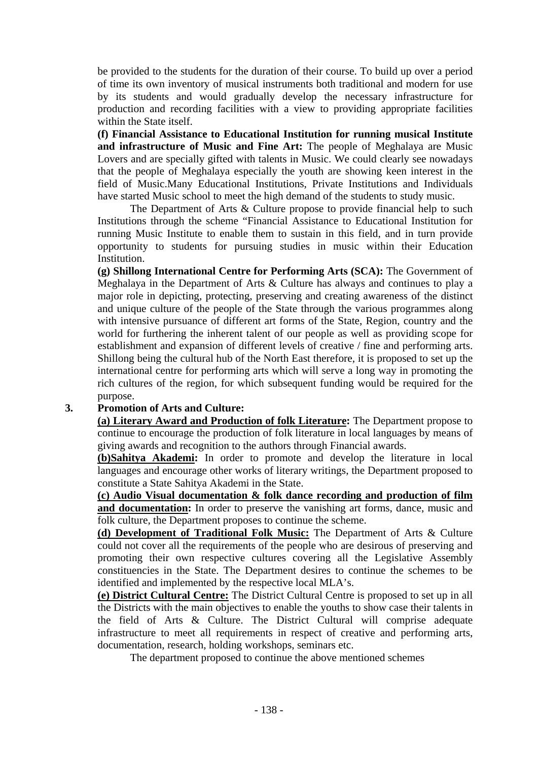be provided to the students for the duration of their course. To build up over a period of time its own inventory of musical instruments both traditional and modern for use by its students and would gradually develop the necessary infrastructure for production and recording facilities with a view to providing appropriate facilities within the State itself.

**(f) Financial Assistance to Educational Institution for running musical Institute and infrastructure of Music and Fine Art:** The people of Meghalaya are Music Lovers and are specially gifted with talents in Music. We could clearly see nowadays that the people of Meghalaya especially the youth are showing keen interest in the field of Music.Many Educational Institutions, Private Institutions and Individuals have started Music school to meet the high demand of the students to study music.

The Department of Arts & Culture propose to provide financial help to such Institutions through the scheme "Financial Assistance to Educational Institution for running Music Institute to enable them to sustain in this field, and in turn provide opportunity to students for pursuing studies in music within their Education Institution.

**(g) Shillong International Centre for Performing Arts (SCA):** The Government of Meghalaya in the Department of Arts & Culture has always and continues to play a major role in depicting, protecting, preserving and creating awareness of the distinct and unique culture of the people of the State through the various programmes along with intensive pursuance of different art forms of the State, Region, country and the world for furthering the inherent talent of our people as well as providing scope for establishment and expansion of different levels of creative / fine and performing arts. Shillong being the cultural hub of the North East therefore, it is proposed to set up the international centre for performing arts which will serve a long way in promoting the rich cultures of the region, for which subsequent funding would be required for the purpose.

**3. Promotion of Arts and Culture:**

**(a) Literary Award and Production of folk Literature:** The Department propose to continue to encourage the production of folk literature in local languages by means of giving awards and recognition to the authors through Financial awards.

**(b)Sahitya Akademi:** In order to promote and develop the literature in local languages and encourage other works of literary writings, the Department proposed to constitute a State Sahitya Akademi in the State.

**(c) Audio Visual documentation & folk dance recording and production of film and documentation:** In order to preserve the vanishing art forms, dance, music and folk culture, the Department proposes to continue the scheme.

**(d) Development of Traditional Folk Music:** The Department of Arts & Culture could not cover all the requirements of the people who are desirous of preserving and promoting their own respective cultures covering all the Legislative Assembly constituencies in the State. The Department desires to continue the schemes to be identified and implemented by the respective local MLA's.

**(e) District Cultural Centre:** The District Cultural Centre is proposed to set up in all the Districts with the main objectives to enable the youths to show case their talents in the field of Arts & Culture. The District Cultural will comprise adequate infrastructure to meet all requirements in respect of creative and performing arts, documentation, research, holding workshops, seminars etc.

The department proposed to continue the above mentioned schemes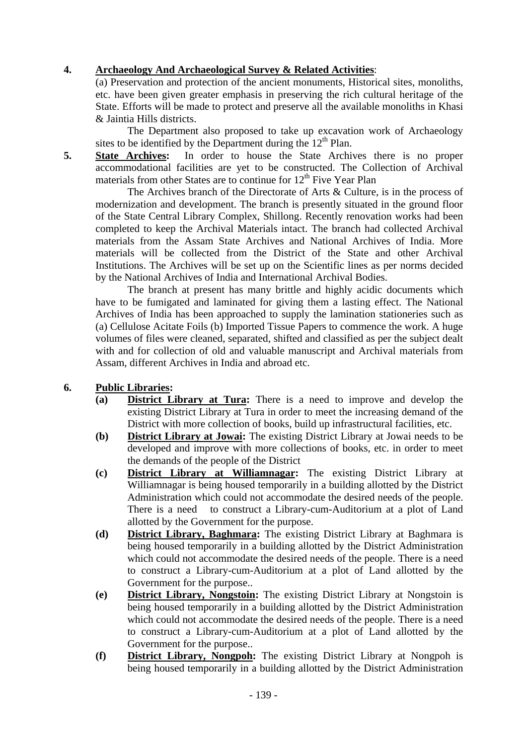**4. <u>Archaeology And Archaeological Survey & Related Activities</u>:**

(a) Preservation and protection of the ancient monuments, Historical sites, monoliths, etc. have been given greater emphasis in preserving the rich cultural heritage of the State. Efforts will be made to protect and preserve all the available monoliths in Khasi & Jaintia Hills districts.

The Department also proposed to take up excavation work of Archaeology sites to be identified by the Department during the 12th Plan.

**5. <u>State Archives</u>:** In order to house the State Archives there is no proper accommodational facilities are yet to be constructed. The Collection of Archival materials from other States are to continue for 12th Five Year Plan

The Archives branch of the Directorate of Arts & Culture, is in the process of modernization and development. The branch is presently situated in the ground floor of the State Central Library Complex, Shillong. Recently renovation works had been completed to keep the Archival Materials intact. The branch had collected Archival materials from the Assam State Archives and National Archives of India. More materials will be collected from the District of the State and other Archival Institutions. The Archives will be set up on the Scientific lines as per norms decided by the National Archives of India and International Archival Bodies.

The branch at present has many brittle and highly acidic documents which have to be fumigated and laminated for giving them a lasting effect. The National Archives of India has been approached to supply the lamination stationeries such as (a) Cellulose Acitate Foils (b) Imported Tissue Papers to commence the work. A huge volumes of files were cleaned, separated, shifted and classified as per the subject dealt with and for collection of old and valuable manuscript and Archival materials from Assam, different Archives in India and abroad etc.

**6. <u>Public Libraries</u>:**

**(a) <u>District Library at Tura</u>:** There is a need to improve and develop the existing District Library at Tura in order to meet the increasing demand of the District with more collection of books, build up infrastructural facilities, etc.

**(b) <u>District Library at Jowai</u>:** The existing District Library at Jowai needs to be developed and improve with more collections of books, etc. in order to meet the demands of the people of the District

**(c) <u>District Library at Williamnagar</u>:** The existing District Library at Williamnagar is being housed temporarily in a building allotted by the District Administration which could not accommodate the desired needs of the people. There is a need to construct a Library-cum-Auditorium at a plot of Land allotted by the Government for the purpose.

**(d) <u>District Library, Baghmara</u>:** The existing District Library at Baghmara is being housed temporarily in a building allotted by the District Administration which could not accommodate the desired needs of the people. There is a need to construct a Library-cum-Auditorium at a plot of Land allotted by the Government for the purpose..

**(e) <u>District Library, Nongstoin</u>:** The existing District Library at Nongstoin is being housed temporarily in a building allotted by the District Administration which could not accommodate the desired needs of the people. There is a need to construct a Library-cum-Auditorium at a plot of Land allotted by the Government for the purpose..

**(f) <u>District Library, Nongpoh</u>:** The existing District Library at Nongpoh is being housed temporarily in a building allotted by the District Administration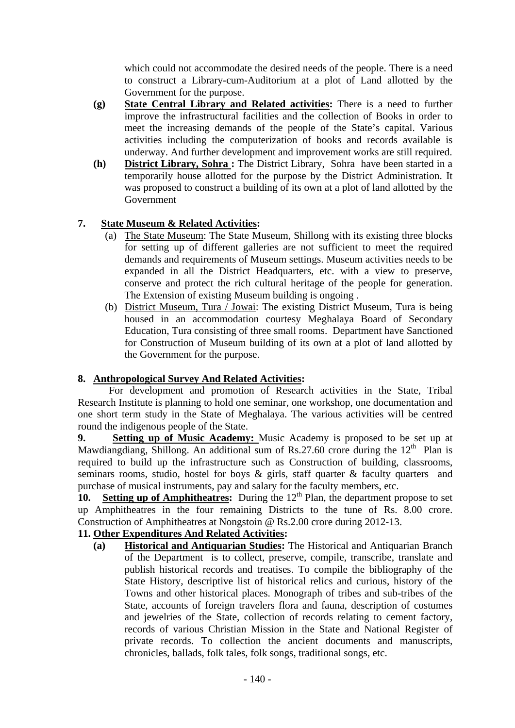which could not accommodate the desired needs of the people. There is a need to construct a Library-cum-Auditorium at a plot of Land allotted by the Government for the purpose.

**(g)** **<u>State Central Library and Related activities</u>:** There is a need to further improve the infrastructural facilities and the collection of Books in order to meet the increasing demands of the people of the State's capital. Various activities including the computerization of books and records available is underway. And further development and improvement works are still required.

**(h)** **<u>District Library, Sohra</u> :** The District Library, Sohra have been started in a temporarily house allotted for the purpose by the District Administration. It was proposed to construct a building of its own at a plot of land allotted by the Government

**7. <u>State Museum & Related Activities</u>:**

(a) <u>The State Museum</u>: The State Museum, Shillong with its existing three blocks for setting up of different galleries are not sufficient to meet the required demands and requirements of Museum settings. Museum activities needs to be expanded in all the District Headquarters, etc. with a view to preserve, conserve and protect the rich cultural heritage of the people for generation. The Extension of existing Museum building is ongoing .

(b) <u>District Museum, Tura / Jowai</u>: The existing District Museum, Tura is being housed in an accommodation courtesy Meghalaya Board of Secondary Education, Tura consisting of three small rooms. Department have Sanctioned for Construction of Museum building of its own at a plot of land allotted by the Government for the purpose.

**8. <u>Anthropological Survey And Related Activities</u>:**

For development and promotion of Research activities in the State, Tribal Research Institute is planning to hold one seminar, one workshop, one documentation and one short term study in the State of Meghalaya. The various activities will be centred round the indigenous people of the State.

**9. <u>Setting up of Music Academy:</u>** Music Academy is proposed to be set up at Mawdiangdiang, Shillong. An additional sum of Rs.27.60 crore during the 12th Plan is required to build up the infrastructure such as Construction of building, classrooms, seminars rooms, studio, hostel for boys & girls, staff quarter & faculty quarters and purchase of musical instruments, pay and salary for the faculty members, etc.

**10. <u>Setting up of Amphitheatres</u>:** During the 12th Plan, the department propose to set up Amphitheatres in the four remaining Districts to the tune of Rs. 8.00 crore. Construction of Amphitheatres at Nongstoin @ Rs.2.00 crore during 2012-13.

**11. <u>Other Expenditures And Related Activities</u>:**

**(a)** **<u>Historical and Antiquarian Studies</u>:** The Historical and Antiquarian Branch of the Department is to collect, preserve, compile, transcribe, translate and publish historical records and treatises. To compile the bibliography of the State History, descriptive list of historical relics and curious, history of the Towns and other historical places. Monograph of tribes and sub-tribes of the State, accounts of foreign travelers flora and fauna, description of costumes and jewelries of the State, collection of records relating to cement factory, records of various Christian Mission in the State and National Register of private records. To collection the ancient documents and manuscripts, chronicles, ballads, folk tales, folk songs, traditional songs, etc.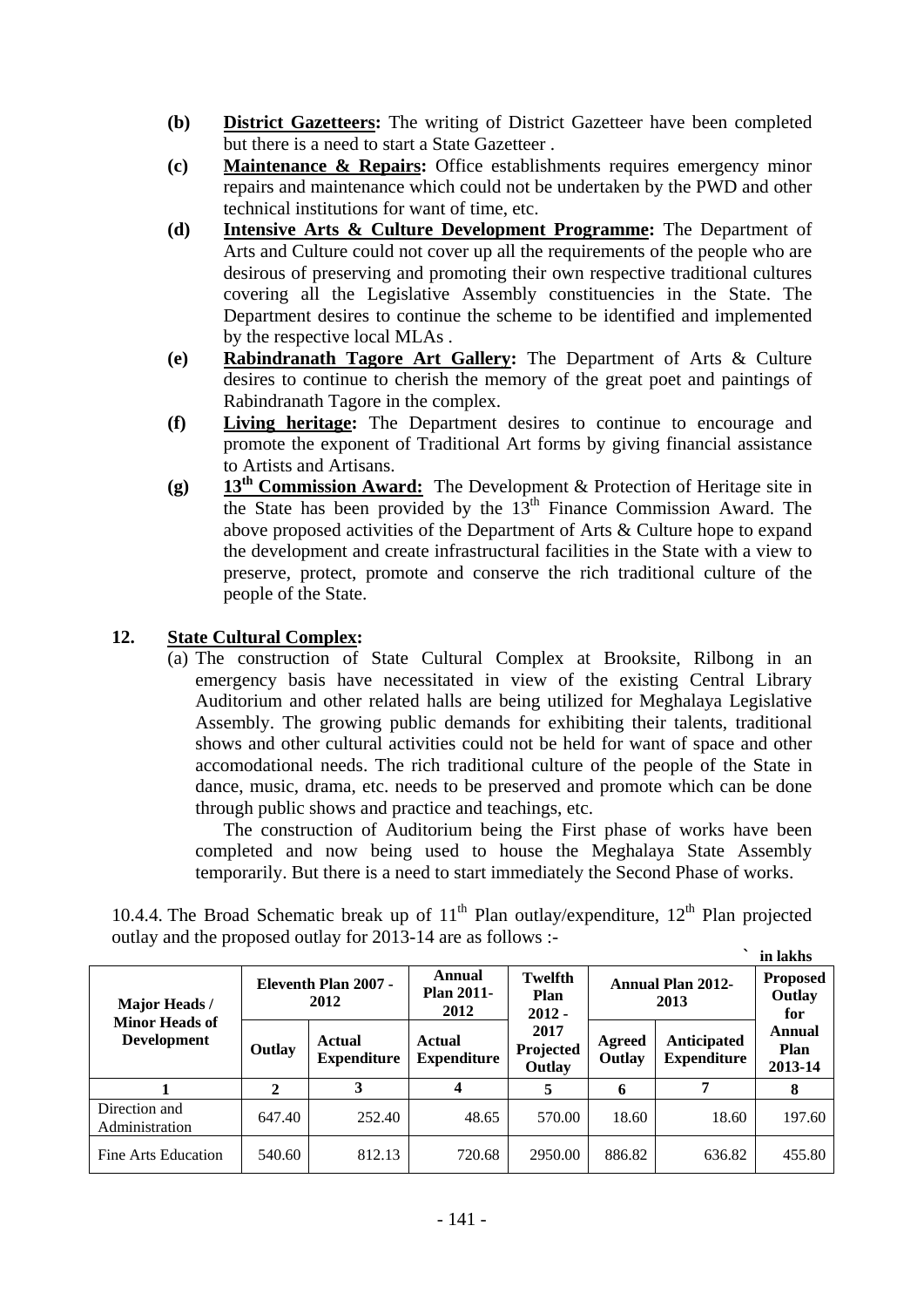**(b)** **District Gazetteers:** The writing of District Gazetteer have been completed but there is a need to start a State Gazetteer .

**(c)** **Maintenance & Repairs:** Office establishments requires emergency minor repairs and maintenance which could not be undertaken by the PWD and other technical institutions for want of time, etc.

**(d)** **Intensive Arts & Culture Development Programme:** The Department of Arts and Culture could not cover up all the requirements of the people who are desirous of preserving and promoting their own respective traditional cultures covering all the Legislative Assembly constituencies in the State. The Department desires to continue the scheme to be identified and implemented by the respective local MLAs .

**(e)** **Rabindranath Tagore Art Gallery:** The Department of Arts & Culture desires to continue to cherish the memory of the great poet and paintings of Rabindranath Tagore in the complex.

**(f)** **Living heritage:** The Department desires to continue to encourage and promote the exponent of Traditional Art forms by giving financial assistance to Artists and Artisans.

**(g)** **13th Commission Award:** The Development & Protection of Heritage site in the State has been provided by the 13th Finance Commission Award. The above proposed activities of the Department of Arts & Culture hope to expand the development and create infrastructural facilities in the State with a view to preserve, protect, promote and conserve the rich traditional culture of the people of the State.

## 12. State Cultural Complex:

(a) The construction of State Cultural Complex at Brooksite, Rilbong in an emergency basis have necessitated in view of the existing Central Library Auditorium and other related halls are being utilized for Meghalaya Legislative Assembly. The growing public demands for exhibiting their talents, traditional shows and other cultural activities could not be held for want of space and other accomodational needs. The rich traditional culture of the people of the State in dance, music, drama, etc. needs to be preserved and promote which can be done through public shows and practice and teachings, etc.

The construction of Auditorium being the First phase of works have been completed and now being used to house the Meghalaya State Assembly temporarily. But there is a need to start immediately the Second Phase of works.

10.4.4. The Broad Schematic break up of 11th Plan outlay/expenditure, 12th Plan projected outlay and the proposed outlay for 2013-14 are as follows :-

` in lakhs

| Major Heads / Minor Heads of Development | Eleventh Plan 2007 - 2012 | | Annual Plan 2011-2012 | Twelfth Plan 2012 - 2017 Projected Outlay | Annual Plan 2012-2013 | | Proposed Outlay for Annual Plan 2013-14 |
|---|---|---|---|---|---|---|---|
| | Outlay | Actual Expenditure | Actual Expenditure | | Agreed Outlay | Anticipated Expenditure | |
| 1 | 2 | 3 | 4 | 5 | 6 | 7 | 8 |
| Direction and Administration | 647.40 | 252.40 | 48.65 | 570.00 | 18.60 | 18.60 | 197.60 |
| Fine Arts Education | 540.60 | 812.13 | 720.68 | 2950.00 | 886.82 | 636.82 | 455.80 |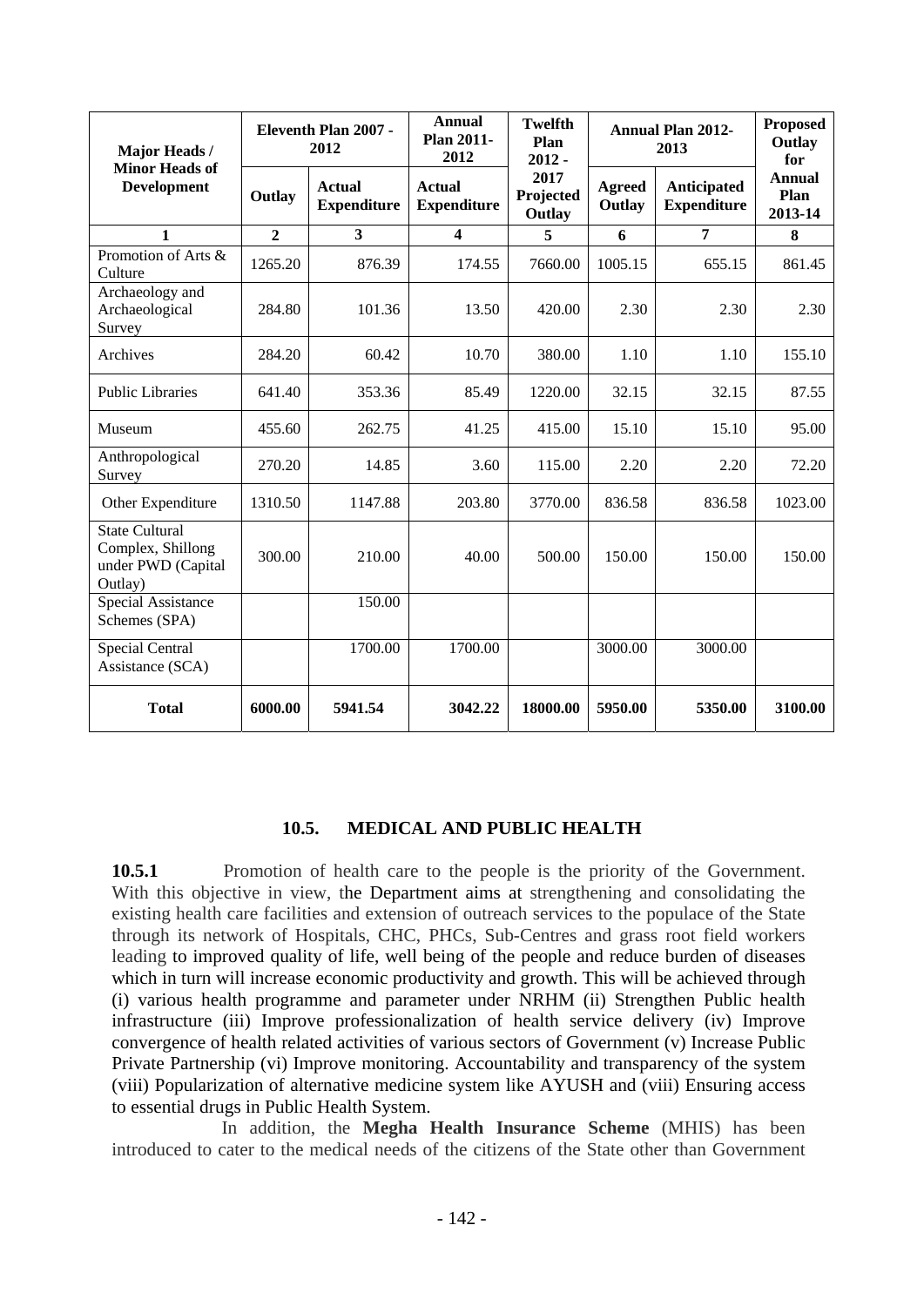| Major Heads / Minor Heads of Development | Eleventh Plan 2007 - 2012 | | Annual Plan 2011-2012 | Twelfth Plan 2012 - 2017 | Annual Plan 2012-2013 | | Proposed Outlay for Annual Plan 2013-14 |
|---|---|---|---|---|---|---|---|
| | Outlay | Actual Expenditure | Actual Expenditure | Projected Outlay | Agreed Outlay | Anticipated Expenditure | |
| 1 | 2 | 3 | 4 | 5 | 6 | 7 | 8 |
| Promotion of Arts & Culture | 1265.20 | 876.39 | 174.55 | 7660.00 | 1005.15 | 655.15 | 861.45 |
| Archaeology and Archaeological Survey | 284.80 | 101.36 | 13.50 | 420.00 | 2.30 | 2.30 | 2.30 |
| Archives | 284.20 | 60.42 | 10.70 | 380.00 | 1.10 | 1.10 | 155.10 |
| Public Libraries | 641.40 | 353.36 | 85.49 | 1220.00 | 32.15 | 32.15 | 87.55 |
| Museum | 455.60 | 262.75 | 41.25 | 415.00 | 15.10 | 15.10 | 95.00 |
| Anthropological Survey | 270.20 | 14.85 | 3.60 | 115.00 | 2.20 | 2.20 | 72.20 |
| Other Expenditure | 1310.50 | 1147.88 | 203.80 | 3770.00 | 836.58 | 836.58 | 1023.00 |
| State Cultural Complex, Shillong under PWD (Capital Outlay) | 300.00 | 210.00 | 40.00 | 500.00 | 150.00 | 150.00 | 150.00 |
| Special Assistance Schemes (SPA) | | 150.00 | | | | | |
| Special Central Assistance (SCA) | | 1700.00 | 1700.00 | | 3000.00 | 3000.00 | |
| **Total** | **6000.00** | **5941.54** | **3042.22** | **18000.00** | **5950.00** | **5350.00** | **3100.00** |

## 10.5. MEDICAL AND PUBLIC HEALTH

**10.5.1** Promotion of health care to the people is the priority of the Government. With this objective in view, the Department aims at strengthening and consolidating the existing health care facilities and extension of outreach services to the populace of the State through its network of Hospitals, CHC, PHCs, Sub-Centres and grass root field workers leading to improved quality of life, well being of the people and reduce burden of diseases which in turn will increase economic productivity and growth. This will be achieved through (i) various health programme and parameter under NRHM (ii) Strengthen Public health infrastructure (iii) Improve professionalization of health service delivery (iv) Improve convergence of health related activities of various sectors of Government (v) Increase Public Private Partnership (vi) Improve monitoring. Accountability and transparency of the system (viii) Popularization of alternative medicine system like AYUSH and (viii) Ensuring access to essential drugs in Public Health System.

In addition, the **Megha Health Insurance Scheme** (MHIS) has been introduced to cater to the medical needs of the citizens of the State other than Government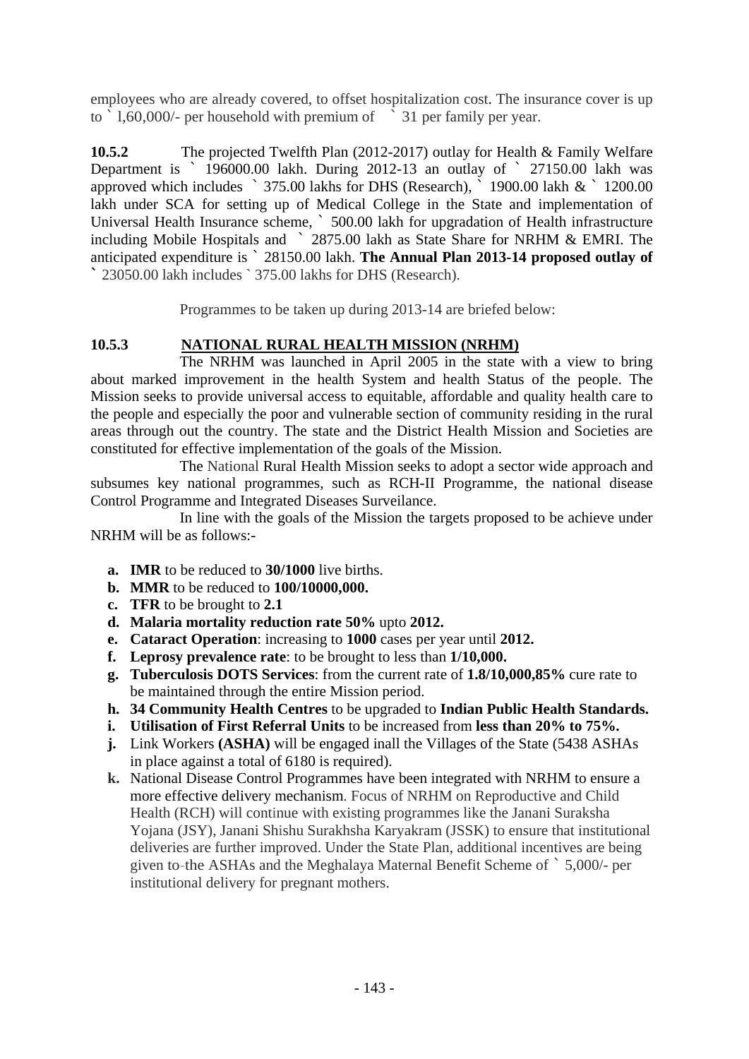employees who are already covered, to offset hospitalization cost. The insurance cover is up to ` l,60,000/- per household with premium of ` 31 per family per year.

**10.5.2** The projected Twelfth Plan (2012-2017) outlay for Health & Family Welfare Department is ` 196000.00 lakh. During 2012-13 an outlay of ` 27150.00 lakh was approved which includes ` 375.00 lakhs for DHS (Research), ` 1900.00 lakh & ` 1200.00 lakh under SCA for setting up of Medical College in the State and implementation of Universal Health Insurance scheme, ` 500.00 lakh for upgradation of Health infrastructure including Mobile Hospitals and ` 2875.00 lakh as State Share for NRHM & EMRI. The anticipated expenditure is ` 28150.00 lakh. **The Annual Plan 2013-14 proposed outlay of `** 23050.00 lakh includes ` 375.00 lakhs for DHS (Research).

Programmes to be taken up during 2013-14 are briefed below:

### 10.5.3 NATIONAL RURAL HEALTH MISSION (NRHM)

The NRHM was launched in April 2005 in the state with a view to bring about marked improvement in the health System and health Status of the people. The Mission seeks to provide universal access to equitable, affordable and quality health care to the people and especially the poor and vulnerable section of community residing in the rural areas through out the country. The state and the District Health Mission and Societies are constituted for effective implementation of the goals of the Mission.

The National Rural Health Mission seeks to adopt a sector wide approach and subsumes key national programmes, such as RCH-II Programme, the national disease Control Programme and Integrated Diseases Surveilance.

In line with the goals of the Mission the targets proposed to be achieve under NRHM will be as follows:-

- **a. IMR** to be reduced to **30/1000** live births.
- **b. MMR** to be reduced to **100/10000,000.**
- **c. TFR** to be brought to **2.1**
- **d. Malaria mortality reduction rate 50%** upto **2012.**
- **e. Cataract Operation**: increasing to **1000** cases per year until **2012.**
- **f. Leprosy prevalence rate**: to be brought to less than **1/10,000.**
- **g. Tuberculosis DOTS Services**: from the current rate of **1.8/10,000,85%** cure rate to be maintained through the entire Mission period.
- **h. 34 Community Health Centres** to be upgraded to **Indian Public Health Standards.**
- **i. Utilisation of First Referral Units** to be increased from **less than 20% to 75%.**
- **j.** Link Workers **(ASHA)** will be engaged inall the Villages of the State (5438 ASHAs in place against a total of 6180 is required).
- **k.** National Disease Control Programmes have been integrated with NRHM to ensure a more effective delivery mechanism. Focus of NRHM on Reproductive and Child Health (RCH) will continue with existing programmes like the Janani Suraksha Yojana (JSY), Janani Shishu Surakhsha Karyakram (JSSK) to ensure that institutional deliveries are further improved. Under the State Plan, additional incentives are being given to the ASHAs and the Meghalaya Maternal Benefit Scheme of ` 5,000/- per institutional delivery for pregnant mothers.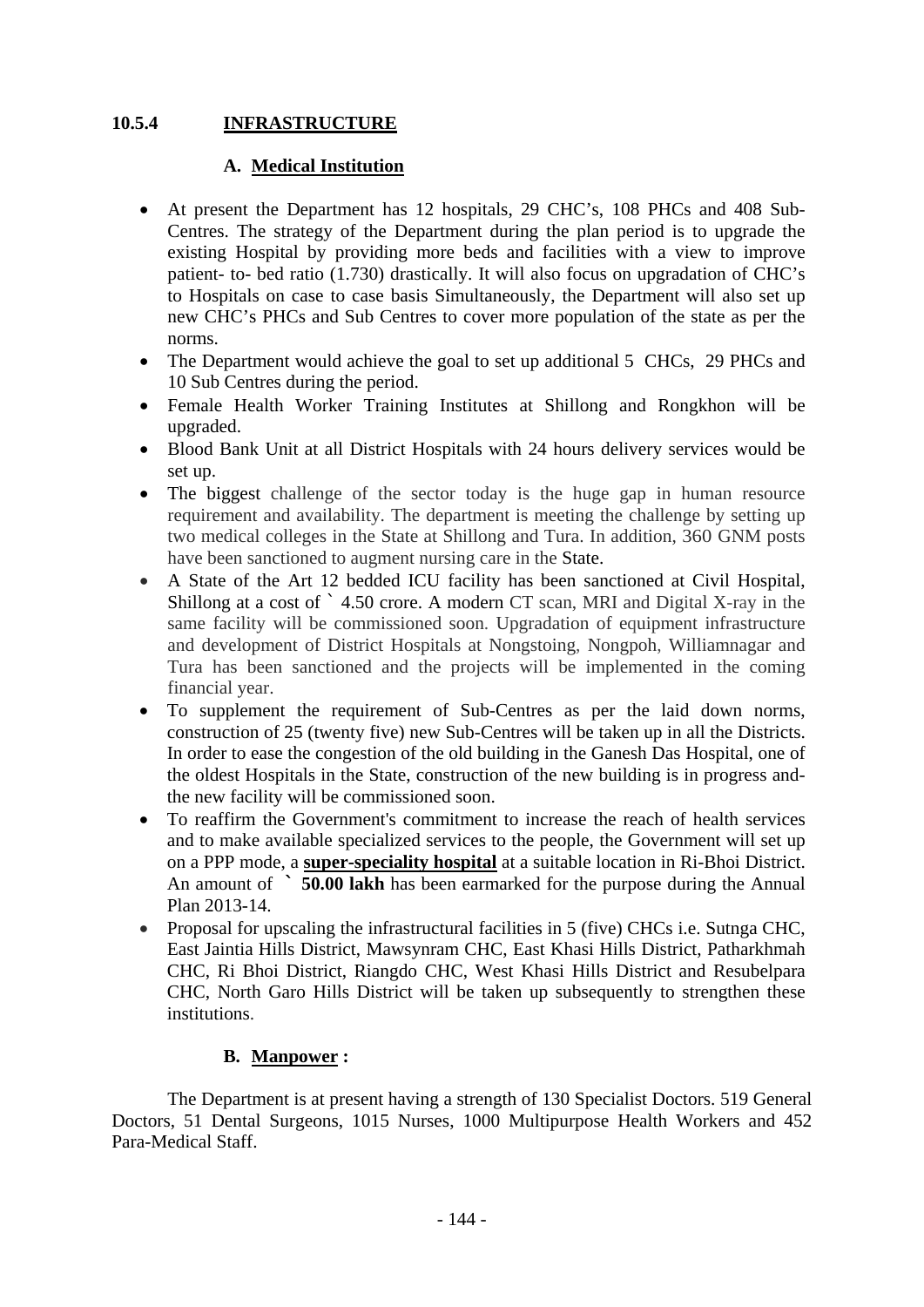### 10.5.4 INFRASTRUCTURE

#### A. Medical Institution

- At present the Department has 12 hospitals, 29 CHC's, 108 PHCs and 408 Sub-Centres. The strategy of the Department during the plan period is to upgrade the existing Hospital by providing more beds and facilities with a view to improve patient- to- bed ratio (1.730) drastically. It will also focus on upgradation of CHC's to Hospitals on case to case basis Simultaneously, the Department will also set up new CHC's PHCs and Sub Centres to cover more population of the state as per the norms.
- The Department would achieve the goal to set up additional 5 CHCs, 29 PHCs and 10 Sub Centres during the period.
- Female Health Worker Training Institutes at Shillong and Rongkhon will be upgraded.
- Blood Bank Unit at all District Hospitals with 24 hours delivery services would be set up.
- The biggest challenge of the sector today is the huge gap in human resource requirement and availability. The department is meeting the challenge by setting up two medical colleges in the State at Shillong and Tura. In addition, 360 GNM posts have been sanctioned to augment nursing care in the State.
- A State of the Art 12 bedded ICU facility has been sanctioned at Civil Hospital, Shillong at a cost of ` 4.50 crore. A modern CT scan, MRI and Digital X-ray in the same facility will be commissioned soon. Upgradation of equipment infrastructure and development of District Hospitals at Nongstoing, Nongpoh, Williamnagar and Tura has been sanctioned and the projects will be implemented in the coming financial year.
- To supplement the requirement of Sub-Centres as per the laid down norms, construction of 25 (twenty five) new Sub-Centres will be taken up in all the Districts. In order to ease the congestion of the old building in the Ganesh Das Hospital, one of the oldest Hospitals in the State, construction of the new building is in progress and-the new facility will be commissioned soon.
- To reaffirm the Government's commitment to increase the reach of health services and to make available specialized services to the people, the Government will set up on a PPP mode, a **super-speciality hospital** at a suitable location in Ri-Bhoi District. An amount of **` 50.00 lakh** has been earmarked for the purpose during the Annual Plan 2013-14.
- Proposal for upscaling the infrastructural facilities in 5 (five) CHCs i.e. Sutnga CHC, East Jaintia Hills District, Mawsynram CHC, East Khasi Hills District, Patharkhmah CHC, Ri Bhoi District, Riangdo CHC, West Khasi Hills District and Resubelpara CHC, North Garo Hills District will be taken up subsequently to strengthen these institutions.

#### B. Manpower :

The Department is at present having a strength of 130 Specialist Doctors. 519 General Doctors, 51 Dental Surgeons, 1015 Nurses, 1000 Multipurpose Health Workers and 452 Para-Medical Staff.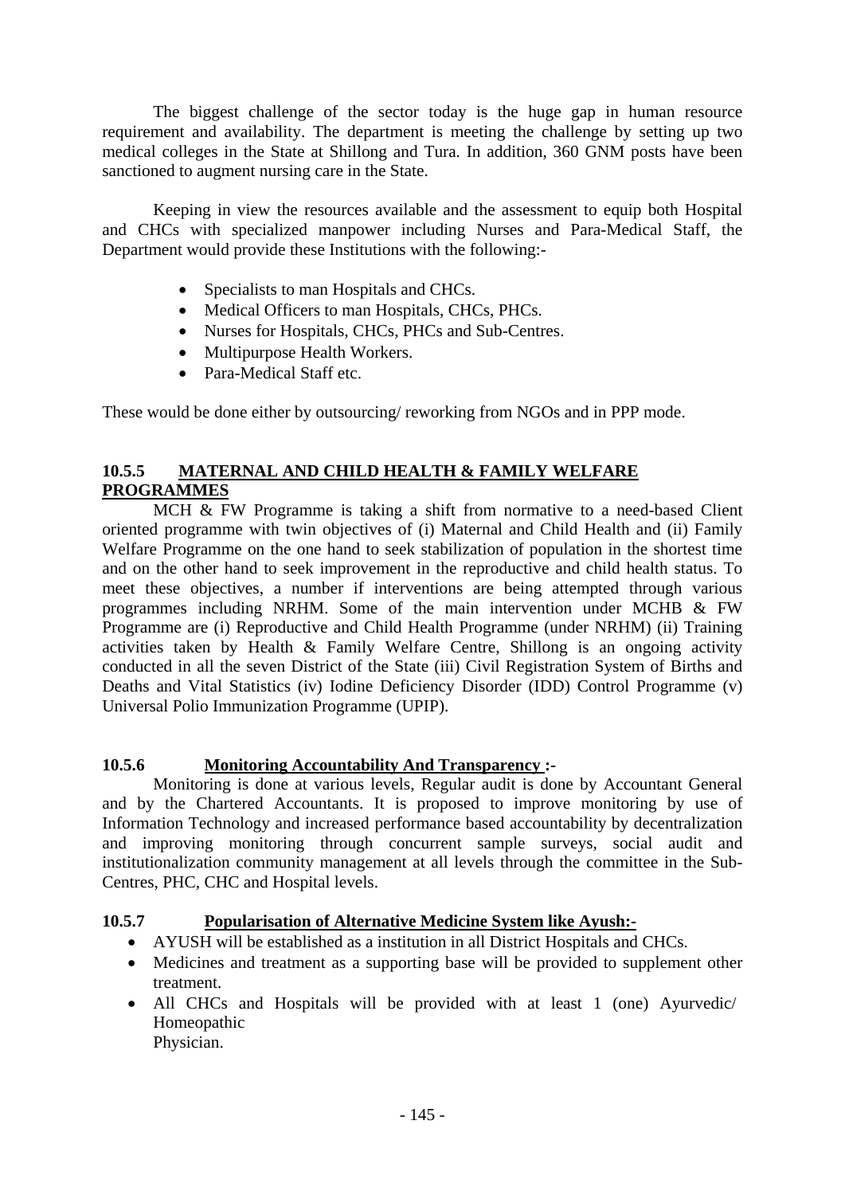The biggest challenge of the sector today is the huge gap in human resource requirement and availability. The department is meeting the challenge by setting up two medical colleges in the State at Shillong and Tura. In addition, 360 GNM posts have been sanctioned to augment nursing care in the State.

Keeping in view the resources available and the assessment to equip both Hospital and CHCs with specialized manpower including Nurses and Para-Medical Staff, the Department would provide these Institutions with the following:-

- Specialists to man Hospitals and CHCs.
- Medical Officers to man Hospitals, CHCs, PHCs.
- Nurses for Hospitals, CHCs, PHCs and Sub-Centres.
- Multipurpose Health Workers.
- Para-Medical Staff etc.

These would be done either by outsourcing/ reworking from NGOs and in PPP mode.

### 10.5.5 MATERNAL AND CHILD HEALTH & FAMILY WELFARE PROGRAMMES

MCH & FW Programme is taking a shift from normative to a need-based Client oriented programme with twin objectives of (i) Maternal and Child Health and (ii) Family Welfare Programme on the one hand to seek stabilization of population in the shortest time and on the other hand to seek improvement in the reproductive and child health status. To meet these objectives, a number if interventions are being attempted through various programmes including NRHM. Some of the main intervention under MCHB & FW Programme are (i) Reproductive and Child Health Programme (under NRHM) (ii) Training activities taken by Health & Family Welfare Centre, Shillong is an ongoing activity conducted in all the seven District of the State (iii) Civil Registration System of Births and Deaths and Vital Statistics (iv) Iodine Deficiency Disorder (IDD) Control Programme (v) Universal Polio Immunization Programme (UPIP).

### 10.5.6 Monitoring Accountability And Transparency :-

Monitoring is done at various levels, Regular audit is done by Accountant General and by the Chartered Accountants. It is proposed to improve monitoring by use of Information Technology and increased performance based accountability by decentralization and improving monitoring through concurrent sample surveys, social audit and institutionalization community management at all levels through the committee in the Sub-Centres, PHC, CHC and Hospital levels.

### 10.5.7 Popularisation of Alternative Medicine System like Ayush:-

- AYUSH will be established as a institution in all District Hospitals and CHCs.
- Medicines and treatment as a supporting base will be provided to supplement other treatment.
- All CHCs and Hospitals will be provided with at least 1 (one) Ayurvedic/ Homeopathic Physician.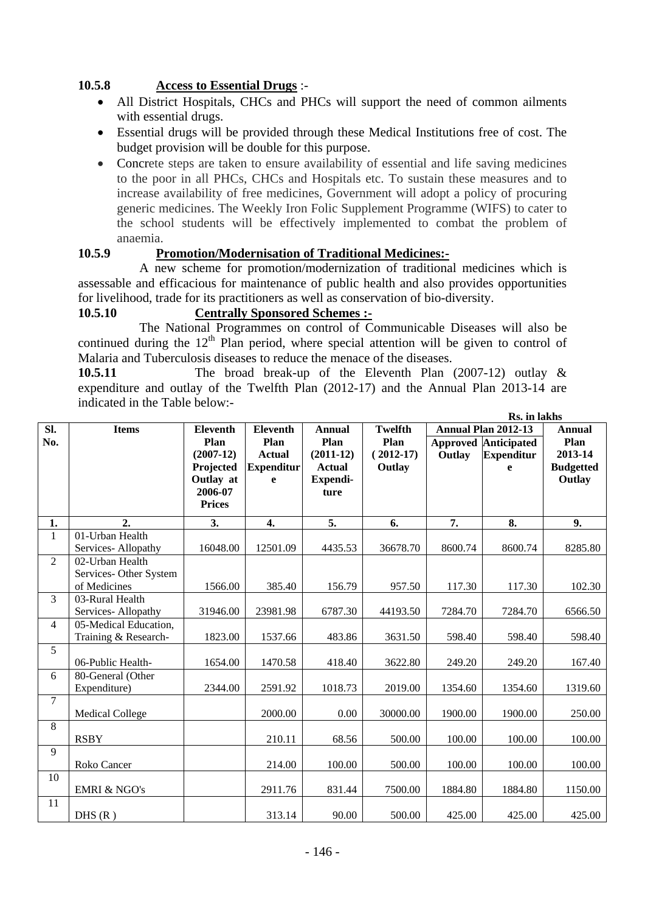### 10.5.8 **Access to Essential Drugs** :-

- All District Hospitals, CHCs and PHCs will support the need of common ailments with essential drugs.
- Essential drugs will be provided through these Medical Institutions free of cost. The budget provision will be double for this purpose.
- Concrete steps are taken to ensure availability of essential and life saving medicines to the poor in all PHCs, CHCs and Hospitals etc. To sustain these measures and to increase availability of free medicines, Government will adopt a policy of procuring generic medicines. The Weekly Iron Folic Supplement Programme (WIFS) to cater to the school students will be effectively implemented to combat the problem of anaemia.

### 10.5.9 **Promotion/Modernisation of Traditional Medicines:-**

A new scheme for promotion/modernization of traditional medicines which is assessable and efficacious for maintenance of public health and also provides opportunities for livelihood, trade for its practitioners as well as conservation of bio-diversity.

### 10.5.10 **Centrally Sponsored Schemes :-**

The National Programmes on control of Communicable Diseases will also be continued during the 12[th] Plan period, where special attention will be given to control of Malaria and Tuberculosis diseases to reduce the menace of the diseases.

**10.5.11** The broad break-up of the Eleventh Plan (2007-12) outlay & expenditure and outlay of the Twelfth Plan (2012-17) and the Annual Plan 2013-14 are indicated in the Table below:-

**Rs. in lakhs**

| Sl. No. | Items | Eleventh Plan (2007-12) Projected Outlay at 2006-07 Prices | Eleventh Plan Actual Expenditure | Annual Plan (2011-12) Actual Expenditure | Twelfth Plan (2012-17) Outlay | Annual Plan 2012-13 | | Annual Plan 2013-14 Budgetted Outlay |
|---|---|---|---|---|---|---|---|---|
| | | | | | | Approved Outlay | Anticipated Expenditure | |
| 1. | 2. | 3. | 4. | 5. | 6. | 7. | 8. | 9. |
| 1 | 01-Urban Health Services- Allopathy | 16048.00 | 12501.09 | 4435.53 | 36678.70 | 8600.74 | 8600.74 | 8285.80 |
| 2 | 02-Urban Health Services- Other System of Medicines | 1566.00 | 385.40 | 156.79 | 957.50 | 117.30 | 117.30 | 102.30 |
| 3 | 03-Rural Health Services- Allopathy | 31946.00 | 23981.98 | 6787.30 | 44193.50 | 7284.70 | 7284.70 | 6566.50 |
| 4 | 05-Medical Education, Training & Research- | 1823.00 | 1537.66 | 483.86 | 3631.50 | 598.40 | 598.40 | 598.40 |
| 5 | 06-Public Health- | 1654.00 | 1470.58 | 418.40 | 3622.80 | 249.20 | 249.20 | 167.40 |
| 6 | 80-General (Other Expenditure) | 2344.00 | 2591.92 | 1018.73 | 2019.00 | 1354.60 | 1354.60 | 1319.60 |
| 7 | Medical College | | 2000.00 | 0.00 | 30000.00 | 1900.00 | 1900.00 | 250.00 |
| 8 | RSBY | | 210.11 | 68.56 | 500.00 | 100.00 | 100.00 | 100.00 |
| 9 | Roko Cancer | | 214.00 | 100.00 | 500.00 | 100.00 | 100.00 | 100.00 |
| 10 | EMRI & NGO's | | 2911.76 | 831.44 | 7500.00 | 1884.80 | 1884.80 | 1150.00 |
| 11 | DHS (R ) | | 313.14 | 90.00 | 500.00 | 425.00 | 425.00 | 425.00 |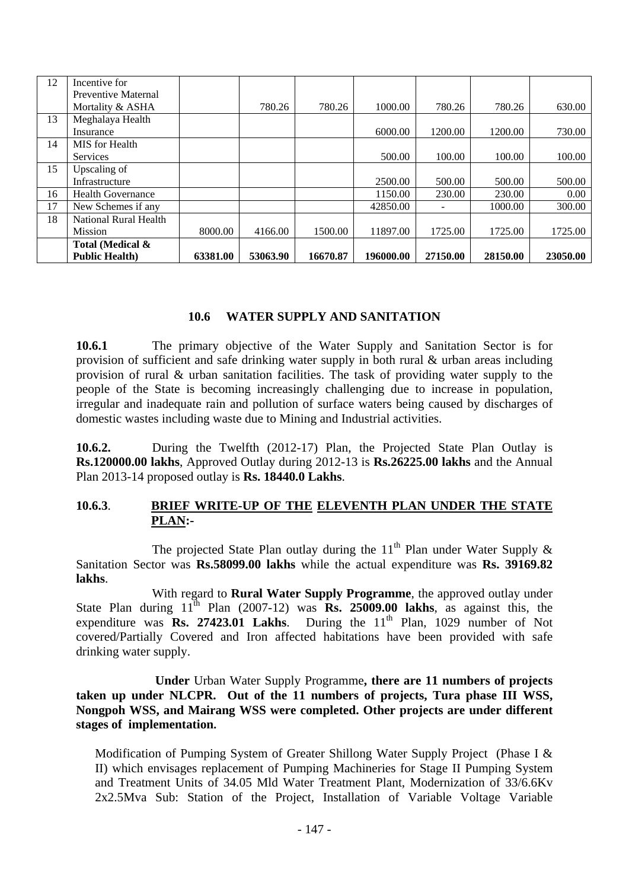| 12 | Incentive for Preventive Maternal Mortality & ASHA | | 780.26 | 780.26 | 1000.00 | 780.26 | 780.26 | 630.00 |
|---|---|---|---|---|---|---|---|---|
| 13 | Meghalaya Health Insurance | | | | 6000.00 | 1200.00 | 1200.00 | 730.00 |
| 14 | MIS for Health Services | | | | 500.00 | 100.00 | 100.00 | 100.00 |
| 15 | Upscaling of Infrastructure | | | | 2500.00 | 500.00 | 500.00 | 500.00 |
| 16 | Health Governance | | | | 1150.00 | 230.00 | 230.00 | 0.00 |
| 17 | New Schemes if any | | | | 42850.00 | - | 1000.00 | 300.00 |
| 18 | National Rural Health Mission | 8000.00 | 4166.00 | 1500.00 | 11897.00 | 1725.00 | 1725.00 | 1725.00 |
| | **Total (Medical & Public Health)** | **63381.00** | **53063.90** | **16670.87** | **196000.00** | **27150.00** | **28150.00** | **23050.00** |

## 10.6 WATER SUPPLY AND SANITATION

**10.6.1** The primary objective of the Water Supply and Sanitation Sector is for provision of sufficient and safe drinking water supply in both rural & urban areas including provision of rural & urban sanitation facilities. The task of providing water supply to the people of the State is becoming increasingly challenging due to increase in population, irregular and inadequate rain and pollution of surface waters being caused by discharges of domestic wastes including waste due to Mining and Industrial activities.

**10.6.2.** During the Twelfth (2012-17) Plan, the Projected State Plan Outlay is **Rs.120000.00 lakhs**, Approved Outlay during 2012-13 is **Rs.26225.00 lakhs** and the Annual Plan 2013-14 proposed outlay is **Rs. 18440.0 Lakhs**.

**10.6.3**. **BRIEF WRITE-UP OF THE ELEVENTH PLAN UNDER THE STATE PLAN:-**

The projected State Plan outlay during the 11th Plan under Water Supply & Sanitation Sector was **Rs.58099.00 lakhs** while the actual expenditure was **Rs. 39169.82 lakhs**.

With regard to **Rural Water Supply Programme**, the approved outlay under State Plan during 11th Plan (2007-12) was **Rs. 25009.00 lakhs**, as against this, the expenditure was **Rs. 27423.01 Lakhs**. During the 11th Plan, 1029 number of Not covered/Partially Covered and Iron affected habitations have been provided with safe drinking water supply.

**Under** Urban Water Supply Programme**, there are 11 numbers of projects taken up under NLCPR. Out of the 11 numbers of projects, Tura phase III WSS, Nongpoh WSS, and Mairang WSS were completed. Other projects are under different stages of implementation.**

Modification of Pumping System of Greater Shillong Water Supply Project (Phase I & II) which envisages replacement of Pumping Machineries for Stage II Pumping System and Treatment Units of 34.05 Mld Water Treatment Plant, Modernization of 33/6.6Kv 2x2.5Mva Sub: Station of the Project, Installation of Variable Voltage Variable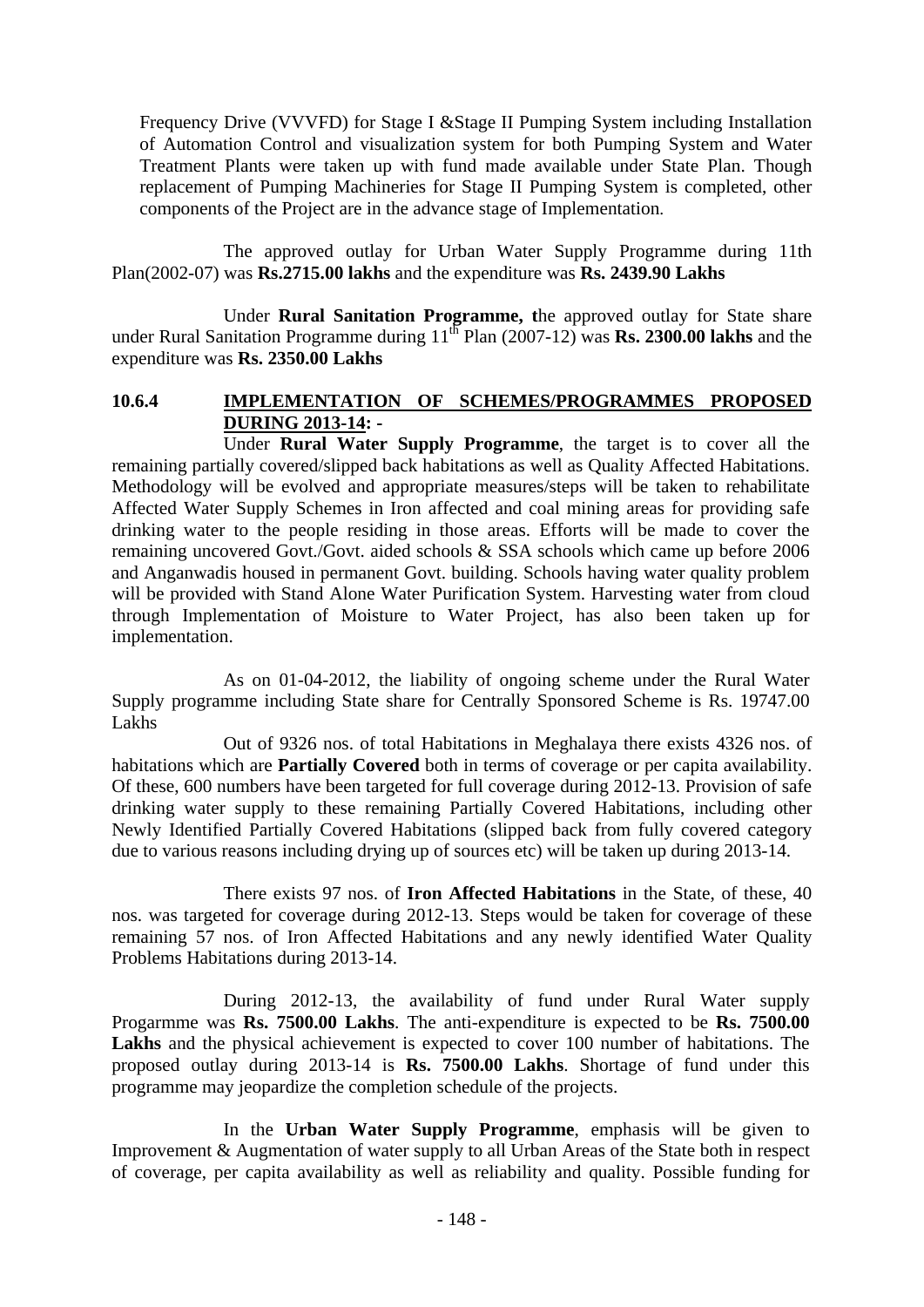Frequency Drive (VVVFD) for Stage I &Stage II Pumping System including Installation of Automation Control and visualization system for both Pumping System and Water Treatment Plants were taken up with fund made available under State Plan. Though replacement of Pumping Machineries for Stage II Pumping System is completed, other components of the Project are in the advance stage of Implementation.

The approved outlay for Urban Water Supply Programme during 11th Plan(2002-07) was **Rs.2715.00 lakhs** and the expenditure was **Rs. 2439.90 Lakhs**

Under **Rural Sanitation Programme, t**he approved outlay for State share under Rural Sanitation Programme during 11th Plan (2007-12) was **Rs. 2300.00 lakhs** and the expenditure was **Rs. 2350.00 Lakhs**

### 10.6.4 IMPLEMENTATION OF SCHEMES/PROGRAMMES PROPOSED DURING 2013-14: -

Under **Rural Water Supply Programme**, the target is to cover all the remaining partially covered/slipped back habitations as well as Quality Affected Habitations. Methodology will be evolved and appropriate measures/steps will be taken to rehabilitate Affected Water Supply Schemes in Iron affected and coal mining areas for providing safe drinking water to the people residing in those areas. Efforts will be made to cover the remaining uncovered Govt./Govt. aided schools & SSA schools which came up before 2006 and Anganwadis housed in permanent Govt. building. Schools having water quality problem will be provided with Stand Alone Water Purification System. Harvesting water from cloud through Implementation of Moisture to Water Project, has also been taken up for implementation.

As on 01-04-2012, the liability of ongoing scheme under the Rural Water Supply programme including State share for Centrally Sponsored Scheme is Rs. 19747.00 Lakhs

Out of 9326 nos. of total Habitations in Meghalaya there exists 4326 nos. of habitations which are **Partially Covered** both in terms of coverage or per capita availability. Of these, 600 numbers have been targeted for full coverage during 2012-13. Provision of safe drinking water supply to these remaining Partially Covered Habitations, including other Newly Identified Partially Covered Habitations (slipped back from fully covered category due to various reasons including drying up of sources etc) will be taken up during 2013-14.

There exists 97 nos. of **Iron Affected Habitations** in the State, of these, 40 nos. was targeted for coverage during 2012-13. Steps would be taken for coverage of these remaining 57 nos. of Iron Affected Habitations and any newly identified Water Quality Problems Habitations during 2013-14.

During 2012-13, the availability of fund under Rural Water supply Progarmme was **Rs. 7500.00 Lakhs**. The anti-expenditure is expected to be **Rs. 7500.00 Lakhs** and the physical achievement is expected to cover 100 number of habitations. The proposed outlay during 2013-14 is **Rs. 7500.00 Lakhs**. Shortage of fund under this programme may jeopardize the completion schedule of the projects.

In the **Urban Water Supply Programme**, emphasis will be given to Improvement & Augmentation of water supply to all Urban Areas of the State both in respect of coverage, per capita availability as well as reliability and quality. Possible funding for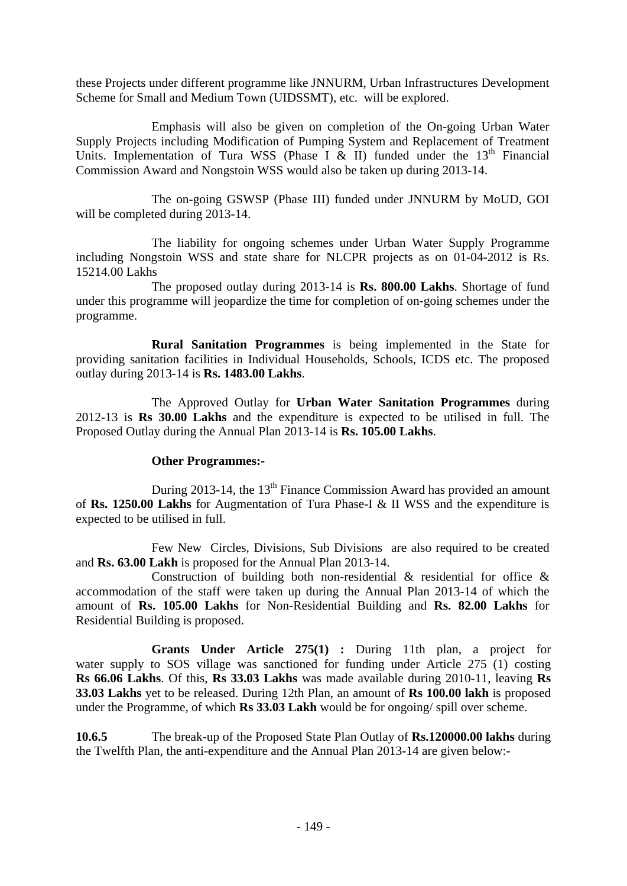these Projects under different programme like JNNURM, Urban Infrastructures Development Scheme for Small and Medium Town (UIDSSMT), etc. will be explored.

Emphasis will also be given on completion of the On-going Urban Water Supply Projects including Modification of Pumping System and Replacement of Treatment Units. Implementation of Tura WSS (Phase I & II) funded under the 13[th] Financial Commission Award and Nongstoin WSS would also be taken up during 2013-14.

The on-going GSWSP (Phase III) funded under JNNURM by MoUD, GOI will be completed during 2013-14.

The liability for ongoing schemes under Urban Water Supply Programme including Nongstoin WSS and state share for NLCPR projects as on 01-04-2012 is Rs. 15214.00 Lakhs

The proposed outlay during 2013-14 is **Rs. 800.00 Lakhs**. Shortage of fund under this programme will jeopardize the time for completion of on-going schemes under the programme.

**Rural Sanitation Programmes** is being implemented in the State for providing sanitation facilities in Individual Households, Schools, ICDS etc. The proposed outlay during 2013-14 is **Rs. 1483.00 Lakhs**.

The Approved Outlay for **Urban Water Sanitation Programmes** during 2012-13 is **Rs 30.00 Lakhs** and the expenditure is expected to be utilised in full. The Proposed Outlay during the Annual Plan 2013-14 is **Rs. 105.00 Lakhs**.

**Other Programmes:-**

During 2013-14, the 13[th] Finance Commission Award has provided an amount of **Rs. 1250.00 Lakhs** for Augmentation of Tura Phase-I & II WSS and the expenditure is expected to be utilised in full.

Few New Circles, Divisions, Sub Divisions are also required to be created and **Rs. 63.00 Lakh** is proposed for the Annual Plan 2013-14.

Construction of building both non-residential & residential for office & accommodation of the staff were taken up during the Annual Plan 2013-14 of which the amount of **Rs. 105.00 Lakhs** for Non-Residential Building and **Rs. 82.00 Lakhs** for Residential Building is proposed.

**Grants Under Article 275(1) :** During 11th plan, a project for water supply to SOS village was sanctioned for funding under Article 275 (1) costing **Rs 66.06 Lakhs**. Of this, **Rs 33.03 Lakhs** was made available during 2010-11, leaving **Rs 33.03 Lakhs** yet to be released. During 12th Plan, an amount of **Rs 100.00 lakh** is proposed under the Programme, of which **Rs 33.03 Lakh** would be for ongoing/ spill over scheme.

**10.6.5** The break-up of the Proposed State Plan Outlay of **Rs.120000.00 lakhs** during the Twelfth Plan, the anti-expenditure and the Annual Plan 2013-14 are given below:-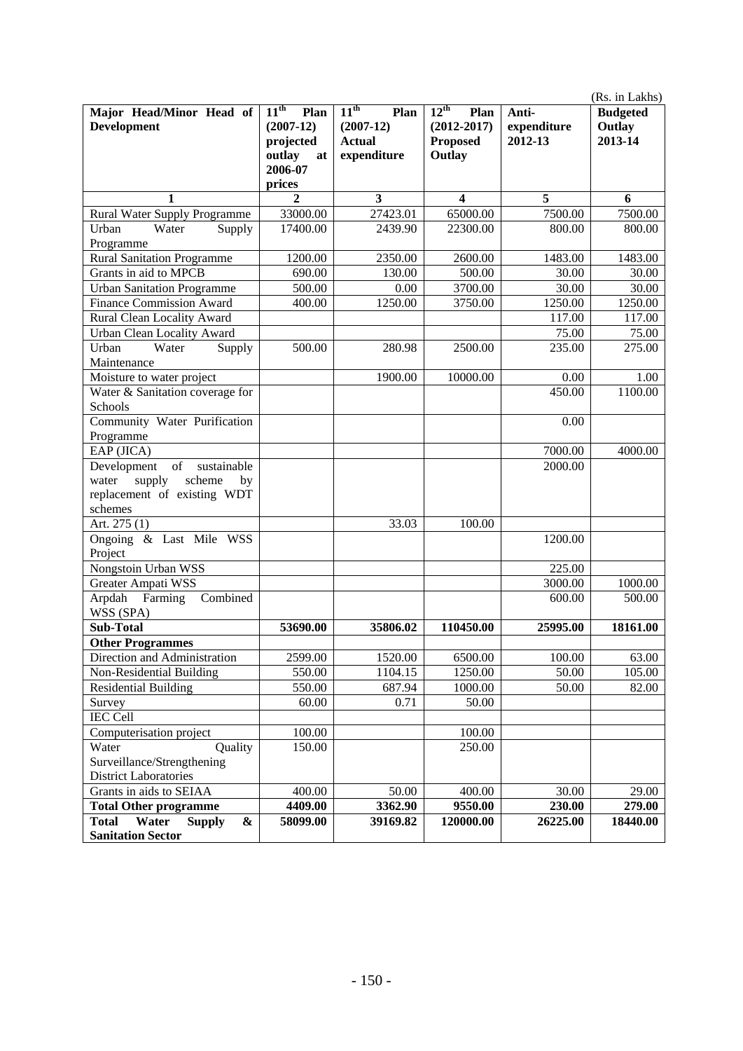(Rs. in Lakhs)

| Major Head/Minor Head of Development | 11th Plan (2007-12) projected outlay at 2006-07 prices | 11th Plan (2007-12) Actual expenditure | 12th Plan (2012-2017) Proposed Outlay | Anti-expenditure 2012-13 | Budgeted Outlay 2013-14 |
|---|---|---|---|---|---|
| 1 | 2 | 3 | 4 | 5 | 6 |
| Rural Water Supply Programme | 33000.00 | 27423.01 | 65000.00 | 7500.00 | 7500.00 |
| Urban Water Supply Programme | 17400.00 | 2439.90 | 22300.00 | 800.00 | 800.00 |
| Rural Sanitation Programme | 1200.00 | 2350.00 | 2600.00 | 1483.00 | 1483.00 |
| Grants in aid to MPCB | 690.00 | 130.00 | 500.00 | 30.00 | 30.00 |
| Urban Sanitation Programme | 500.00 | 0.00 | 3700.00 | 30.00 | 30.00 |
| Finance Commission Award | 400.00 | 1250.00 | 3750.00 | 1250.00 | 1250.00 |
| Rural Clean Locality Award | | | | 117.00 | 117.00 |
| Urban Clean Locality Award | | | | 75.00 | 75.00 |
| Urban Water Supply Maintenance | 500.00 | 280.98 | 2500.00 | 235.00 | 275.00 |
| Moisture to water project | | 1900.00 | 10000.00 | 0.00 | 1.00 |
| Water & Sanitation coverage for Schools | | | | 450.00 | 1100.00 |
| Community Water Purification Programme | | | | 0.00 | |
| EAP (JICA) | | | | 7000.00 | 4000.00 |
| Development of sustainable water supply scheme by replacement of existing WDT schemes | | | | 2000.00 | |
| Art. 275 (1) | | 33.03 | 100.00 | | |
| Ongoing & Last Mile WSS Project | | | | 1200.00 | |
| Nongstoin Urban WSS | | | | 225.00 | |
| Greater Ampati WSS | | | | 3000.00 | 1000.00 |
| Arpdah Farming Combined WSS (SPA) | | | | 600.00 | 500.00 |
| **Sub-Total** | **53690.00** | **35806.02** | **110450.00** | **25995.00** | **18161.00** |
| **Other Programmes** | | | | | |
| Direction and Administration | 2599.00 | 1520.00 | 6500.00 | 100.00 | 63.00 |
| Non-Residential Building | 550.00 | 1104.15 | 1250.00 | 50.00 | 105.00 |
| Residential Building | 550.00 | 687.94 | 1000.00 | 50.00 | 82.00 |
| Survey | 60.00 | 0.71 | 50.00 | | |
| IEC Cell | | | | | |
| Computerisation project | 100.00 | | 100.00 | | |
| Water Quality Surveillance/Strengthening District Laboratories | 150.00 | | 250.00 | | |
| Grants in aids to SEIAA | 400.00 | 50.00 | 400.00 | 30.00 | 29.00 |
| **Total Other programme** | **4409.00** | **3362.90** | **9550.00** | **230.00** | **279.00** |
| **Total Water Supply & Sanitation Sector** | **58099.00** | **39169.82** | **120000.00** | **26225.00** | **18440.00** |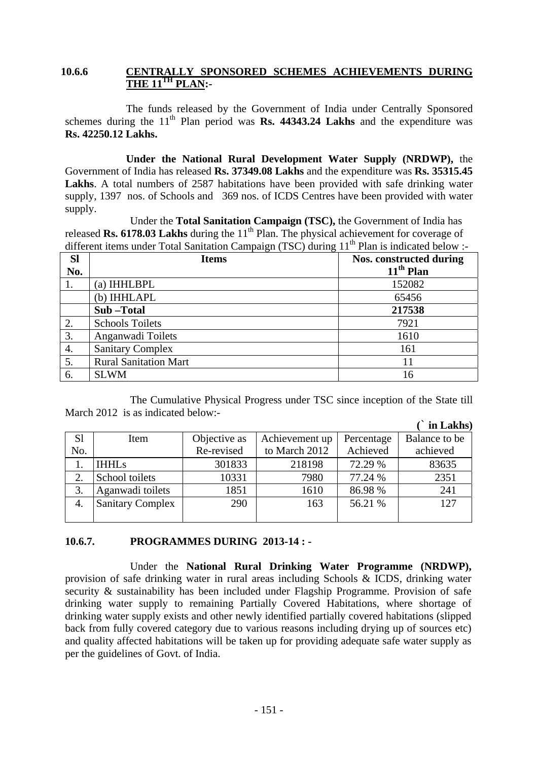## 10.6.6 CENTRALLY SPONSORED SCHEMES ACHIEVEMENTS DURING THE 11TH PLAN:-

The funds released by the Government of India under Centrally Sponsored schemes during the 11th Plan period was **Rs. 44343.24 Lakhs** and the expenditure was **Rs. 42250.12 Lakhs.**

**Under the National Rural Development Water Supply (NRDWP),** the Government of India has released **Rs. 37349.08 Lakhs** and the expenditure was **Rs. 35315.45 Lakhs**. A total numbers of 2587 habitations have been provided with safe drinking water supply, 1397 nos. of Schools and 369 nos. of ICDS Centres have been provided with water supply.

Under the **Total Sanitation Campaign (TSC),** the Government of India has released **Rs. 6178.03 Lakhs** during the 11th Plan. The physical achievement for coverage of different items under Total Sanitation Campaign (TSC) during 11th Plan is indicated below :-

| Sl No. | Items | Nos. constructed during 11th Plan |
|---|---|---|
| 1. | (a) IHHLBPL | 152082 |
| | (b) IHHLAPL | 65456 |
| | **Sub –Total** | **217538** |
| 2. | Schools Toilets | 7921 |
| 3. | Anganwadi Toilets | 1610 |
| 4. | Sanitary Complex | 161 |
| 5. | Rural Sanitation Mart | 11 |
| 6. | SLWM | 16 |

The Cumulative Physical Progress under TSC since inception of the State till March 2012 is as indicated below:-

**(` in Lakhs)**

| Sl No. | Item | Objective as Re-revised | Achievement up to March 2012 | Percentage Achieved | Balance to be achieved |
|---|---|---|---|---|---|
| 1. | IHHLs | 301833 | 218198 | 72.29 % | 83635 |
| 2. | School toilets | 10331 | 7980 | 77.24 % | 2351 |
| 3. | Aganwadi toilets | 1851 | 1610 | 86.98 % | 241 |
| 4. | Sanitary Complex | 290 | 163 | 56.21 % | 127 |

## 10.6.7. PROGRAMMES DURING 2013-14 : -

Under the **National Rural Drinking Water Programme (NRDWP),** provision of safe drinking water in rural areas including Schools & ICDS, drinking water security & sustainability has been included under Flagship Programme. Provision of safe drinking water supply to remaining Partially Covered Habitations, where shortage of drinking water supply exists and other newly identified partially covered habitations (slipped back from fully covered category due to various reasons including drying up of sources etc) and quality affected habitations will be taken up for providing adequate safe water supply as per the guidelines of Govt. of India.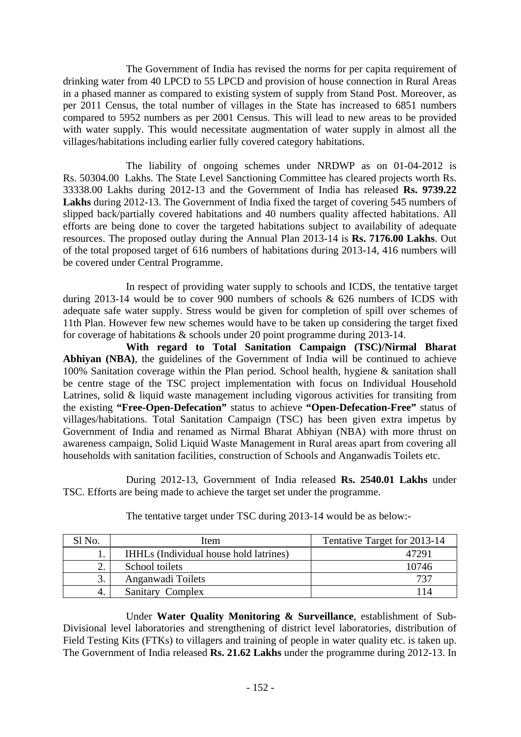The Government of India has revised the norms for per capita requirement of drinking water from 40 LPCD to 55 LPCD and provision of house connection in Rural Areas in a phased manner as compared to existing system of supply from Stand Post. Moreover, as per 2011 Census, the total number of villages in the State has increased to 6851 numbers compared to 5952 numbers as per 2001 Census. This will lead to new areas to be provided with water supply. This would necessitate augmentation of water supply in almost all the villages/habitations including earlier fully covered category habitations.

The liability of ongoing schemes under NRDWP as on 01-04-2012 is Rs. 50304.00 Lakhs. The State Level Sanctioning Committee has cleared projects worth Rs. 33338.00 Lakhs during 2012-13 and the Government of India has released **Rs. 9739.22 Lakhs** during 2012-13. The Government of India fixed the target of covering 545 numbers of slipped back/partially covered habitations and 40 numbers quality affected habitations. All efforts are being done to cover the targeted habitations subject to availability of adequate resources. The proposed outlay during the Annual Plan 2013-14 is **Rs. 7176.00 Lakhs**. Out of the total proposed target of 616 numbers of habitations during 2013-14, 416 numbers will be covered under Central Programme.

In respect of providing water supply to schools and ICDS, the tentative target during 2013-14 would be to cover 900 numbers of schools & 626 numbers of ICDS with adequate safe water supply. Stress would be given for completion of spill over schemes of 11th Plan. However few new schemes would have to be taken up considering the target fixed for coverage of habitations & schools under 20 point programme during 2013-14.

**With regard to Total Sanitation Campaign (TSC)/Nirmal Bharat Abhiyan (NBA)**, the guidelines of the Government of India will be continued to achieve 100% Sanitation coverage within the Plan period. School health, hygiene & sanitation shall be centre stage of the TSC project implementation with focus on Individual Household Latrines, solid & liquid waste management including vigorous activities for transiting from the existing **"Free-Open-Defecation"** status to achieve **"Open-Defecation-Free"** status of villages/habitations. Total Sanitation Campaign (TSC) has been given extra impetus by Government of India and renamed as Nirmal Bharat Abhiyan (NBA) with more thrust on awareness campaign, Solid Liquid Waste Management in Rural areas apart from covering all households with sanitation facilities, construction of Schools and Anganwadis Toilets etc.

During 2012-13, Government of India released **Rs. 2540.01 Lakhs** under TSC. Efforts are being made to achieve the target set under the programme.

The tentative target under TSC during 2013-14 would be as below:-

| Sl No. | Item | Tentative Target for 2013-14 |
|---|---|---|
| 1. | IHHLs (Individual house hold latrines) | 47291 |
| 2. | School toilets | 10746 |
| 3. | Anganwadi Toilets | 737 |
| 4. | Sanitary Complex | 114 |

Under **Water Quality Monitoring & Surveillance**, establishment of Sub-Divisional level laboratories and strengthening of district level laboratories, distribution of Field Testing Kits (FTKs) to villagers and training of people in water quality etc. is taken up. The Government of India released **Rs. 21.62 Lakhs** under the programme during 2012-13. In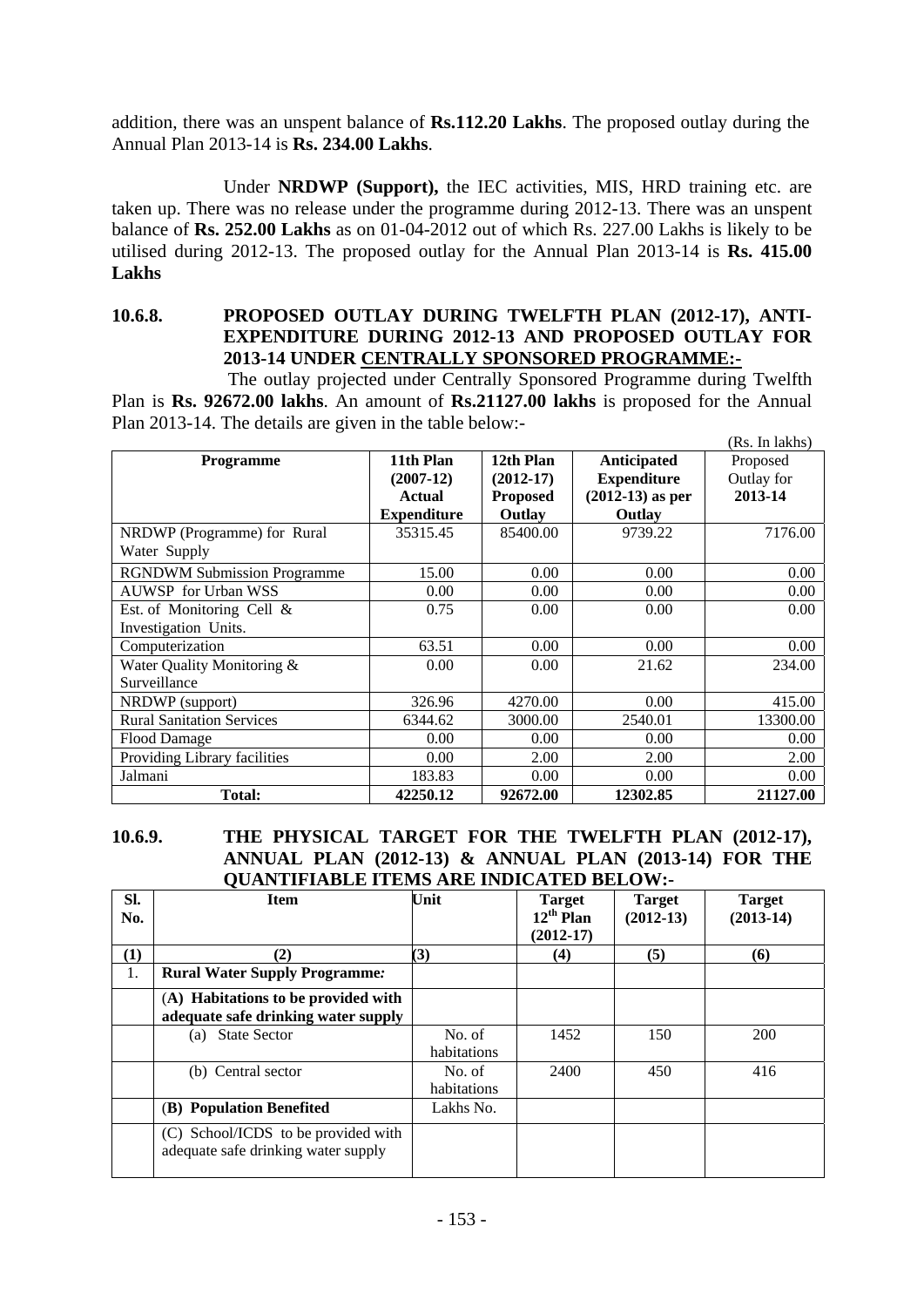addition, there was an unspent balance of **Rs.112.20 Lakhs**. The proposed outlay during the Annual Plan 2013-14 is **Rs. 234.00 Lakhs**.

Under **NRDWP (Support),** the IEC activities, MIS, HRD training etc. are taken up. There was no release under the programme during 2012-13. There was an unspent balance of **Rs. 252.00 Lakhs** as on 01-04-2012 out of which Rs. 227.00 Lakhs is likely to be utilised during 2012-13. The proposed outlay for the Annual Plan 2013-14 is **Rs. 415.00 Lakhs**

### 10.6.8. PROPOSED OUTLAY DURING TWELFTH PLAN (2012-17), ANTI-EXPENDITURE DURING 2012-13 AND PROPOSED OUTLAY FOR 2013-14 UNDER CENTRALLY SPONSORED PROGRAMME:-

The outlay projected under Centrally Sponsored Programme during Twelfth Plan is **Rs. 92672.00 lakhs**. An amount of **Rs.21127.00 lakhs** is proposed for the Annual Plan 2013-14. The details are given in the table below:-

(Rs. In lakhs)

| Programme | 11th Plan (2007-12) Actual Expenditure | 12th Plan (2012-17) Proposed Outlay | Anticipated Expenditure (2012-13) as per Outlay | Proposed Outlay for 2013-14 |
|---|---|---|---|---|
| NRDWP (Programme) for Rural Water Supply | 35315.45 | 85400.00 | 9739.22 | 7176.00 |
| RGNDWM Submission Programme | 15.00 | 0.00 | 0.00 | 0.00 |
| AUWSP for Urban WSS | 0.00 | 0.00 | 0.00 | 0.00 |
| Est. of Monitoring Cell & Investigation Units. | 0.75 | 0.00 | 0.00 | 0.00 |
| Computerization | 63.51 | 0.00 | 0.00 | 0.00 |
| Water Quality Monitoring & Surveillance | 0.00 | 0.00 | 21.62 | 234.00 |
| NRDWP (support) | 326.96 | 4270.00 | 0.00 | 415.00 |
| Rural Sanitation Services | 6344.62 | 3000.00 | 2540.01 | 13300.00 |
| Flood Damage | 0.00 | 0.00 | 0.00 | 0.00 |
| Providing Library facilities | 0.00 | 2.00 | 2.00 | 2.00 |
| Jalmani | 183.83 | 0.00 | 0.00 | 0.00 |
| **Total:** | **42250.12** | **92672.00** | **12302.85** | **21127.00** |

### 10.6.9. THE PHYSICAL TARGET FOR THE TWELFTH PLAN (2012-17), ANNUAL PLAN (2012-13) & ANNUAL PLAN (2013-14) FOR THE QUANTIFIABLE ITEMS ARE INDICATED BELOW:-

| Sl. No. | Item | Unit | Target 12th Plan (2012-17) | Target (2012-13) | Target (2013-14) |
|---|---|---|---|---|---|
| (1) | (2) | (3) | (4) | (5) | (6) |
| 1. | **Rural Water Supply Programme:** | | | | |
| | **(A) Habitations to be provided with adequate safe drinking water supply** | | | | |
| | (a) State Sector | No. of habitations | 1452 | 150 | 200 |
| | (b) Central sector | No. of habitations | 2400 | 450 | 416 |
| | **(B) Population Benefited** | Lakhs No. | | | |
| | (C) School/ICDS to be provided with adequate safe drinking water supply | | | | |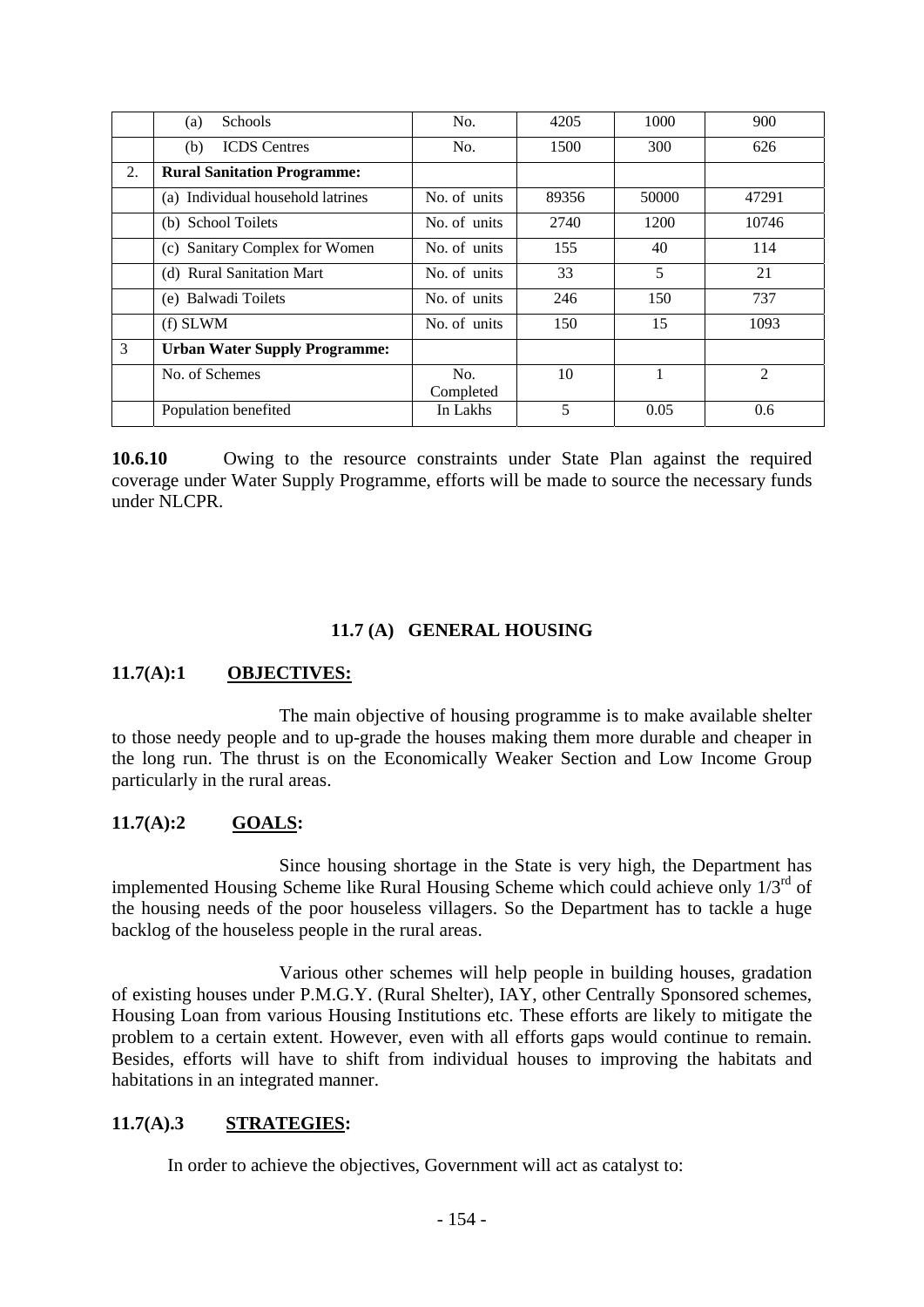| | | | | | |
|---|---|---|---|---|---|
| | (a) Schools | No. | 4205 | 1000 | 900 |
| | (b) ICDS Centres | No. | 1500 | 300 | 626 |
| 2. | **Rural Sanitation Programme:** | | | | |
| | (a) Individual household latrines | No. of units | 89356 | 50000 | 47291 |
| | (b) School Toilets | No. of units | 2740 | 1200 | 10746 |
| | (c) Sanitary Complex for Women | No. of units | 155 | 40 | 114 |
| | (d) Rural Sanitation Mart | No. of units | 33 | 5 | 21 |
| | (e) Balwadi Toilets | No. of units | 246 | 150 | 737 |
| | (f) SLWM | No. of units | 150 | 15 | 1093 |
| 3 | **Urban Water Supply Programme:** | | | | |
| | No. of Schemes | No. Completed | 10 | 1 | 2 |
| | Population benefited | In Lakhs | 5 | 0.05 | 0.6 |

**10.6.10** Owing to the resource constraints under State Plan against the required coverage under Water Supply Programme, efforts will be made to source the necessary funds under NLCPR.

## 11.7 (A) GENERAL HOUSING

### 11.7(A):1 OBJECTIVES:

The main objective of housing programme is to make available shelter to those needy people and to up-grade the houses making them more durable and cheaper in the long run. The thrust is on the Economically Weaker Section and Low Income Group particularly in the rural areas.

### 11.7(A):2 GOALS:

Since housing shortage in the State is very high, the Department has implemented Housing Scheme like Rural Housing Scheme which could achieve only 1/3rd of the housing needs of the poor houseless villagers. So the Department has to tackle a huge backlog of the houseless people in the rural areas.

Various other schemes will help people in building houses, gradation of existing houses under P.M.G.Y. (Rural Shelter), IAY, other Centrally Sponsored schemes, Housing Loan from various Housing Institutions etc. These efforts are likely to mitigate the problem to a certain extent. However, even with all efforts gaps would continue to remain. Besides, efforts will have to shift from individual houses to improving the habitats and habitations in an integrated manner.

### 11.7(A).3 STRATEGIES:

In order to achieve the objectives, Government will act as catalyst to: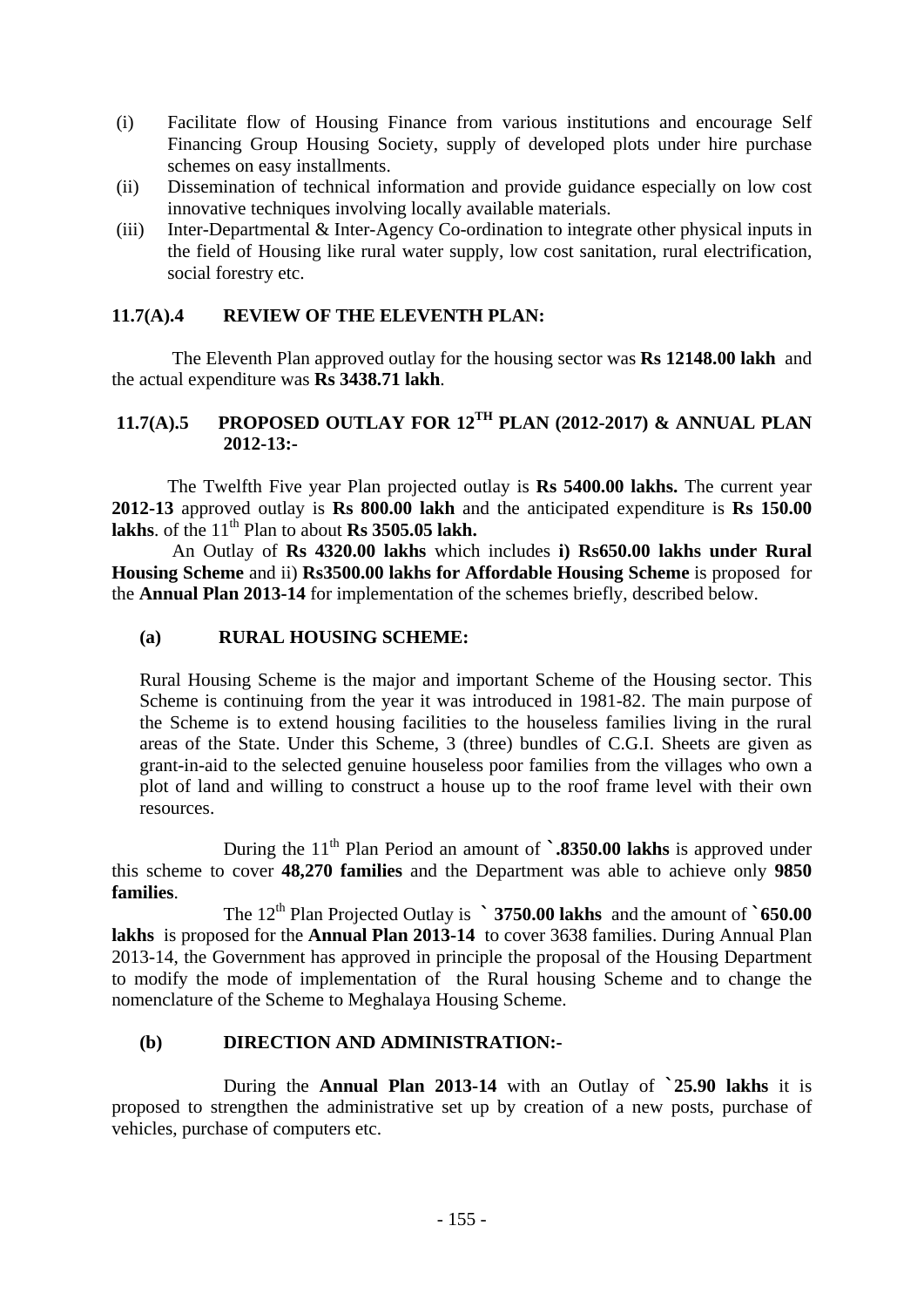(i) Facilitate flow of Housing Finance from various institutions and encourage Self Financing Group Housing Society, supply of developed plots under hire purchase schemes on easy installments.

(ii) Dissemination of technical information and provide guidance especially on low cost innovative techniques involving locally available materials.

(iii) Inter-Departmental & Inter-Agency Co-ordination to integrate other physical inputs in the field of Housing like rural water supply, low cost sanitation, rural electrification, social forestry etc.

### 11.7(A).4 REVIEW OF THE ELEVENTH PLAN:

The Eleventh Plan approved outlay for the housing sector was **Rs 12148.00 lakh** and the actual expenditure was **Rs 3438.71 lakh**.

### 11.7(A).5 PROPOSED OUTLAY FOR 12TH PLAN (2012-2017) & ANNUAL PLAN 2012-13:-

The Twelfth Five year Plan projected outlay is **Rs 5400.00 lakhs.** The current year **2012-13** approved outlay is **Rs 800.00 lakh** and the anticipated expenditure is **Rs 150.00 lakhs**. of the 11th Plan to about **Rs 3505.05 lakh.**

An Outlay of **Rs 4320.00 lakhs** which includes **i) Rs650.00 lakhs under Rural Housing Scheme** and ii) **Rs3500.00 lakhs for Affordable Housing Scheme** is proposed for the **Annual Plan 2013-14** for implementation of the schemes briefly, described below.

#### (a) RURAL HOUSING SCHEME:

Rural Housing Scheme is the major and important Scheme of the Housing sector. This Scheme is continuing from the year it was introduced in 1981-82. The main purpose of the Scheme is to extend housing facilities to the houseless families living in the rural areas of the State. Under this Scheme, 3 (three) bundles of C.G.I. Sheets are given as grant-in-aid to the selected genuine houseless poor families from the villages who own a plot of land and willing to construct a house up to the roof frame level with their own resources.

During the 11th Plan Period an amount of **`.8350.00 lakhs** is approved under this scheme to cover **48,270 families** and the Department was able to achieve only **9850 families**.

The 12th Plan Projected Outlay is **` 3750.00 lakhs** and the amount of **`650.00 lakhs** is proposed for the **Annual Plan 2013-14** to cover 3638 families. During Annual Plan 2013-14, the Government has approved in principle the proposal of the Housing Department to modify the mode of implementation of the Rural housing Scheme and to change the nomenclature of the Scheme to Meghalaya Housing Scheme.

#### (b) DIRECTION AND ADMINISTRATION:-

During the **Annual Plan 2013-14** with an Outlay of **`25.90 lakhs** it is proposed to strengthen the administrative set up by creation of a new posts, purchase of vehicles, purchase of computers etc.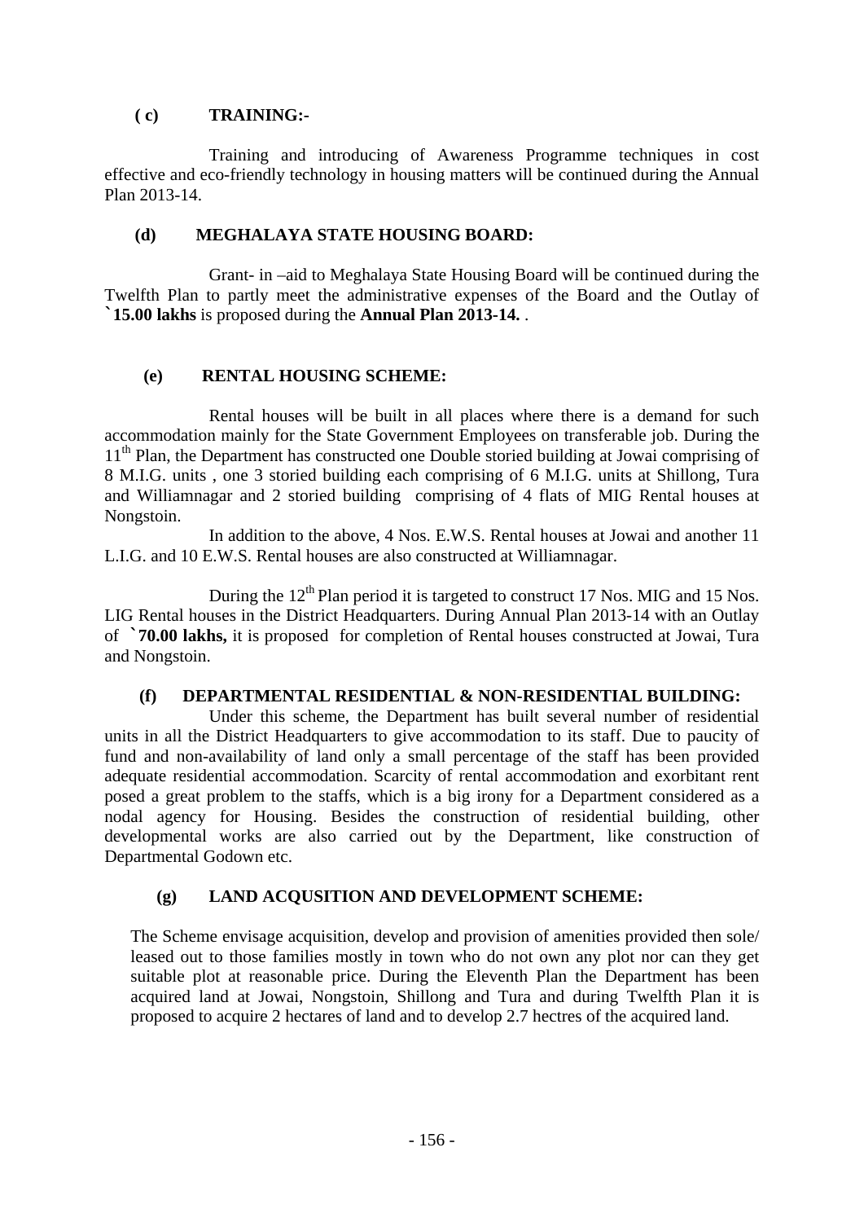**( c) TRAINING:-**

Training and introducing of Awareness Programme techniques in cost effective and eco-friendly technology in housing matters will be continued during the Annual Plan 2013-14.

**(d) MEGHALAYA STATE HOUSING BOARD:**

Grant- in –aid to Meghalaya State Housing Board will be continued during the Twelfth Plan to partly meet the administrative expenses of the Board and the Outlay of **`15.00 lakhs** is proposed during the **Annual Plan 2013-14.** .

**(e) RENTAL HOUSING SCHEME:**

Rental houses will be built in all places where there is a demand for such accommodation mainly for the State Government Employees on transferable job. During the 11th Plan, the Department has constructed one Double storied building at Jowai comprising of 8 M.I.G. units , one 3 storied building each comprising of 6 M.I.G. units at Shillong, Tura and Williamnagar and 2 storied building comprising of 4 flats of MIG Rental houses at Nongstoin.

In addition to the above, 4 Nos. E.W.S. Rental houses at Jowai and another 11 L.I.G. and 10 E.W.S. Rental houses are also constructed at Williamnagar.

During the 12th Plan period it is targeted to construct 17 Nos. MIG and 15 Nos. LIG Rental houses in the District Headquarters. During Annual Plan 2013-14 with an Outlay of **`70.00 lakhs,** it is proposed for completion of Rental houses constructed at Jowai, Tura and Nongstoin.

**(f) DEPARTMENTAL RESIDENTIAL & NON-RESIDENTIAL BUILDING:**

Under this scheme, the Department has built several number of residential units in all the District Headquarters to give accommodation to its staff. Due to paucity of fund and non-availability of land only a small percentage of the staff has been provided adequate residential accommodation. Scarcity of rental accommodation and exorbitant rent posed a great problem to the staffs, which is a big irony for a Department considered as a nodal agency for Housing. Besides the construction of residential building, other developmental works are also carried out by the Department, like construction of Departmental Godown etc.

**(g) LAND ACQUSITION AND DEVELOPMENT SCHEME:**

The Scheme envisage acquisition, develop and provision of amenities provided then sole/ leased out to those families mostly in town who do not own any plot nor can they get suitable plot at reasonable price. During the Eleventh Plan the Department has been acquired land at Jowai, Nongstoin, Shillong and Tura and during Twelfth Plan it is proposed to acquire 2 hectares of land and to develop 2.7 hectres of the acquired land.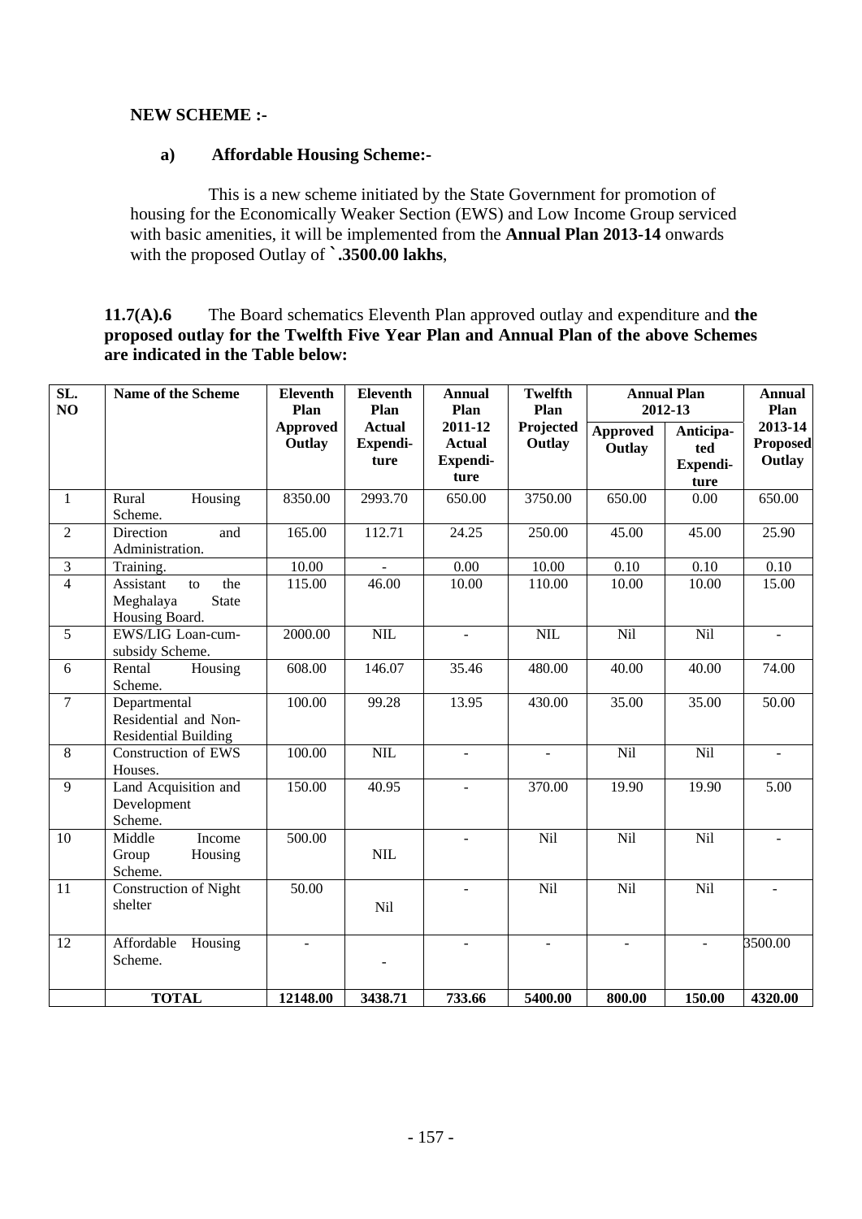**NEW SCHEME :-**

**a) Affordable Housing Scheme:-**

This is a new scheme initiated by the State Government for promotion of housing for the Economically Weaker Section (EWS) and Low Income Group serviced with basic amenities, it will be implemented from the **Annual Plan 2013-14** onwards with the proposed Outlay of **`.3500.00 lakhs**,

**11.7(A).6** The Board schematics Eleventh Plan approved outlay and expenditure and **the proposed outlay for the Twelfth Five Year Plan and Annual Plan of the above Schemes are indicated in the Table below:**

| SL. NO | Name of the Scheme | Eleventh Plan Approved Outlay | Eleventh Plan Actual Expenditure | Annual Plan 2011-12 Actual Expenditure | Twelfth Plan Projected Outlay | Annual Plan 2012-13 | | Annual Plan 2013-14 Proposed Outlay |
|---|---|---|---|---|---|---|---|---|
| | | | | | | Approved Outlay | Anticipated Expenditure | |
| 1 | Rural Housing Scheme. | 8350.00 | 2993.70 | 650.00 | 3750.00 | 650.00 | 0.00 | 650.00 |
| 2 | Direction and Administration. | 165.00 | 112.71 | 24.25 | 250.00 | 45.00 | 45.00 | 25.90 |
| 3 | Training. | 10.00 | - | 0.00 | 10.00 | 0.10 | 0.10 | 0.10 |
| 4 | Assistant to the Meghalaya State Housing Board. | 115.00 | 46.00 | 10.00 | 110.00 | 10.00 | 10.00 | 15.00 |
| 5 | EWS/LIG Loan-cum-subsidy Scheme. | 2000.00 | NIL | - | NIL | Nil | Nil | - |
| 6 | Rental Housing Scheme. | 608.00 | 146.07 | 35.46 | 480.00 | 40.00 | 40.00 | 74.00 |
| 7 | Departmental Residential and Non-Residential Building | 100.00 | 99.28 | 13.95 | 430.00 | 35.00 | 35.00 | 50.00 |
| 8 | Construction of EWS Houses. | 100.00 | NIL | - | - | Nil | Nil | - |
| 9 | Land Acquisition and Development Scheme. | 150.00 | 40.95 | - | 370.00 | 19.90 | 19.90 | 5.00 |
| 10 | Middle Income Group Housing Scheme. | 500.00 | NIL | - | Nil | Nil | Nil | - |
| 11 | Construction of Night shelter | 50.00 | Nil | - | Nil | Nil | Nil | - |
| 12 | Affordable Housing Scheme. | - | - | - | - | - | - | 3500.00 |
| | **TOTAL** | **12148.00** | **3438.71** | **733.66** | **5400.00** | **800.00** | **150.00** | **4320.00** |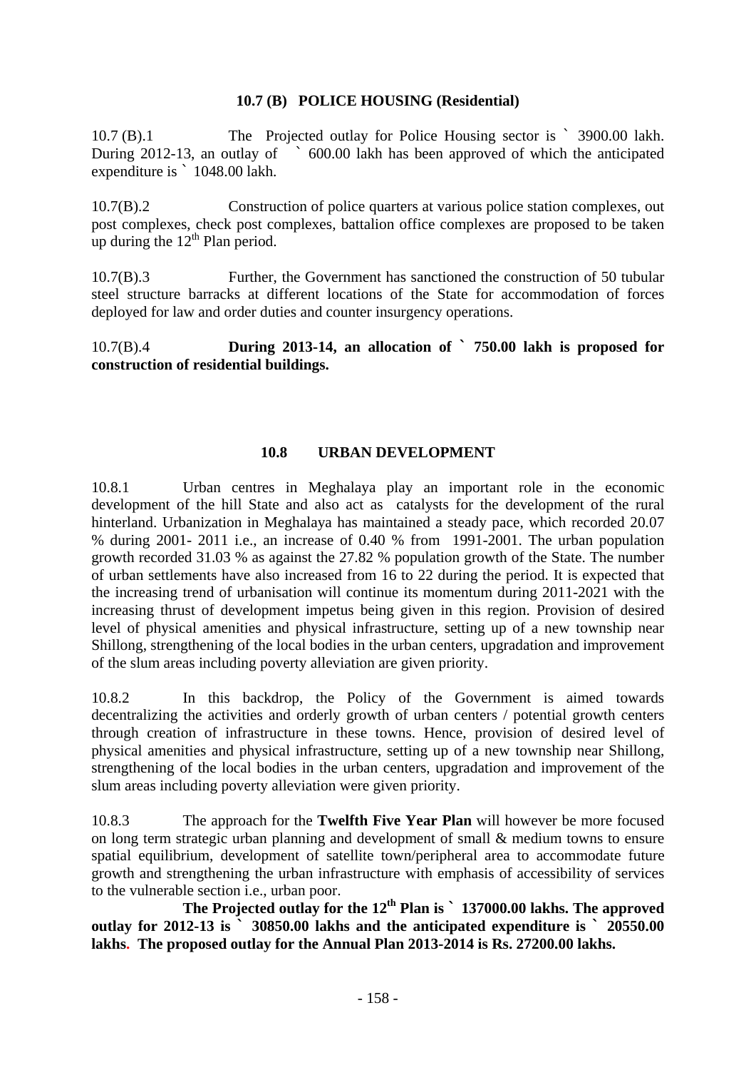### 10.7 (B) POLICE HOUSING (Residential)

10.7 (B).1 The Projected outlay for Police Housing sector is ` 3900.00 lakh. During 2012-13, an outlay of ` 600.00 lakh has been approved of which the anticipated expenditure is ` 1048.00 lakh.

10.7(B).2 Construction of police quarters at various police station complexes, out post complexes, check post complexes, battalion office complexes are proposed to be taken up during the 12th Plan period.

10.7(B).3 Further, the Government has sanctioned the construction of 50 tubular steel structure barracks at different locations of the State for accommodation of forces deployed for law and order duties and counter insurgency operations.

10.7(B).4 **During 2013-14, an allocation of ` 750.00 lakh is proposed for construction of residential buildings.**

### 10.8 URBAN DEVELOPMENT

10.8.1 Urban centres in Meghalaya play an important role in the economic development of the hill State and also act as catalysts for the development of the rural hinterland. Urbanization in Meghalaya has maintained a steady pace, which recorded 20.07 % during 2001- 2011 i.e., an increase of 0.40 % from 1991-2001. The urban population growth recorded 31.03 % as against the 27.82 % population growth of the State. The number of urban settlements have also increased from 16 to 22 during the period. It is expected that the increasing trend of urbanisation will continue its momentum during 2011-2021 with the increasing thrust of development impetus being given in this region. Provision of desired level of physical amenities and physical infrastructure, setting up of a new township near Shillong, strengthening of the local bodies in the urban centers, upgradation and improvement of the slum areas including poverty alleviation are given priority.

10.8.2 In this backdrop, the Policy of the Government is aimed towards decentralizing the activities and orderly growth of urban centers / potential growth centers through creation of infrastructure in these towns. Hence, provision of desired level of physical amenities and physical infrastructure, setting up of a new township near Shillong, strengthening of the local bodies in the urban centers, upgradation and improvement of the slum areas including poverty alleviation were given priority.

10.8.3 The approach for the **Twelfth Five Year Plan** will however be more focused on long term strategic urban planning and development of small & medium towns to ensure spatial equilibrium, development of satellite town/peripheral area to accommodate future growth and strengthening the urban infrastructure with emphasis of accessibility of services to the vulnerable section i.e., urban poor.

**The Projected outlay for the 12th Plan is ` 137000.00 lakhs. The approved outlay for 2012-13 is ` 30850.00 lakhs and the anticipated expenditure is ` 20550.00 lakhs. The proposed outlay for the Annual Plan 2013-2014 is Rs. 27200.00 lakhs.**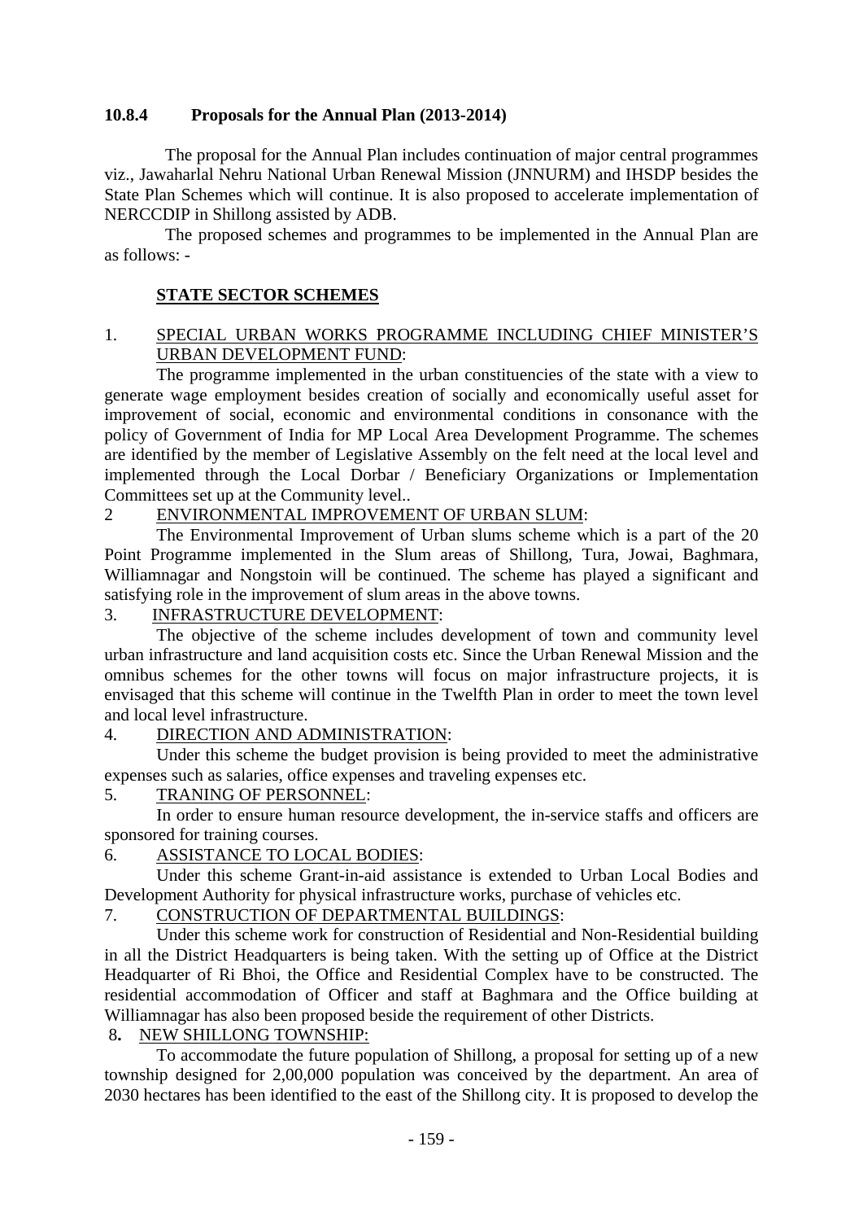### 10.8.4 Proposals for the Annual Plan (2013-2014)

The proposal for the Annual Plan includes continuation of major central programmes viz., Jawaharlal Nehru National Urban Renewal Mission (JNNURM) and IHSDP besides the State Plan Schemes which will continue. It is also proposed to accelerate implementation of NERCCDIP in Shillong assisted by ADB.

The proposed schemes and programmes to be implemented in the Annual Plan are as follows: -

**STATE SECTOR SCHEMES**

1. SPECIAL URBAN WORKS PROGRAMME INCLUDING CHIEF MINISTER'S URBAN DEVELOPMENT FUND:

The programme implemented in the urban constituencies of the state with a view to generate wage employment besides creation of socially and economically useful asset for improvement of social, economic and environmental conditions in consonance with the policy of Government of India for MP Local Area Development Programme. The schemes are identified by the member of Legislative Assembly on the felt need at the local level and implemented through the Local Dorbar / Beneficiary Organizations or Implementation Committees set up at the Community level..

2 ENVIRONMENTAL IMPROVEMENT OF URBAN SLUM:

The Environmental Improvement of Urban slums scheme which is a part of the 20 Point Programme implemented in the Slum areas of Shillong, Tura, Jowai, Baghmara, Williamnagar and Nongstoin will be continued. The scheme has played a significant and satisfying role in the improvement of slum areas in the above towns.

3. INFRASTRUCTURE DEVELOPMENT:

The objective of the scheme includes development of town and community level urban infrastructure and land acquisition costs etc. Since the Urban Renewal Mission and the omnibus schemes for the other towns will focus on major infrastructure projects, it is envisaged that this scheme will continue in the Twelfth Plan in order to meet the town level and local level infrastructure.

4. DIRECTION AND ADMINISTRATION:

Under this scheme the budget provision is being provided to meet the administrative expenses such as salaries, office expenses and traveling expenses etc.

5. TRANING OF PERSONNEL:

In order to ensure human resource development, the in-service staffs and officers are sponsored for training courses.

6. ASSISTANCE TO LOCAL BODIES:

Under this scheme Grant-in-aid assistance is extended to Urban Local Bodies and Development Authority for physical infrastructure works, purchase of vehicles etc.

7. CONSTRUCTION OF DEPARTMENTAL BUILDINGS:

Under this scheme work for construction of Residential and Non-Residential building in all the District Headquarters is being taken. With the setting up of Office at the District Headquarter of Ri Bhoi, the Office and Residential Complex have to be constructed. The residential accommodation of Officer and staff at Baghmara and the Office building at Williamnagar has also been proposed beside the requirement of other Districts.

8. NEW SHILLONG TOWNSHIP:

To accommodate the future population of Shillong, a proposal for setting up of a new township designed for 2,00,000 population was conceived by the department. An area of 2030 hectares has been identified to the east of the Shillong city. It is proposed to develop the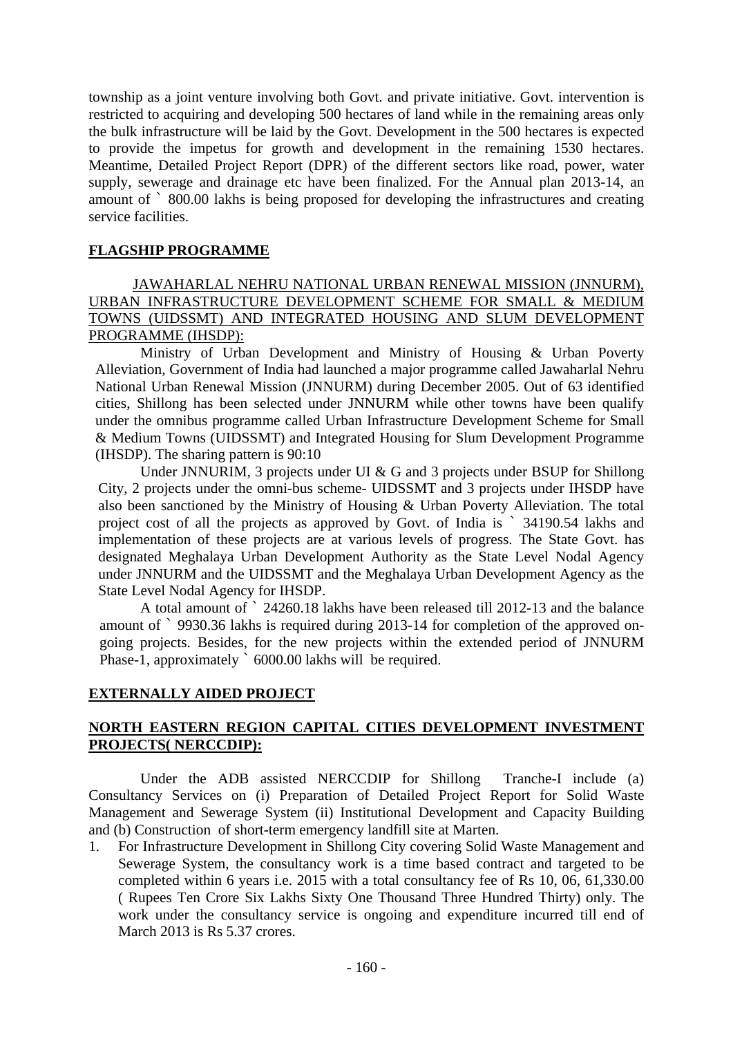township as a joint venture involving both Govt. and private initiative. Govt. intervention is restricted to acquiring and developing 500 hectares of land while in the remaining areas only the bulk infrastructure will be laid by the Govt. Development in the 500 hectares is expected to provide the impetus for growth and development in the remaining 1530 hectares. Meantime, Detailed Project Report (DPR) of the different sectors like road, power, water supply, sewerage and drainage etc have been finalized. For the Annual plan 2013-14, an amount of ` 800.00 lakhs is being proposed for developing the infrastructures and creating service facilities.

## FLAGSHIP PROGRAMME

JAWAHARLAL NEHRU NATIONAL URBAN RENEWAL MISSION (JNNURM), URBAN INFRASTRUCTURE DEVELOPMENT SCHEME FOR SMALL & MEDIUM TOWNS (UIDSSMT) AND INTEGRATED HOUSING AND SLUM DEVELOPMENT PROGRAMME (IHSDP):

Ministry of Urban Development and Ministry of Housing & Urban Poverty Alleviation, Government of India had launched a major programme called Jawaharlal Nehru National Urban Renewal Mission (JNNURM) during December 2005. Out of 63 identified cities, Shillong has been selected under JNNURM while other towns have been qualify under the omnibus programme called Urban Infrastructure Development Scheme for Small & Medium Towns (UIDSSMT) and Integrated Housing for Slum Development Programme (IHSDP). The sharing pattern is 90:10

Under JNNURIM, 3 projects under UI & G and 3 projects under BSUP for Shillong City, 2 projects under the omni-bus scheme- UIDSSMT and 3 projects under IHSDP have also been sanctioned by the Ministry of Housing & Urban Poverty Alleviation. The total project cost of all the projects as approved by Govt. of India is ` 34190.54 lakhs and implementation of these projects are at various levels of progress. The State Govt. has designated Meghalaya Urban Development Authority as the State Level Nodal Agency under JNNURM and the UIDSSMT and the Meghalaya Urban Development Agency as the State Level Nodal Agency for IHSDP.

A total amount of ` 24260.18 lakhs have been released till 2012-13 and the balance amount of ` 9930.36 lakhs is required during 2013-14 for completion of the approved on-going projects. Besides, for the new projects within the extended period of JNNURM Phase-1, approximately ` 6000.00 lakhs will be required.

## EXTERNALLY AIDED PROJECT

## NORTH EASTERN REGION CAPITAL CITIES DEVELOPMENT INVESTMENT PROJECTS( NERCCDIP):

Under the ADB assisted NERCCDIP for Shillong Tranche-I include (a) Consultancy Services on (i) Preparation of Detailed Project Report for Solid Waste Management and Sewerage System (ii) Institutional Development and Capacity Building and (b) Construction of short-term emergency landfill site at Marten.

1. For Infrastructure Development in Shillong City covering Solid Waste Management and Sewerage System, the consultancy work is a time based contract and targeted to be completed within 6 years i.e. 2015 with a total consultancy fee of Rs 10, 06, 61,330.00 ( Rupees Ten Crore Six Lakhs Sixty One Thousand Three Hundred Thirty) only. The work under the consultancy service is ongoing and expenditure incurred till end of March 2013 is Rs 5.37 crores.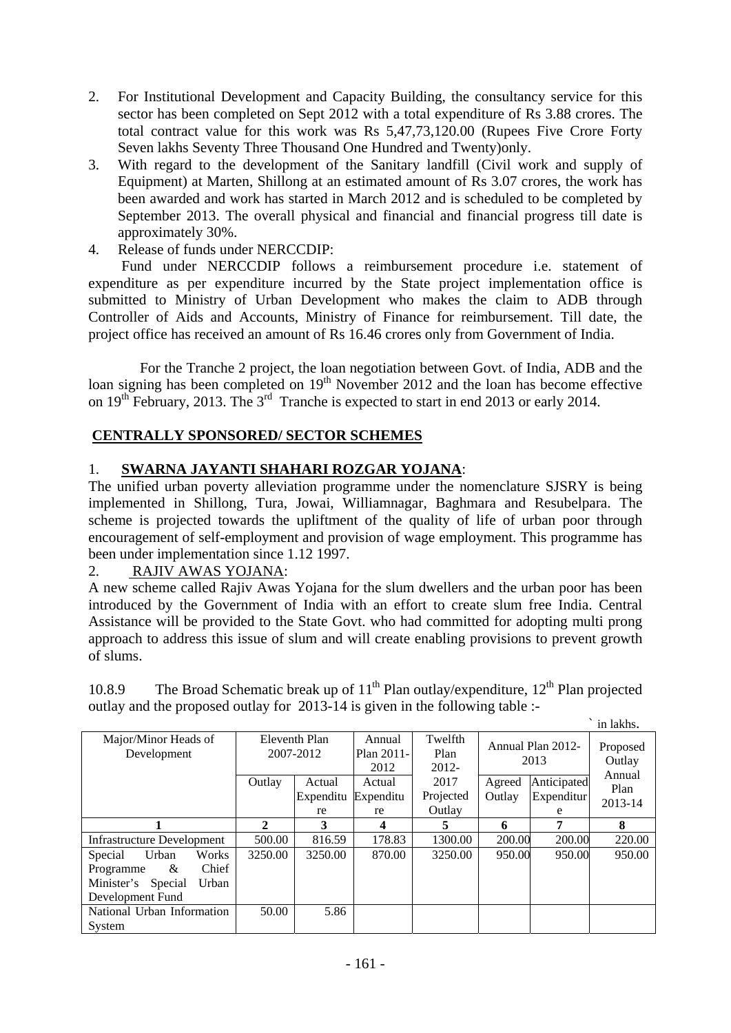2. For Institutional Development and Capacity Building, the consultancy service for this sector has been completed on Sept 2012 with a total expenditure of Rs 3.88 crores. The total contract value for this work was Rs 5,47,73,120.00 (Rupees Five Crore Forty Seven lakhs Seventy Three Thousand One Hundred and Twenty)only.
3. With regard to the development of the Sanitary landfill (Civil work and supply of Equipment) at Marten, Shillong at an estimated amount of Rs 3.07 crores, the work has been awarded and work has started in March 2012 and is scheduled to be completed by September 2013. The overall physical and financial and financial progress till date is approximately 30%.
4. Release of funds under NERCCDIP:

Fund under NERCCDIP follows a reimbursement procedure i.e. statement of expenditure as per expenditure incurred by the State project implementation office is submitted to Ministry of Urban Development who makes the claim to ADB through Controller of Aids and Accounts, Ministry of Finance for reimbursement. Till date, the project office has received an amount of Rs 16.46 crores only from Government of India.

For the Tranche 2 project, the loan negotiation between Govt. of India, ADB and the loan signing has been completed on 19th November 2012 and the loan has become effective on 19th February, 2013. The 3rd Tranche is expected to start in end 2013 or early 2014.

## CENTRALLY SPONSORED/ SECTOR SCHEMES

1. **SWARNA JAYANTI SHAHARI ROZGAR YOJANA**:

The unified urban poverty alleviation programme under the nomenclature SJSRY is being implemented in Shillong, Tura, Jowai, Williamnagar, Baghmara and Resubelpara. The scheme is projected towards the upliftment of the quality of life of urban poor through encouragement of self-employment and provision of wage employment. This programme has been under implementation since 1.12 1997.

2. RAJIV AWAS YOJANA:

A new scheme called Rajiv Awas Yojana for the slum dwellers and the urban poor has been introduced by the Government of India with an effort to create slum free India. Central Assistance will be provided to the State Govt. who had committed for adopting multi prong approach to address this issue of slum and will create enabling provisions to prevent growth of slums.

10.8.9 The Broad Schematic break up of 11th Plan outlay/expenditure, 12th Plan projected outlay and the proposed outlay for 2013-14 is given in the following table :-

` in lakhs.

| Major/Minor Heads of Development | Eleventh Plan 2007-2012 | | Annual Plan 2011-2012 | Twelfth Plan 2012-2017 | Annual Plan 2012-2013 | | Proposed Outlay Annual Plan 2013-14 |
|---|---|---|---|---|---|---|---|
| | Outlay | Actual Expenditure | Actual Expenditure | Projected Outlay | Agreed Outlay | Anticipated Expenditure | |
| **1** | **2** | **3** | **4** | **5** | **6** | **7** | **8** |
| Infrastructure Development | 500.00 | 816.59 | 178.83 | 1300.00 | 200.00 | 200.00 | 220.00 |
| Special Urban Works Programme & Chief Minister's Special Urban Development Fund | 3250.00 | 3250.00 | 870.00 | 3250.00 | 950.00 | 950.00 | 950.00 |
| National Urban Information System | 50.00 | 5.86 | | | | | |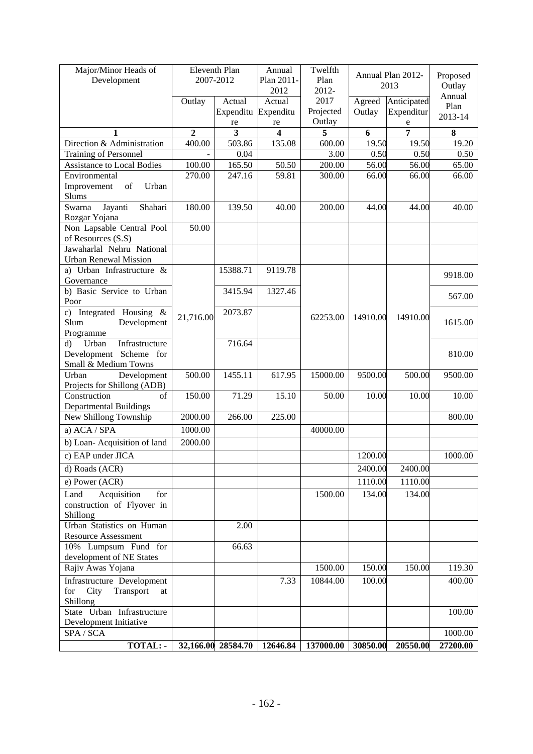| Major/Minor Heads of Development | Eleventh Plan 2007-2012 | | Annual Plan 2011-2012 | Twelfth Plan 2012-2017 | Annual Plan 2012-2013 | | Proposed Outlay Annual Plan 2013-14 |
|---|---|---|---|---|---|---|---|
| | Outlay | Actual Expenditure | Actual Expenditure | Projected Outlay | Agreed Outlay | Anticipated Expenditure | |
| **1** | **2** | **3** | **4** | **5** | **6** | **7** | **8** |
| Direction & Administration | 400.00 | 503.86 | 135.08 | 600.00 | 19.50 | 19.50 | 19.20 |
| Training of Personnel | - | 0.04 | | 3.00 | 0.50 | 0.50 | 0.50 |
| Assistance to Local Bodies | 100.00 | 165.50 | 50.50 | 200.00 | 56.00 | 56.00 | 65.00 |
| Environmental Improvement of Urban Slums | 270.00 | 247.16 | 59.81 | 300.00 | 66.00 | 66.00 | 66.00 |
| Swarna Jayanti Shahari Rozgar Yojana | 180.00 | 139.50 | 40.00 | 200.00 | 44.00 | 44.00 | 40.00 |
| Non Lapsable Central Pool of Resources (S.S) | 50.00 | | | | | | |
| Jawaharlal Nehru National Urban Renewal Mission | | | | | | | |
| a) Urban Infrastructure & Governance | 21,716.00 | 15388.71 | 9119.78 | 62253.00 | 14910.00 | 14910.00 | 9918.00 |
| b) Basic Service to Urban Poor | | 3415.94 | 1327.46 | | | | 567.00 |
| c) Integrated Housing & Slum Development Programme | | 2073.87 | | | | | 1615.00 |
| d) Urban Infrastructure Development Scheme for Small & Medium Towns | | 716.64 | | | | | 810.00 |
| Urban Development Projects for Shillong (ADB) | 500.00 | 1455.11 | 617.95 | 15000.00 | 9500.00 | 500.00 | 9500.00 |
| Construction of Departmental Buildings | 150.00 | 71.29 | 15.10 | 50.00 | 10.00 | 10.00 | 10.00 |
| New Shillong Township | 2000.00 | 266.00 | 225.00 | | | | 800.00 |
| a) ACA / SPA | 1000.00 | | | 40000.00 | | | |
| b) Loan- Acquisition of land | 2000.00 | | | | | | |
| c) EAP under JICA | | | | | 1200.00 | | 1000.00 |
| d) Roads (ACR) | | | | | 2400.00 | 2400.00 | |
| e) Power (ACR) | | | | | 1110.00 | 1110.00 | |
| Land Acquisition for construction of Flyover in Shillong | | | | 1500.00 | 134.00 | 134.00 | |
| Urban Statistics on Human Resource Assessment | | 2.00 | | | | | |
| 10% Lumpsum Fund for development of NE States | | 66.63 | | | | | |
| Rajiv Awas Yojana | | | | 1500.00 | 150.00 | 150.00 | 119.30 |
| Infrastructure Development for City Transport at Shillong | | | 7.33 | 10844.00 | 100.00 | | 400.00 |
| State Urban Infrastructure Development Initiative | | | | | | | 100.00 |
| SPA / SCA | | | | | | | 1000.00 |
| **TOTAL: -** | **32,166.00** | **28584.70** | **12646.84** | **137000.00** | **30850.00** | **20550.00** | **27200.00** |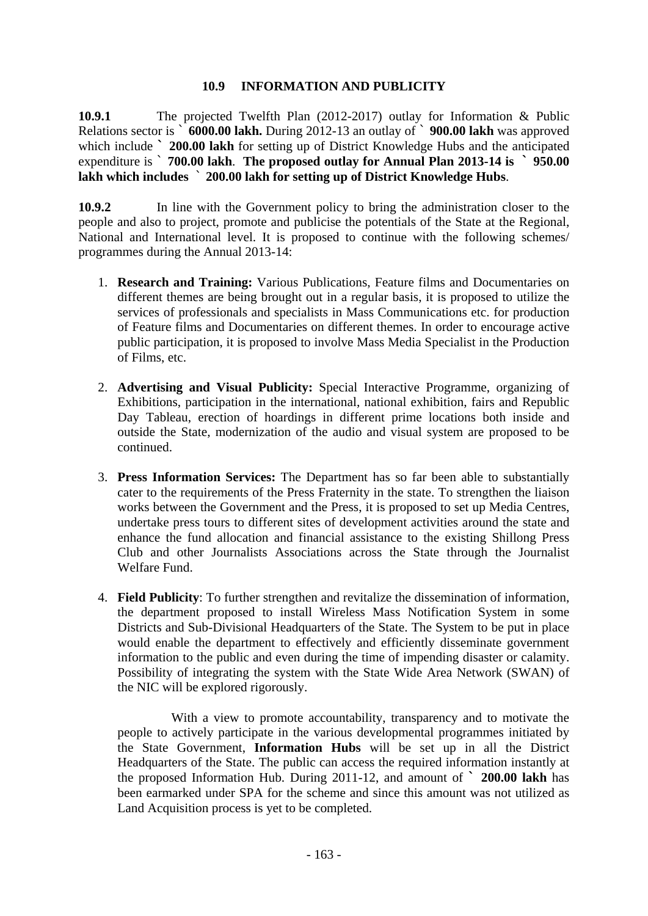### 10.9 INFORMATION AND PUBLICITY

**10.9.1** The projected Twelfth Plan (2012-2017) outlay for Information & Public Relations sector is **` 6000.00 lakh.** During 2012-13 an outlay of **` 900.00 lakh** was approved which include **` 200.00 lakh** for setting up of District Knowledge Hubs and the anticipated expenditure is **` 700.00 lakh**. **The proposed outlay for Annual Plan 2013-14 is ` 950.00 lakh which includes ` 200.00 lakh for setting up of District Knowledge Hubs**.

**10.9.2** In line with the Government policy to bring the administration closer to the people and also to project, promote and publicise the potentials of the State at the Regional, National and International level. It is proposed to continue with the following schemes/ programmes during the Annual 2013-14:

1. **Research and Training:** Various Publications, Feature films and Documentaries on different themes are being brought out in a regular basis, it is proposed to utilize the services of professionals and specialists in Mass Communications etc. for production of Feature films and Documentaries on different themes. In order to encourage active public participation, it is proposed to involve Mass Media Specialist in the Production of Films, etc.

2. **Advertising and Visual Publicity:** Special Interactive Programme, organizing of Exhibitions, participation in the international, national exhibition, fairs and Republic Day Tableau, erection of hoardings in different prime locations both inside and outside the State, modernization of the audio and visual system are proposed to be continued.

3. **Press Information Services:** The Department has so far been able to substantially cater to the requirements of the Press Fraternity in the state. To strengthen the liaison works between the Government and the Press, it is proposed to set up Media Centres, undertake press tours to different sites of development activities around the state and enhance the fund allocation and financial assistance to the existing Shillong Press Club and other Journalists Associations across the State through the Journalist Welfare Fund.

4. **Field Publicity**: To further strengthen and revitalize the dissemination of information, the department proposed to install Wireless Mass Notification System in some Districts and Sub-Divisional Headquarters of the State. The System to be put in place would enable the department to effectively and efficiently disseminate government information to the public and even during the time of impending disaster or calamity. Possibility of integrating the system with the State Wide Area Network (SWAN) of the NIC will be explored rigorously.

   With a view to promote accountability, transparency and to motivate the people to actively participate in the various developmental programmes initiated by the State Government, **Information Hubs** will be set up in all the District Headquarters of the State. The public can access the required information instantly at the proposed Information Hub. During 2011-12, and amount of **` 200.00 lakh** has been earmarked under SPA for the scheme and since this amount was not utilized as Land Acquisition process is yet to be completed.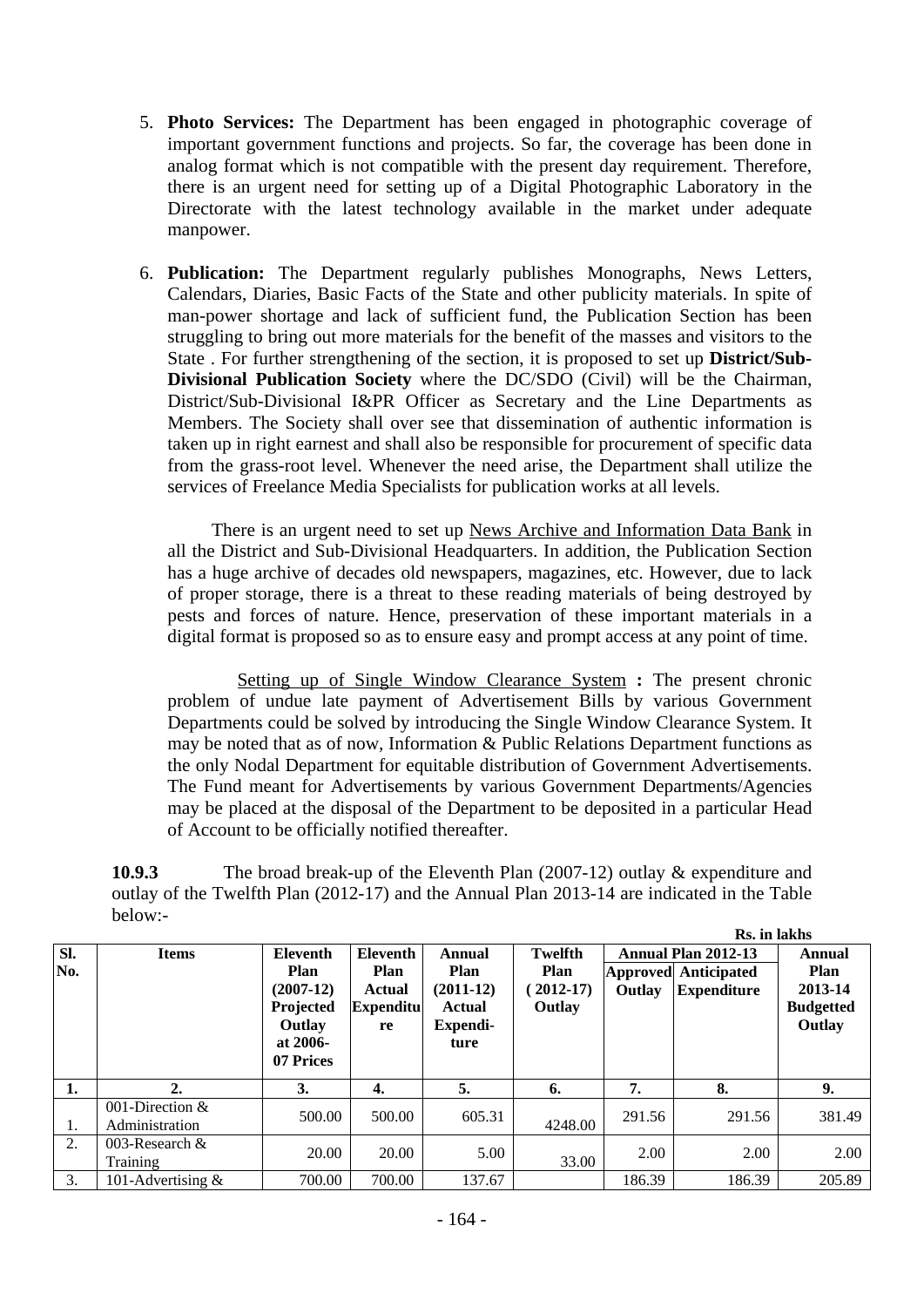5. **Photo Services:** The Department has been engaged in photographic coverage of important government functions and projects. So far, the coverage has been done in analog format which is not compatible with the present day requirement. Therefore, there is an urgent need for setting up of a Digital Photographic Laboratory in the Directorate with the latest technology available in the market under adequate manpower.

6. **Publication:** The Department regularly publishes Monographs, News Letters, Calendars, Diaries, Basic Facts of the State and other publicity materials. In spite of man-power shortage and lack of sufficient fund, the Publication Section has been struggling to bring out more materials for the benefit of the masses and visitors to the State . For further strengthening of the section, it is proposed to set up **District/Sub-Divisional Publication Society** where the DC/SDO (Civil) will be the Chairman, District/Sub-Divisional I&PR Officer as Secretary and the Line Departments as Members. The Society shall over see that dissemination of authentic information is taken up in right earnest and shall also be responsible for procurement of specific data from the grass-root level. Whenever the need arise, the Department shall utilize the services of Freelance Media Specialists for publication works at all levels.

   There is an urgent need to set up News Archive and Information Data Bank in all the District and Sub-Divisional Headquarters. In addition, the Publication Section has a huge archive of decades old newspapers, magazines, etc. However, due to lack of proper storage, there is a threat to these reading materials of being destroyed by pests and forces of nature. Hence, preservation of these important materials in a digital format is proposed so as to ensure easy and prompt access at any point of time.

   Setting up of Single Window Clearance System **:** The present chronic problem of undue late payment of Advertisement Bills by various Government Departments could be solved by introducing the Single Window Clearance System. It may be noted that as of now, Information & Public Relations Department functions as the only Nodal Department for equitable distribution of Government Advertisements. The Fund meant for Advertisements by various Government Departments/Agencies may be placed at the disposal of the Department to be deposited in a particular Head of Account to be officially notified thereafter.

**10.9.3** The broad break-up of the Eleventh Plan (2007-12) outlay & expenditure and outlay of the Twelfth Plan (2012-17) and the Annual Plan 2013-14 are indicated in the Table below:-

**Rs. in lakhs**

| Sl. No. | Items | Eleventh Plan (2007-12) Projected Outlay at 2006-07 Prices | Eleventh Plan Actual Expenditure | Annual Plan (2011-12) Actual Expenditure | Twelfth Plan (2012-17) Outlay | Annual Plan 2012-13 | | Annual Plan 2013-14 Budgetted Outlay |
|---|---|---|---|---|---|---|---|---|
| | | | | | | Approved Outlay | Anticipated Expenditure | |
| 1. | 2. | 3. | 4. | 5. | 6. | 7. | 8. | 9. |
| 1. | 001-Direction & Administration | 500.00 | 500.00 | 605.31 | 4248.00 | 291.56 | 291.56 | 381.49 |
| 2. | 003-Research & Training | 20.00 | 20.00 | 5.00 | 33.00 | 2.00 | 2.00 | 2.00 |
| 3. | 101-Advertising & | 700.00 | 700.00 | 137.67 | | 186.39 | 186.39 | 205.89 |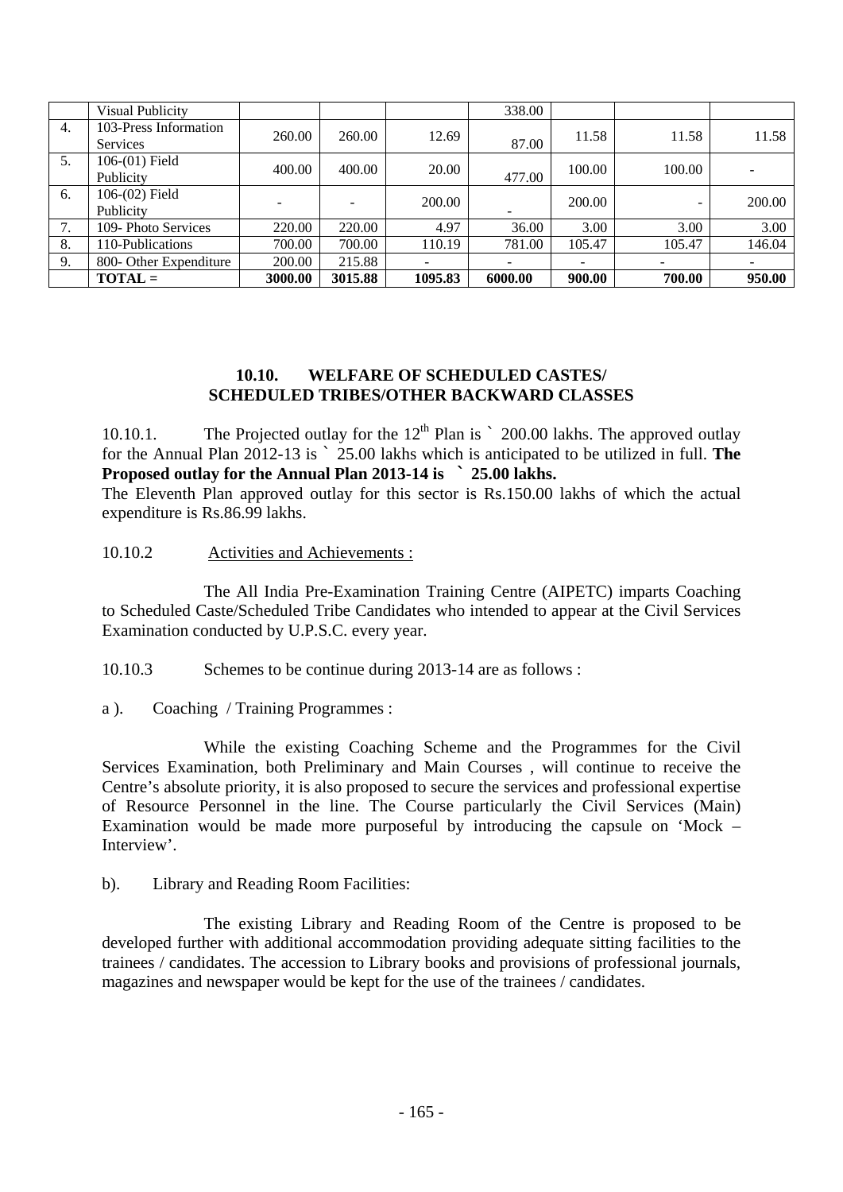| | Visual Publicity | | | | 338.00 | | | |
|---|---|---|---|---|---|---|---|---|
| 4. | 103-Press Information Services | 260.00 | 260.00 | 12.69 | 87.00 | 11.58 | 11.58 | 11.58 |
| 5. | 106-(01) Field Publicity | 400.00 | 400.00 | 20.00 | 477.00 | 100.00 | 100.00 | - |
| 6. | 106-(02) Field Publicity | - | - | 200.00 | - | 200.00 | - | 200.00 |
| 7. | 109- Photo Services | 220.00 | 220.00 | 4.97 | 36.00 | 3.00 | 3.00 | 3.00 |
| 8. | 110-Publications | 700.00 | 700.00 | 110.19 | 781.00 | 105.47 | 105.47 | 146.04 |
| 9. | 800- Other Expenditure | 200.00 | 215.88 | - | - | - | - | - |
| | **TOTAL =** | **3000.00** | **3015.88** | **1095.83** | **6000.00** | **900.00** | **700.00** | **950.00** |

## 10.10. WELFARE OF SCHEDULED CASTES/ SCHEDULED TRIBES/OTHER BACKWARD CLASSES

10.10.1. The Projected outlay for the 12th Plan is ` 200.00 lakhs. The approved outlay for the Annual Plan 2012-13 is ` 25.00 lakhs which is anticipated to be utilized in full. **The Proposed outlay for the Annual Plan 2013-14 is ` 25.00 lakhs.**

The Eleventh Plan approved outlay for this sector is Rs.150.00 lakhs of which the actual expenditure is Rs.86.99 lakhs.

10.10.2 Activities and Achievements :

The All India Pre-Examination Training Centre (AIPETC) imparts Coaching to Scheduled Caste/Scheduled Tribe Candidates who intended to appear at the Civil Services Examination conducted by U.P.S.C. every year.

10.10.3 Schemes to be continue during 2013-14 are as follows :

a ). Coaching / Training Programmes :

While the existing Coaching Scheme and the Programmes for the Civil Services Examination, both Preliminary and Main Courses , will continue to receive the Centre's absolute priority, it is also proposed to secure the services and professional expertise of Resource Personnel in the line. The Course particularly the Civil Services (Main) Examination would be made more purposeful by introducing the capsule on 'Mock – Interview'.

b). Library and Reading Room Facilities:

The existing Library and Reading Room of the Centre is proposed to be developed further with additional accommodation providing adequate sitting facilities to the trainees / candidates. The accession to Library books and provisions of professional journals, magazines and newspaper would be kept for the use of the trainees / candidates.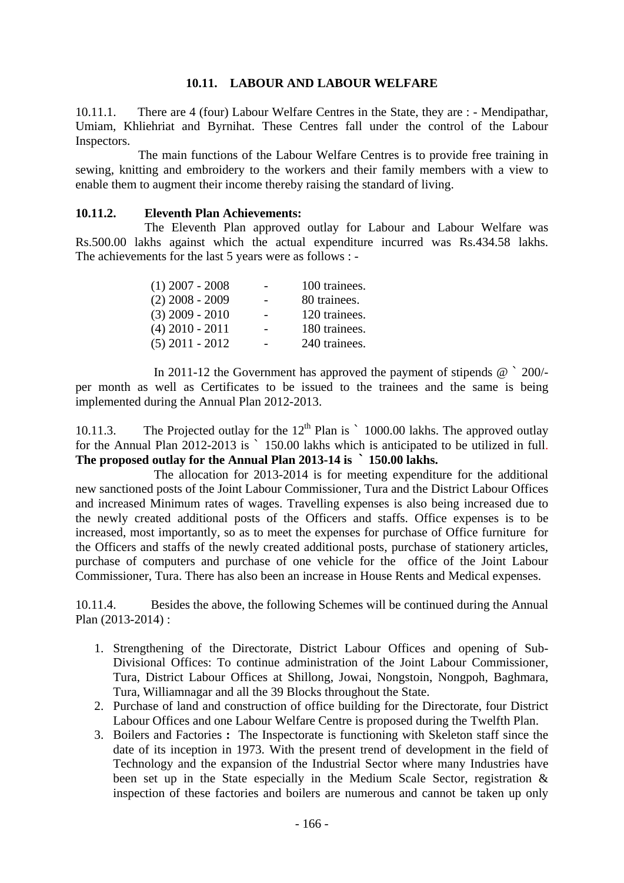## 10.11. LABOUR AND LABOUR WELFARE

10.11.1. There are 4 (four) Labour Welfare Centres in the State, they are : - Mendipathar, Umiam, Khliehriat and Byrnihat. These Centres fall under the control of the Labour Inspectors.

The main functions of the Labour Welfare Centres is to provide free training in sewing, knitting and embroidery to the workers and their family members with a view to enable them to augment their income thereby raising the standard of living.

**10.11.2. Eleventh Plan Achievements:**

The Eleventh Plan approved outlay for Labour and Labour Welfare was Rs.500.00 lakhs against which the actual expenditure incurred was Rs.434.58 lakhs. The achievements for the last 5 years were as follows : -

(1) 2007 - 2008 - 100 trainees.
(2) 2008 - 2009 - 80 trainees.
(3) 2009 - 2010 - 120 trainees.
(4) 2010 - 2011 - 180 trainees.
(5) 2011 - 2012 - 240 trainees.

In 2011-12 the Government has approved the payment of stipends @ ` 200/- per month as well as Certificates to be issued to the trainees and the same is being implemented during the Annual Plan 2012-2013.

10.11.3. The Projected outlay for the 12th Plan is ` 1000.00 lakhs. The approved outlay for the Annual Plan 2012-2013 is ` 150.00 lakhs which is anticipated to be utilized in full. **The proposed outlay for the Annual Plan 2013-14 is ` 150.00 lakhs.**

The allocation for 2013-2014 is for meeting expenditure for the additional new sanctioned posts of the Joint Labour Commissioner, Tura and the District Labour Offices and increased Minimum rates of wages. Travelling expenses is also being increased due to the newly created additional posts of the Officers and staffs. Office expenses is to be increased, most importantly, so as to meet the expenses for purchase of Office furniture for the Officers and staffs of the newly created additional posts, purchase of stationery articles, purchase of computers and purchase of one vehicle for the office of the Joint Labour Commissioner, Tura. There has also been an increase in House Rents and Medical expenses.

10.11.4. Besides the above, the following Schemes will be continued during the Annual Plan (2013-2014) :

1. Strengthening of the Directorate, District Labour Offices and opening of Sub-Divisional Offices: To continue administration of the Joint Labour Commissioner, Tura, District Labour Offices at Shillong, Jowai, Nongstoin, Nongpoh, Baghmara, Tura, Williamnagar and all the 39 Blocks throughout the State.
2. Purchase of land and construction of office building for the Directorate, four District Labour Offices and one Labour Welfare Centre is proposed during the Twelfth Plan.
3. Boilers and Factories **:** The Inspectorate is functioning with Skeleton staff since the date of its inception in 1973. With the present trend of development in the field of Technology and the expansion of the Industrial Sector where many Industries have been set up in the State especially in the Medium Scale Sector, registration & inspection of these factories and boilers are numerous and cannot be taken up only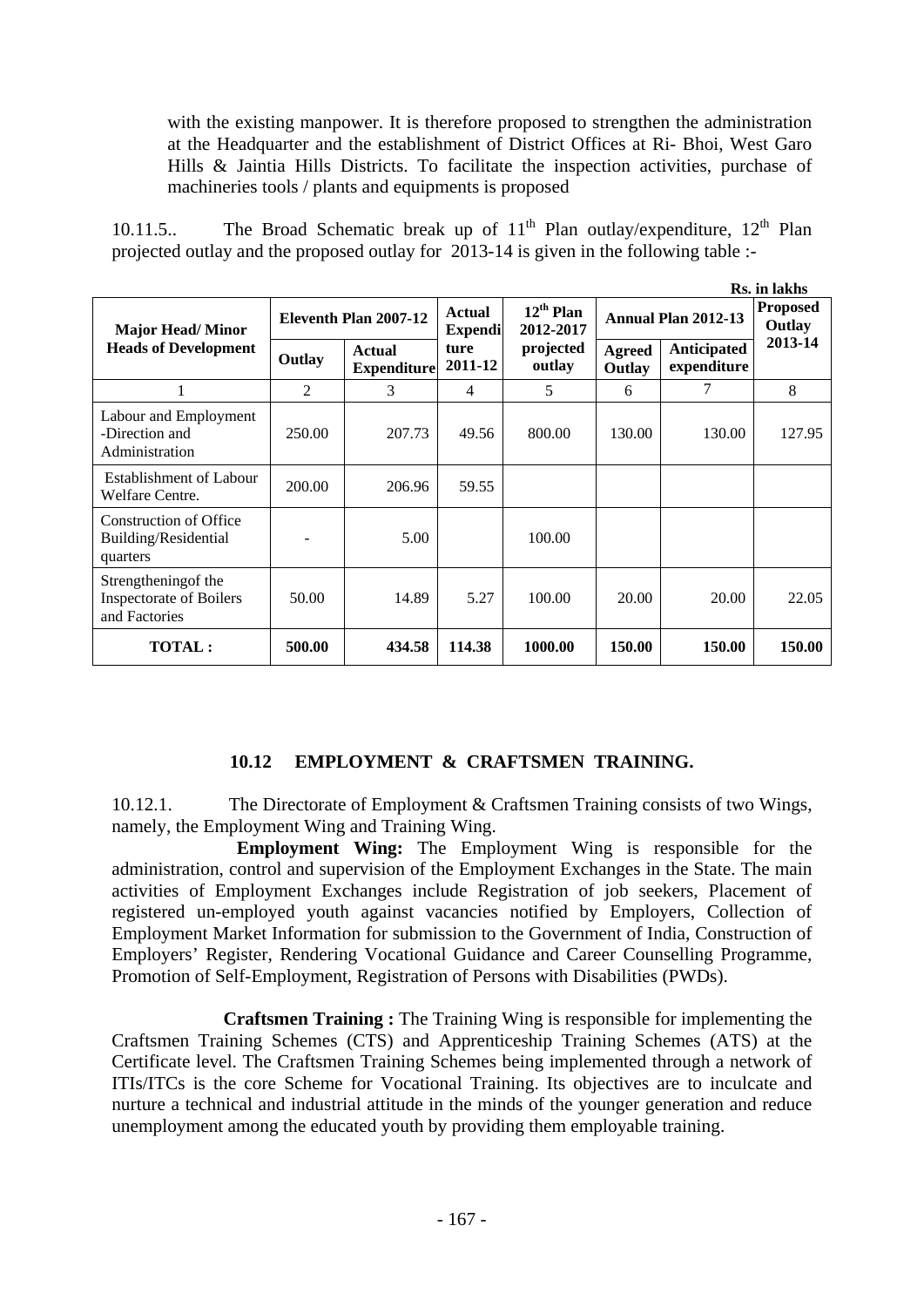with the existing manpower. It is therefore proposed to strengthen the administration at the Headquarter and the establishment of District Offices at Ri- Bhoi, West Garo Hills & Jaintia Hills Districts. To facilitate the inspection activities, purchase of machineries tools / plants and equipments is proposed

10.11.5.. The Broad Schematic break up of 11th Plan outlay/expenditure, 12th Plan projected outlay and the proposed outlay for 2013-14 is given in the following table :-

**Rs. in lakhs**

| Major Head/ Minor Heads of Development | Eleventh Plan 2007-12 | | Actual Expenditure 2011-12 | 12th Plan 2012-2017 projected outlay | Annual Plan 2012-13 | | Proposed Outlay 2013-14 |
|---|---|---|---|---|---|---|---|
| | Outlay | Actual Expenditure | | | Agreed Outlay | Anticipated expenditure | |
| 1 | 2 | 3 | 4 | 5 | 6 | 7 | 8 |
| Labour and Employment -Direction and Administration | 250.00 | 207.73 | 49.56 | 800.00 | 130.00 | 130.00 | 127.95 |
| Establishment of Labour Welfare Centre. | 200.00 | 206.96 | 59.55 | | | | |
| Construction of Office Building/Residential quarters | - | 5.00 | | 100.00 | | | |
| Strengtheningof the Inspectorate of Boilers and Factories | 50.00 | 14.89 | 5.27 | 100.00 | 20.00 | 20.00 | 22.05 |
| **TOTAL :** | **500.00** | **434.58** | **114.38** | **1000.00** | **150.00** | **150.00** | **150.00** |

## 10.12 EMPLOYMENT & CRAFTSMEN TRAINING.

10.12.1. The Directorate of Employment & Craftsmen Training consists of two Wings, namely, the Employment Wing and Training Wing.

**Employment Wing:** The Employment Wing is responsible for the administration, control and supervision of the Employment Exchanges in the State. The main activities of Employment Exchanges include Registration of job seekers, Placement of registered un-employed youth against vacancies notified by Employers, Collection of Employment Market Information for submission to the Government of India, Construction of Employers' Register, Rendering Vocational Guidance and Career Counselling Programme, Promotion of Self-Employment, Registration of Persons with Disabilities (PWDs).

**Craftsmen Training :** The Training Wing is responsible for implementing the Craftsmen Training Schemes (CTS) and Apprenticeship Training Schemes (ATS) at the Certificate level. The Craftsmen Training Schemes being implemented through a network of ITIs/ITCs is the core Scheme for Vocational Training. Its objectives are to inculcate and nurture a technical and industrial attitude in the minds of the younger generation and reduce unemployment among the educated youth by providing them employable training.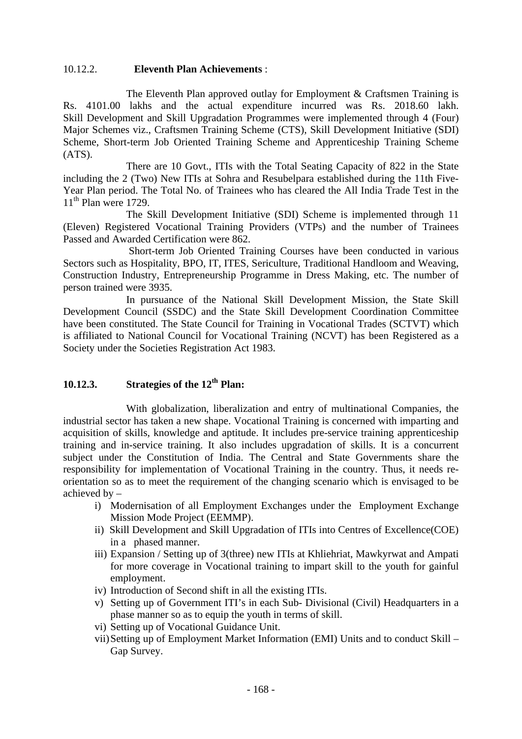10.12.2. **Eleventh Plan Achievements** :

The Eleventh Plan approved outlay for Employment & Craftsmen Training is Rs. 4101.00 lakhs and the actual expenditure incurred was Rs. 2018.60 lakh. Skill Development and Skill Upgradation Programmes were implemented through 4 (Four) Major Schemes viz., Craftsmen Training Scheme (CTS), Skill Development Initiative (SDI) Scheme, Short-term Job Oriented Training Scheme and Apprenticeship Training Scheme (ATS).

There are 10 Govt., ITIs with the Total Seating Capacity of 822 in the State including the 2 (Two) New ITIs at Sohra and Resubelpara established during the 11th Five-Year Plan period. The Total No. of Trainees who has cleared the All India Trade Test in the 11th Plan were 1729.

The Skill Development Initiative (SDI) Scheme is implemented through 11 (Eleven) Registered Vocational Training Providers (VTPs) and the number of Trainees Passed and Awarded Certification were 862.

Short-term Job Oriented Training Courses have been conducted in various Sectors such as Hospitality, BPO, IT, ITES, Sericulture, Traditional Handloom and Weaving, Construction Industry, Entrepreneurship Programme in Dress Making, etc. The number of person trained were 3935.

In pursuance of the National Skill Development Mission, the State Skill Development Council (SSDC) and the State Skill Development Coordination Committee have been constituted. The State Council for Training in Vocational Trades (SCTVT) which is affiliated to National Council for Vocational Training (NCVT) has been Registered as a Society under the Societies Registration Act 1983.

### 10.12.3. Strategies of the 12th Plan:

With globalization, liberalization and entry of multinational Companies, the industrial sector has taken a new shape. Vocational Training is concerned with imparting and acquisition of skills, knowledge and aptitude. It includes pre-service training apprenticeship training and in-service training. It also includes upgradation of skills. It is a concurrent subject under the Constitution of India. The Central and State Governments share the responsibility for implementation of Vocational Training in the country. Thus, it needs re-orientation so as to meet the requirement of the changing scenario which is envisaged to be achieved by –

i) Modernisation of all Employment Exchanges under the Employment Exchange Mission Mode Project (EEMMP).
ii) Skill Development and Skill Upgradation of ITIs into Centres of Excellence(COE) in a phased manner.
iii) Expansion / Setting up of 3(three) new ITIs at Khliehriat, Mawkyrwat and Ampati for more coverage in Vocational training to impart skill to the youth for gainful employment.
iv) Introduction of Second shift in all the existing ITIs.
v) Setting up of Government ITI's in each Sub- Divisional (Civil) Headquarters in a phase manner so as to equip the youth in terms of skill.
vi) Setting up of Vocational Guidance Unit.
vii) Setting up of Employment Market Information (EMI) Units and to conduct Skill – Gap Survey.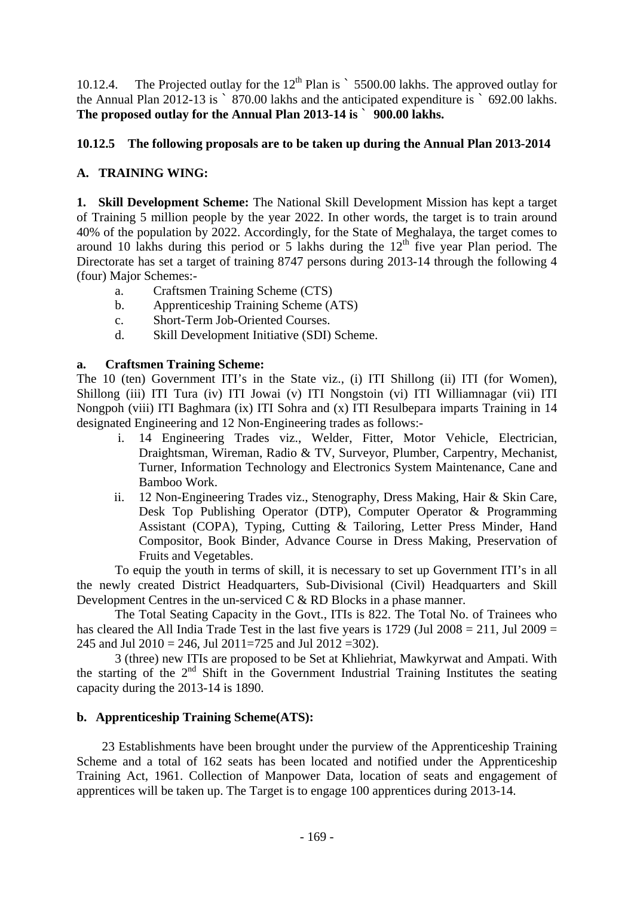10.12.4. The Projected outlay for the 12th Plan is ` 5500.00 lakhs. The approved outlay for the Annual Plan 2012-13 is ` 870.00 lakhs and the anticipated expenditure is ` 692.00 lakhs. **The proposed outlay for the Annual Plan 2013-14 is ` 900.00 lakhs.**

**10.12.5 The following proposals are to be taken up during the Annual Plan 2013-2014**

**A. TRAINING WING:**

**1. Skill Development Scheme:** The National Skill Development Mission has kept a target of Training 5 million people by the year 2022. In other words, the target is to train around 40% of the population by 2022. Accordingly, for the State of Meghalaya, the target comes to around 10 lakhs during this period or 5 lakhs during the 12th five year Plan period. The Directorate has set a target of training 8747 persons during 2013-14 through the following 4 (four) Major Schemes:-

a. Craftsmen Training Scheme (CTS)
b. Apprenticeship Training Scheme (ATS)
c. Short-Term Job-Oriented Courses.
d. Skill Development Initiative (SDI) Scheme.

**a. Craftsmen Training Scheme:**

The 10 (ten) Government ITI's in the State viz., (i) ITI Shillong (ii) ITI (for Women), Shillong (iii) ITI Tura (iv) ITI Jowai (v) ITI Nongstoin (vi) ITI Williamnagar (vii) ITI Nongpoh (viii) ITI Baghmara (ix) ITI Sohra and (x) ITI Resulbepara imparts Training in 14 designated Engineering and 12 Non-Engineering trades as follows:-

i. 14 Engineering Trades viz., Welder, Fitter, Motor Vehicle, Electrician, Draightsman, Wireman, Radio & TV, Surveyor, Plumber, Carpentry, Mechanist, Turner, Information Technology and Electronics System Maintenance, Cane and Bamboo Work.
ii. 12 Non-Engineering Trades viz., Stenography, Dress Making, Hair & Skin Care, Desk Top Publishing Operator (DTP), Computer Operator & Programming Assistant (COPA), Typing, Cutting & Tailoring, Letter Press Minder, Hand Compositor, Book Binder, Advance Course in Dress Making, Preservation of Fruits and Vegetables.

To equip the youth in terms of skill, it is necessary to set up Government ITI's in all the newly created District Headquarters, Sub-Divisional (Civil) Headquarters and Skill Development Centres in the un-serviced C & RD Blocks in a phase manner.

The Total Seating Capacity in the Govt., ITIs is 822. The Total No. of Trainees who has cleared the All India Trade Test in the last five years is 1729 (Jul 2008 = 211, Jul 2009 = 245 and Jul 2010 = 246, Jul 2011=725 and Jul 2012 =302).

3 (three) new ITIs are proposed to be Set at Khliehriat, Mawkyrwat and Ampati. With the starting of the 2nd Shift in the Government Industrial Training Institutes the seating capacity during the 2013-14 is 1890.

**b. Apprenticeship Training Scheme(ATS):**

23 Establishments have been brought under the purview of the Apprenticeship Training Scheme and a total of 162 seats has been located and notified under the Apprenticeship Training Act, 1961. Collection of Manpower Data, location of seats and engagement of apprentices will be taken up. The Target is to engage 100 apprentices during 2013-14.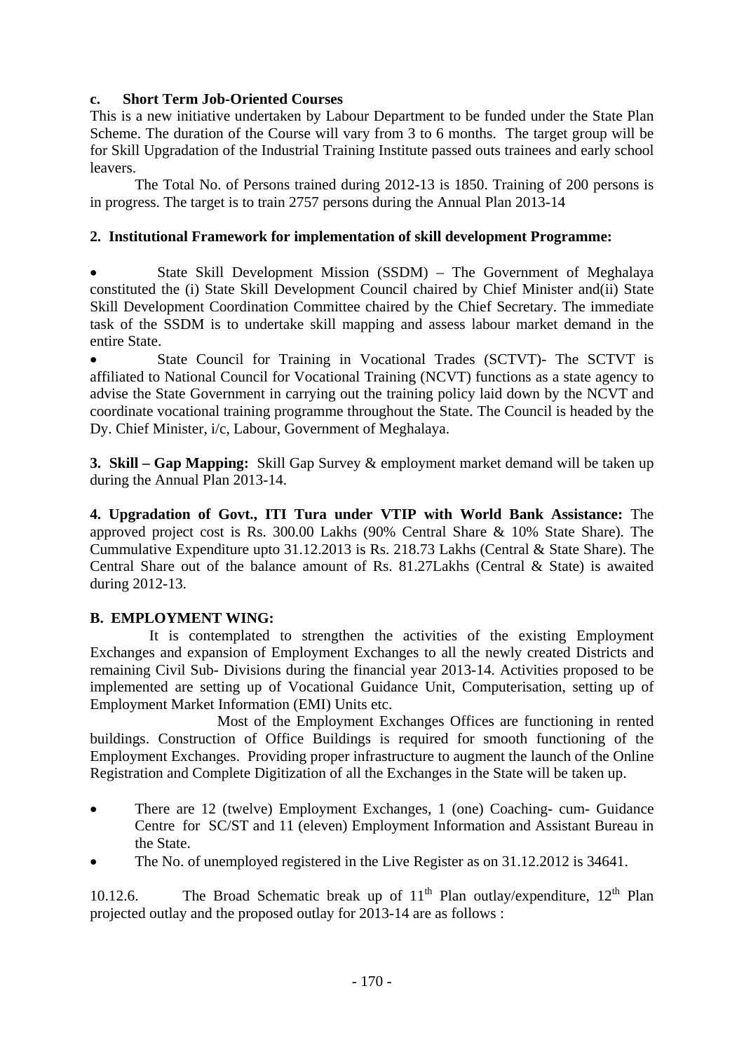**c. Short Term Job-Oriented Courses**

This is a new initiative undertaken by Labour Department to be funded under the State Plan Scheme. The duration of the Course will vary from 3 to 6 months. The target group will be for Skill Upgradation of the Industrial Training Institute passed outs trainees and early school leavers.

The Total No. of Persons trained during 2012-13 is 1850. Training of 200 persons is in progress. The target is to train 2757 persons during the Annual Plan 2013-14

**2. Institutional Framework for implementation of skill development Programme:**

- State Skill Development Mission (SSDM) – The Government of Meghalaya constituted the (i) State Skill Development Council chaired by Chief Minister and(ii) State Skill Development Coordination Committee chaired by the Chief Secretary. The immediate task of the SSDM is to undertake skill mapping and assess labour market demand in the entire State.
- State Council for Training in Vocational Trades (SCTVT)- The SCTVT is affiliated to National Council for Vocational Training (NCVT) functions as a state agency to advise the State Government in carrying out the training policy laid down by the NCVT and coordinate vocational training programme throughout the State. The Council is headed by the Dy. Chief Minister, i/c, Labour, Government of Meghalaya.

**3. Skill – Gap Mapping:** Skill Gap Survey & employment market demand will be taken up during the Annual Plan 2013-14.

**4. Upgradation of Govt., ITI Tura under VTIP with World Bank Assistance:** The approved project cost is Rs. 300.00 Lakhs (90% Central Share & 10% State Share). The Cummulative Expenditure upto 31.12.2013 is Rs. 218.73 Lakhs (Central & State Share). The Central Share out of the balance amount of Rs. 81.27Lakhs (Central & State) is awaited during 2012-13.

**B. EMPLOYMENT WING:**

It is contemplated to strengthen the activities of the existing Employment Exchanges and expansion of Employment Exchanges to all the newly created Districts and remaining Civil Sub- Divisions during the financial year 2013-14. Activities proposed to be implemented are setting up of Vocational Guidance Unit, Computerisation, setting up of Employment Market Information (EMI) Units etc.

Most of the Employment Exchanges Offices are functioning in rented buildings. Construction of Office Buildings is required for smooth functioning of the Employment Exchanges. Providing proper infrastructure to augment the launch of the Online Registration and Complete Digitization of all the Exchanges in the State will be taken up.

- There are 12 (twelve) Employment Exchanges, 1 (one) Coaching- cum- Guidance Centre for SC/ST and 11 (eleven) Employment Information and Assistant Bureau in the State.
- The No. of unemployed registered in the Live Register as on 31.12.2012 is 34641.

10.12.6. The Broad Schematic break up of 11th Plan outlay/expenditure, 12th Plan projected outlay and the proposed outlay for 2013-14 are as follows :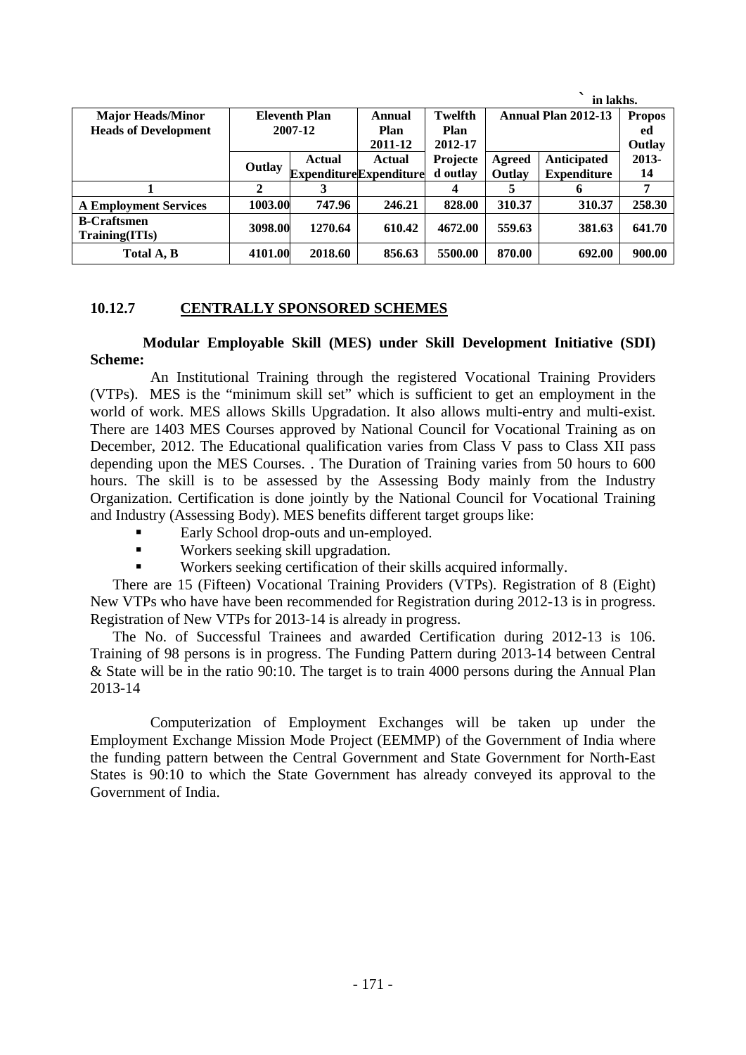` in lakhs.

| Major Heads/Minor Heads of Development | Eleventh Plan 2007-12 | | Annual Plan 2011-12 | Twelfth Plan 2012-17 | Annual Plan 2012-13 | | Proposed Outlay |
|---|---|---|---|---|---|---|---|
| | Outlay | Actual Expenditure | Actual Expenditure | Projected outlay | Agreed Outlay | Anticipated Expenditure | 2013-14 |
| 1 | 2 | 3 | | 4 | 5 | 6 | 7 |
| A Employment Services | 1003.00 | 747.96 | 246.21 | 828.00 | 310.37 | 310.37 | 258.30 |
| B-Craftsmen Training(ITIs) | 3098.00 | 1270.64 | 610.42 | 4672.00 | 559.63 | 381.63 | 641.70 |
| Total A, B | 4101.00 | 2018.60 | 856.63 | 5500.00 | 870.00 | 692.00 | 900.00 |

### 10.12.7 CENTRALLY SPONSORED SCHEMES

**Modular Employable Skill (MES) under Skill Development Initiative (SDI) Scheme:**

An Institutional Training through the registered Vocational Training Providers (VTPs). MES is the "minimum skill set" which is sufficient to get an employment in the world of work. MES allows Skills Upgradation. It also allows multi-entry and multi-exist. There are 1403 MES Courses approved by National Council for Vocational Training as on December, 2012. The Educational qualification varies from Class V pass to Class XII pass depending upon the MES Courses. . The Duration of Training varies from 50 hours to 600 hours. The skill is to be assessed by the Assessing Body mainly from the Industry Organization. Certification is done jointly by the National Council for Vocational Training and Industry (Assessing Body). MES benefits different target groups like:

- Early School drop-outs and un-employed.
- Workers seeking skill upgradation.
- Workers seeking certification of their skills acquired informally.

There are 15 (Fifteen) Vocational Training Providers (VTPs). Registration of 8 (Eight) New VTPs who have have been recommended for Registration during 2012-13 is in progress. Registration of New VTPs for 2013-14 is already in progress.

The No. of Successful Trainees and awarded Certification during 2012-13 is 106. Training of 98 persons is in progress. The Funding Pattern during 2013-14 between Central & State will be in the ratio 90:10. The target is to train 4000 persons during the Annual Plan 2013-14

Computerization of Employment Exchanges will be taken up under the Employment Exchange Mission Mode Project (EEMMP) of the Government of India where the funding pattern between the Central Government and State Government for North-East States is 90:10 to which the State Government has already conveyed its approval to the Government of India.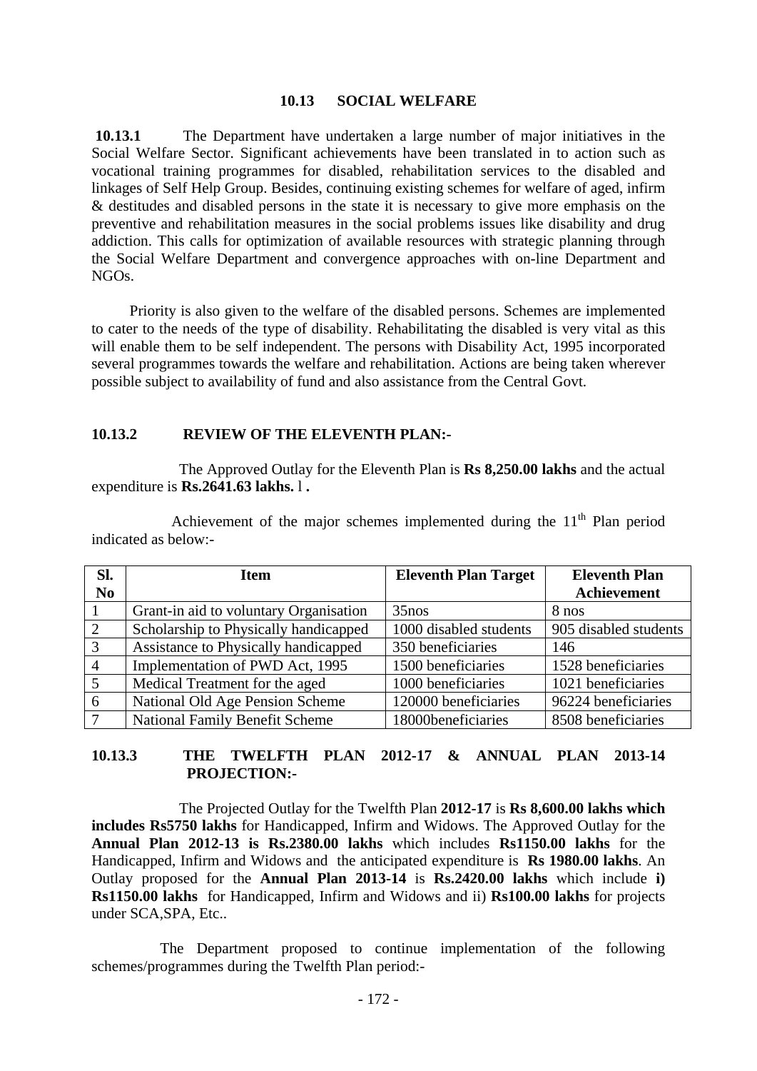## 10.13 SOCIAL WELFARE

**10.13.1** The Department have undertaken a large number of major initiatives in the Social Welfare Sector. Significant achievements have been translated in to action such as vocational training programmes for disabled, rehabilitation services to the disabled and linkages of Self Help Group. Besides, continuing existing schemes for welfare of aged, infirm & destitudes and disabled persons in the state it is necessary to give more emphasis on the preventive and rehabilitation measures in the social problems issues like disability and drug addiction. This calls for optimization of available resources with strategic planning through the Social Welfare Department and convergence approaches with on-line Department and NGOs.

Priority is also given to the welfare of the disabled persons. Schemes are implemented to cater to the needs of the type of disability. Rehabilitating the disabled is very vital as this will enable them to be self independent. The persons with Disability Act, 1995 incorporated several programmes towards the welfare and rehabilitation. Actions are being taken wherever possible subject to availability of fund and also assistance from the Central Govt.

### 10.13.2 REVIEW OF THE ELEVENTH PLAN:-

The Approved Outlay for the Eleventh Plan is **Rs 8,250.00 lakhs** and the actual expenditure is **Rs.2641.63 lakhs.** l **.**

Achievement of the major schemes implemented during the 11th Plan period indicated as below:-

| Sl. No | Item | Eleventh Plan Target | Eleventh Plan Achievement |
|---|---|---|---|
| 1 | Grant-in aid to voluntary Organisation | 35nos | 8 nos |
| 2 | Scholarship to Physically handicapped | 1000 disabled students | 905 disabled students |
| 3 | Assistance to Physically handicapped | 350 beneficiaries | 146 |
| 4 | Implementation of PWD Act, 1995 | 1500 beneficiaries | 1528 beneficiaries |
| 5 | Medical Treatment for the aged | 1000 beneficiaries | 1021 beneficiaries |
| 6 | National Old Age Pension Scheme | 120000 beneficiaries | 96224 beneficiaries |
| 7 | National Family Benefit Scheme | 18000beneficiaries | 8508 beneficiaries |

### 10.13.3 THE TWELFTH PLAN 2012-17 & ANNUAL PLAN 2013-14 PROJECTION:-

The Projected Outlay for the Twelfth Plan **2012-17** is **Rs 8,600.00 lakhs which includes Rs5750 lakhs** for Handicapped, Infirm and Widows. The Approved Outlay for the **Annual Plan 2012-13 is Rs.2380.00 lakhs** which includes **Rs1150.00 lakhs** for the Handicapped, Infirm and Widows and the anticipated expenditure is **Rs 1980.00 lakhs**. An Outlay proposed for the **Annual Plan 2013-14** is **Rs.2420.00 lakhs** which include **i) Rs1150.00 lakhs** for Handicapped, Infirm and Widows and ii) **Rs100.00 lakhs** for projects under SCA,SPA, Etc..

The Department proposed to continue implementation of the following schemes/programmes during the Twelfth Plan period:-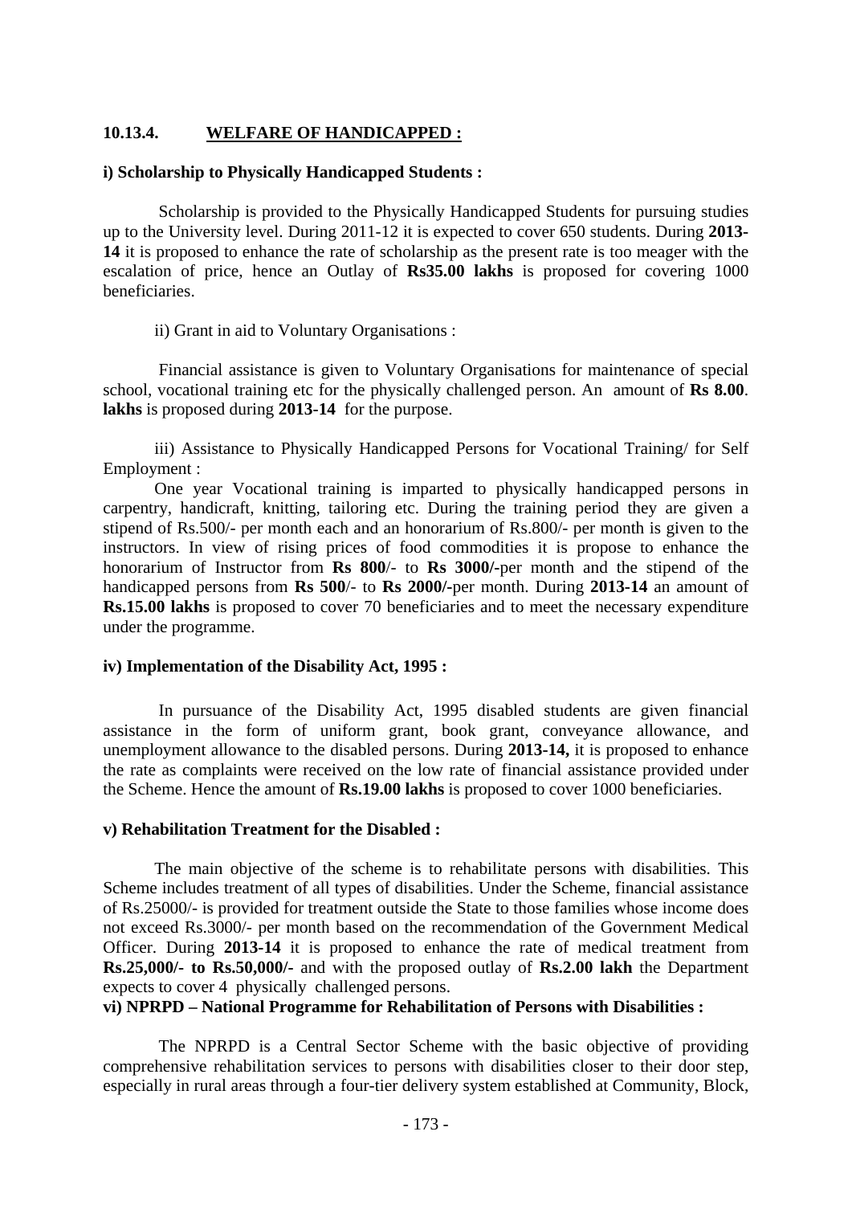### 10.13.4. WELFARE OF HANDICAPPED :

**i) Scholarship to Physically Handicapped Students :**

Scholarship is provided to the Physically Handicapped Students for pursuing studies up to the University level. During 2011-12 it is expected to cover 650 students. During **2013-14** it is proposed to enhance the rate of scholarship as the present rate is too meager with the escalation of price, hence an Outlay of **Rs35.00 lakhs** is proposed for covering 1000 beneficiaries.

ii) Grant in aid to Voluntary Organisations :

Financial assistance is given to Voluntary Organisations for maintenance of special school, vocational training etc for the physically challenged person. An amount of **Rs 8.00**. **lakhs** is proposed during **2013-14** for the purpose.

iii) Assistance to Physically Handicapped Persons for Vocational Training/ for Self Employment :

One year Vocational training is imparted to physically handicapped persons in carpentry, handicraft, knitting, tailoring etc. During the training period they are given a stipend of Rs.500/- per month each and an honorarium of Rs.800/- per month is given to the instructors. In view of rising prices of food commodities it is propose to enhance the honorarium of Instructor from **Rs 800**/- to **Rs 3000/-**per month and the stipend of the handicapped persons from **Rs 500**/- to **Rs 2000/-**per month. During **2013-14** an amount of **Rs.15.00 lakhs** is proposed to cover 70 beneficiaries and to meet the necessary expenditure under the programme.

**iv) Implementation of the Disability Act, 1995 :**

In pursuance of the Disability Act, 1995 disabled students are given financial assistance in the form of uniform grant, book grant, conveyance allowance, and unemployment allowance to the disabled persons. During **2013-14,** it is proposed to enhance the rate as complaints were received on the low rate of financial assistance provided under the Scheme. Hence the amount of **Rs.19.00 lakhs** is proposed to cover 1000 beneficiaries.

**v) Rehabilitation Treatment for the Disabled :**

The main objective of the scheme is to rehabilitate persons with disabilities. This Scheme includes treatment of all types of disabilities. Under the Scheme, financial assistance of Rs.25000/- is provided for treatment outside the State to those families whose income does not exceed Rs.3000/- per month based on the recommendation of the Government Medical Officer. During **2013-14** it is proposed to enhance the rate of medical treatment from **Rs.25,000/- to Rs.50,000/-** and with the proposed outlay of **Rs.2.00 lakh** the Department expects to cover 4 physically challenged persons.

**vi) NPRPD – National Programme for Rehabilitation of Persons with Disabilities :**

The NPRPD is a Central Sector Scheme with the basic objective of providing comprehensive rehabilitation services to persons with disabilities closer to their door step, especially in rural areas through a four-tier delivery system established at Community, Block,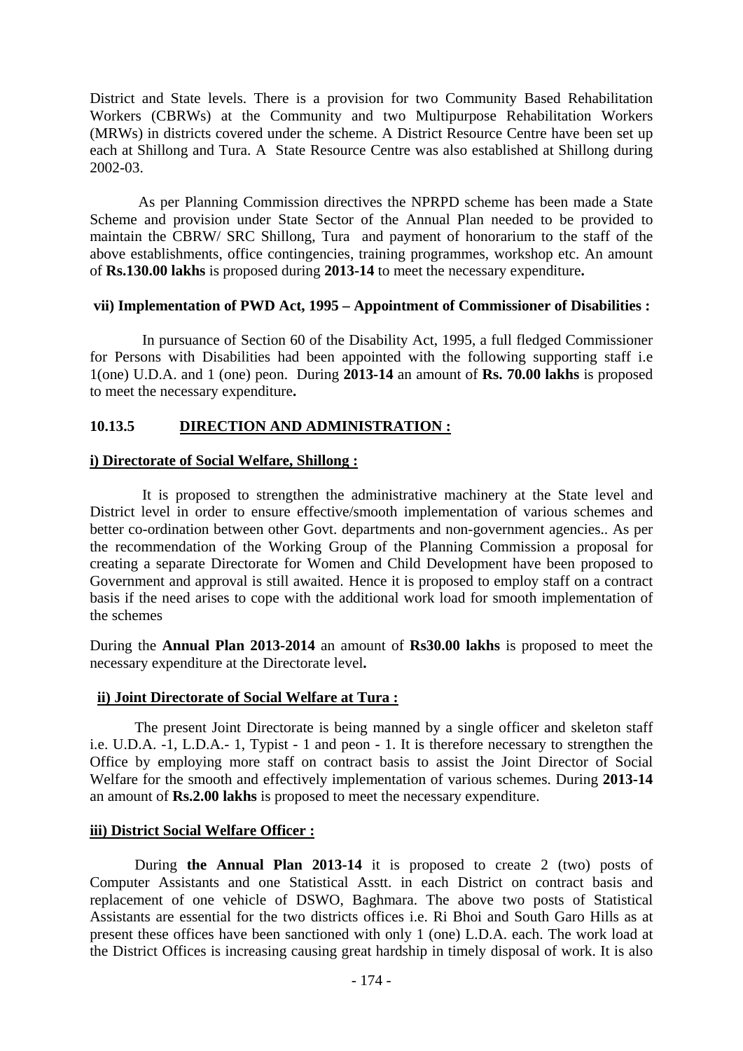District and State levels. There is a provision for two Community Based Rehabilitation Workers (CBRWs) at the Community and two Multipurpose Rehabilitation Workers (MRWs) in districts covered under the scheme. A District Resource Centre have been set up each at Shillong and Tura. A State Resource Centre was also established at Shillong during 2002-03.

As per Planning Commission directives the NPRPD scheme has been made a State Scheme and provision under State Sector of the Annual Plan needed to be provided to maintain the CBRW/ SRC Shillong, Tura and payment of honorarium to the staff of the above establishments, office contingencies, training programmes, workshop etc. An amount of **Rs.130.00 lakhs** is proposed during **2013-14** to meet the necessary expenditure**.**

**vii) Implementation of PWD Act, 1995 – Appointment of Commissioner of Disabilities :**

In pursuance of Section 60 of the Disability Act, 1995, a full fledged Commissioner for Persons with Disabilities had been appointed with the following supporting staff i.e 1(one) U.D.A. and 1 (one) peon. During **2013-14** an amount of **Rs. 70.00 lakhs** is proposed to meet the necessary expenditure**.**

### 10.13.5 DIRECTION AND ADMINISTRATION :

**i) Directorate of Social Welfare, Shillong :**

It is proposed to strengthen the administrative machinery at the State level and District level in order to ensure effective/smooth implementation of various schemes and better co-ordination between other Govt. departments and non-government agencies.. As per the recommendation of the Working Group of the Planning Commission a proposal for creating a separate Directorate for Women and Child Development have been proposed to Government and approval is still awaited. Hence it is proposed to employ staff on a contract basis if the need arises to cope with the additional work load for smooth implementation of the schemes

During the **Annual Plan 2013-2014** an amount of **Rs30.00 lakhs** is proposed to meet the necessary expenditure at the Directorate level**.**

**ii) Joint Directorate of Social Welfare at Tura :**

The present Joint Directorate is being manned by a single officer and skeleton staff i.e. U.D.A. -1, L.D.A.- 1, Typist - 1 and peon - 1. It is therefore necessary to strengthen the Office by employing more staff on contract basis to assist the Joint Director of Social Welfare for the smooth and effectively implementation of various schemes. During **2013-14** an amount of **Rs.2.00 lakhs** is proposed to meet the necessary expenditure.

**iii) District Social Welfare Officer :**

During **the Annual Plan 2013-14** it is proposed to create 2 (two) posts of Computer Assistants and one Statistical Asstt. in each District on contract basis and replacement of one vehicle of DSWO, Baghmara. The above two posts of Statistical Assistants are essential for the two districts offices i.e. Ri Bhoi and South Garo Hills as at present these offices have been sanctioned with only 1 (one) L.D.A. each. The work load at the District Offices is increasing causing great hardship in timely disposal of work. It is also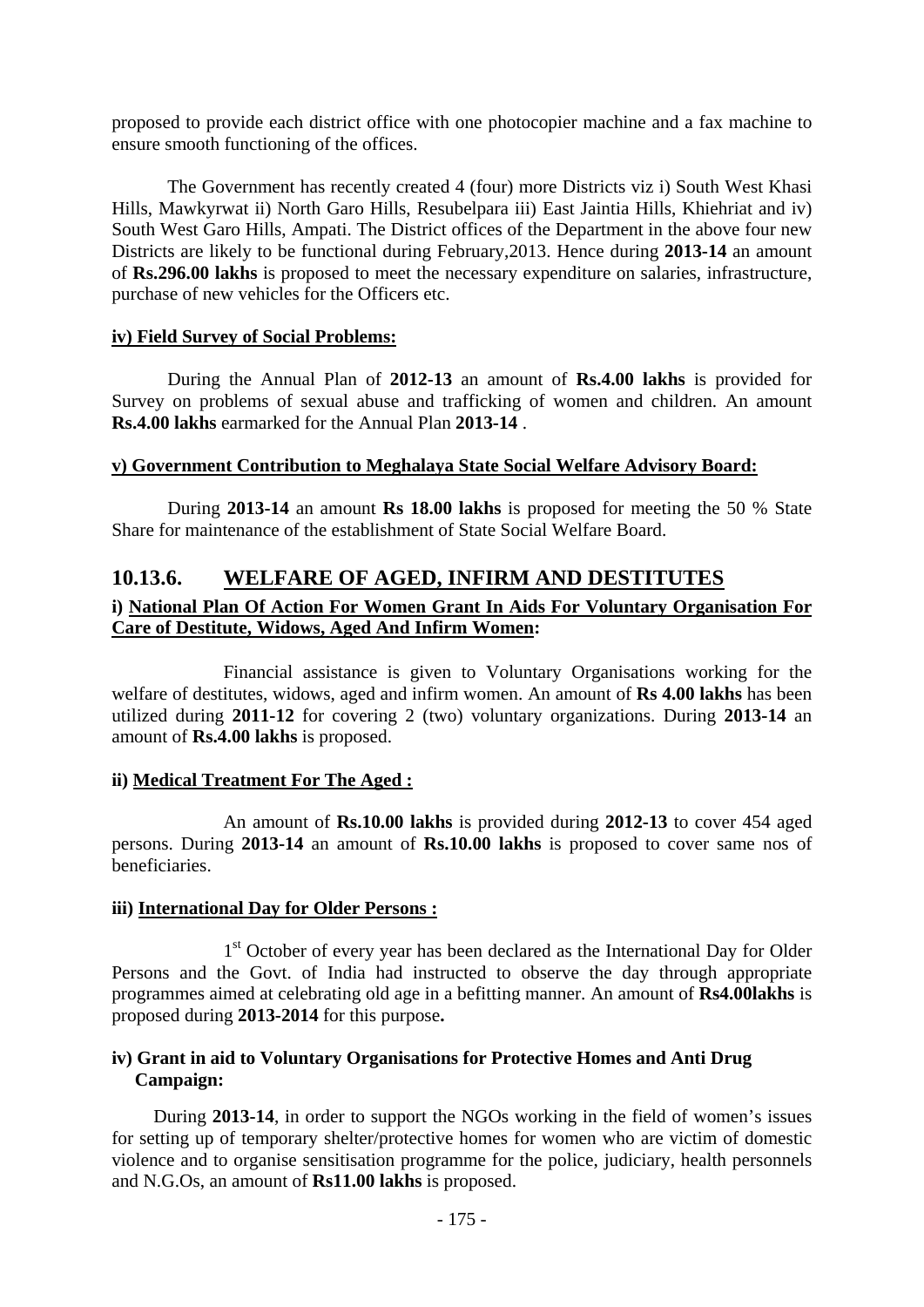proposed to provide each district office with one photocopier machine and a fax machine to ensure smooth functioning of the offices.

The Government has recently created 4 (four) more Districts viz i) South West Khasi Hills, Mawkyrwat ii) North Garo Hills, Resubelpara iii) East Jaintia Hills, Khiehriat and iv) South West Garo Hills, Ampati. The District offices of the Department in the above four new Districts are likely to be functional during February,2013. Hence during **2013-14** an amount of **Rs.296.00 lakhs** is proposed to meet the necessary expenditure on salaries, infrastructure, purchase of new vehicles for the Officers etc.

**iv) Field Survey of Social Problems:**

During the Annual Plan of **2012-13** an amount of **Rs.4.00 lakhs** is provided for Survey on problems of sexual abuse and trafficking of women and children. An amount **Rs.4.00 lakhs** earmarked for the Annual Plan **2013-14** .

**v) Government Contribution to Meghalaya State Social Welfare Advisory Board:**

During **2013-14** an amount **Rs 18.00 lakhs** is proposed for meeting the 50 % State Share for maintenance of the establishment of State Social Welfare Board.

## 10.13.6. WELFARE OF AGED, INFIRM AND DESTITUTES

**i) National Plan Of Action For Women Grant In Aids For Voluntary Organisation For Care of Destitute, Widows, Aged And Infirm Women:**

Financial assistance is given to Voluntary Organisations working for the welfare of destitutes, widows, aged and infirm women. An amount of **Rs 4.00 lakhs** has been utilized during **2011-12** for covering 2 (two) voluntary organizations. During **2013-14** an amount of **Rs.4.00 lakhs** is proposed.

**ii) Medical Treatment For The Aged :**

An amount of **Rs.10.00 lakhs** is provided during **2012-13** to cover 454 aged persons. During **2013-14** an amount of **Rs.10.00 lakhs** is proposed to cover same nos of beneficiaries.

**iii) International Day for Older Persons :**

1st October of every year has been declared as the International Day for Older Persons and the Govt. of India had instructed to observe the day through appropriate programmes aimed at celebrating old age in a befitting manner. An amount of **Rs4.00lakhs** is proposed during **2013-2014** for this purpose**.**

**iv) Grant in aid to Voluntary Organisations for Protective Homes and Anti Drug Campaign:**

During **2013-14**, in order to support the NGOs working in the field of women's issues for setting up of temporary shelter/protective homes for women who are victim of domestic violence and to organise sensitisation programme for the police, judiciary, health personnels and N.G.Os, an amount of **Rs11.00 lakhs** is proposed.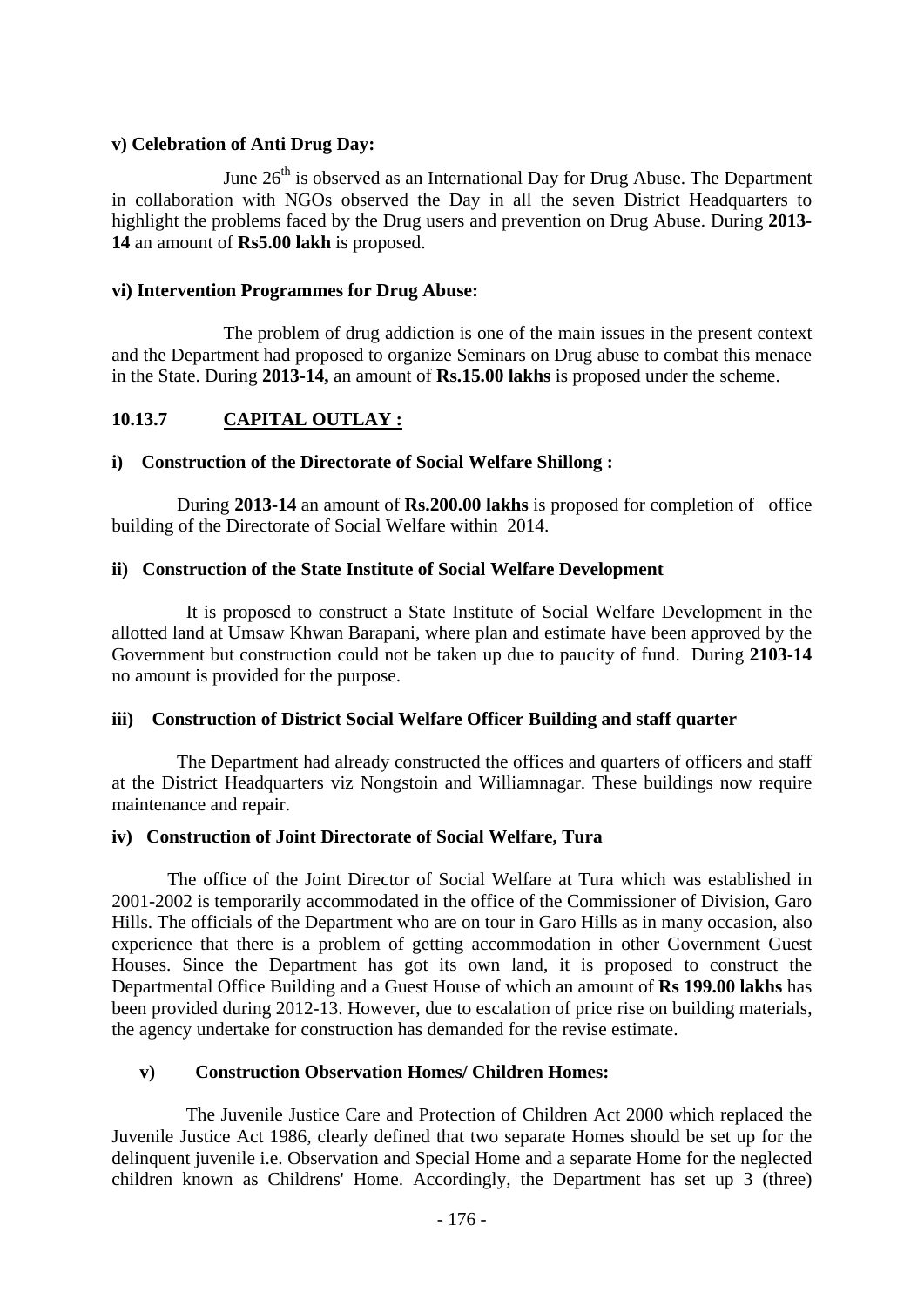**v) Celebration of Anti Drug Day:**

June 26th is observed as an International Day for Drug Abuse. The Department in collaboration with NGOs observed the Day in all the seven District Headquarters to highlight the problems faced by the Drug users and prevention on Drug Abuse. During **2013-14** an amount of **Rs5.00 lakh** is proposed.

**vi) Intervention Programmes for Drug Abuse:**

The problem of drug addiction is one of the main issues in the present context and the Department had proposed to organize Seminars on Drug abuse to combat this menace in the State. During **2013-14,** an amount of **Rs.15.00 lakhs** is proposed under the scheme.

### 10.13.7 CAPITAL OUTLAY :

**i) Construction of the Directorate of Social Welfare Shillong :**

During **2013-14** an amount of **Rs.200.00 lakhs** is proposed for completion of office building of the Directorate of Social Welfare within 2014.

**ii) Construction of the State Institute of Social Welfare Development**

It is proposed to construct a State Institute of Social Welfare Development in the allotted land at Umsaw Khwan Barapani, where plan and estimate have been approved by the Government but construction could not be taken up due to paucity of fund. During **2103-14** no amount is provided for the purpose.

**iii) Construction of District Social Welfare Officer Building and staff quarter**

The Department had already constructed the offices and quarters of officers and staff at the District Headquarters viz Nongstoin and Williamnagar. These buildings now require maintenance and repair.

**iv) Construction of Joint Directorate of Social Welfare, Tura**

The office of the Joint Director of Social Welfare at Tura which was established in 2001-2002 is temporarily accommodated in the office of the Commissioner of Division, Garo Hills. The officials of the Department who are on tour in Garo Hills as in many occasion, also experience that there is a problem of getting accommodation in other Government Guest Houses. Since the Department has got its own land, it is proposed to construct the Departmental Office Building and a Guest House of which an amount of **Rs 199.00 lakhs** has been provided during 2012-13. However, due to escalation of price rise on building materials, the agency undertake for construction has demanded for the revise estimate.

**v) Construction Observation Homes/ Children Homes:**

The Juvenile Justice Care and Protection of Children Act 2000 which replaced the Juvenile Justice Act 1986, clearly defined that two separate Homes should be set up for the delinquent juvenile i.e. Observation and Special Home and a separate Home for the neglected children known as Childrens' Home. Accordingly, the Department has set up 3 (three)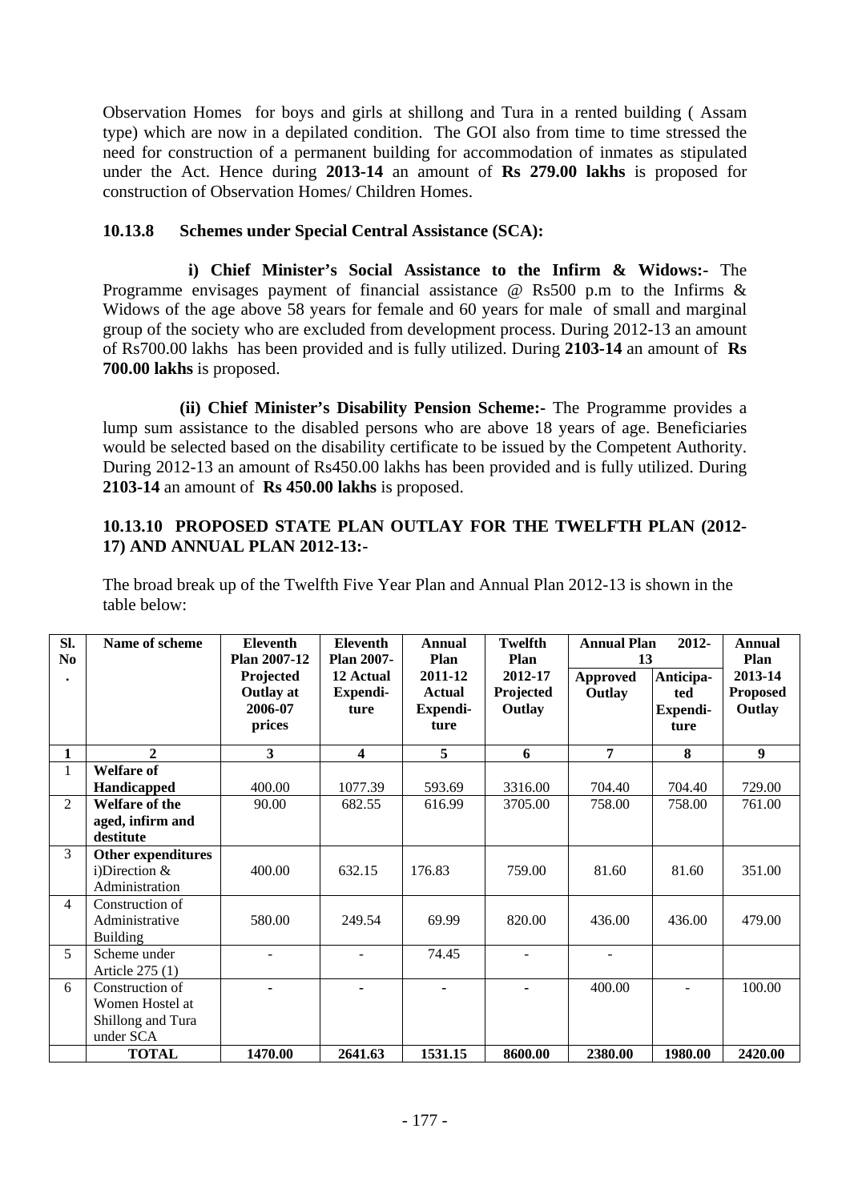Observation Homes for boys and girls at shillong and Tura in a rented building ( Assam type) which are now in a depilated condition. The GOI also from time to time stressed the need for construction of a permanent building for accommodation of inmates as stipulated under the Act. Hence during **2013-14** an amount of **Rs 279.00 lakhs** is proposed for construction of Observation Homes/ Children Homes.

**10.13.8 Schemes under Special Central Assistance (SCA):**

**i) Chief Minister's Social Assistance to the Infirm & Widows:-** The Programme envisages payment of financial assistance @ Rs500 p.m to the Infirms & Widows of the age above 58 years for female and 60 years for male of small and marginal group of the society who are excluded from development process. During 2012-13 an amount of Rs700.00 lakhs has been provided and is fully utilized. During **2103-14** an amount of **Rs 700.00 lakhs** is proposed.

**(ii) Chief Minister's Disability Pension Scheme:-** The Programme provides a lump sum assistance to the disabled persons who are above 18 years of age. Beneficiaries would be selected based on the disability certificate to be issued by the Competent Authority. During 2012-13 an amount of Rs450.00 lakhs has been provided and is fully utilized. During **2103-14** an amount of **Rs 450.00 lakhs** is proposed.

**10.13.10 PROPOSED STATE PLAN OUTLAY FOR THE TWELFTH PLAN (2012-17) AND ANNUAL PLAN 2012-13:-**

The broad break up of the Twelfth Five Year Plan and Annual Plan 2012-13 is shown in the table below:

| Sl. No. | Name of scheme | Eleventh Plan 2007-12 Projected Outlay at 2006-07 prices | Eleventh Plan 2007-12 Actual Expenditure | Annual Plan 2011-12 Actual Expenditure | Twelfth Plan 2012-17 Projected Outlay | Annual Plan 2012-13 | | Annual Plan 2013-14 Proposed Outlay |
|---|---|---|---|---|---|---|---|---|
| | | | | | | Approved Outlay | Anticipated Expenditure | |
| 1 | 2 | 3 | 4 | 5 | 6 | 7 | 8 | 9 |
| 1 | **Welfare of Handicapped** | 400.00 | 1077.39 | 593.69 | 3316.00 | 704.40 | 704.40 | 729.00 |
| 2 | **Welfare of the aged, infirm and destitute** | 90.00 | 682.55 | 616.99 | 3705.00 | 758.00 | 758.00 | 761.00 |
| 3 | **Other expenditures** i)Direction & Administration | 400.00 | 632.15 | 176.83 | 759.00 | 81.60 | 81.60 | 351.00 |
| 4 | Construction of Administrative Building | 580.00 | 249.54 | 69.99 | 820.00 | 436.00 | 436.00 | 479.00 |
| 5 | Scheme under Article 275 (1) | - | - | 74.45 | - | - | | |
| 6 | Construction of Women Hostel at Shillong and Tura under SCA | - | - | - | - | 400.00 | - | 100.00 |
| | **TOTAL** | **1470.00** | **2641.63** | **1531.15** | **8600.00** | **2380.00** | **1980.00** | **2420.00** |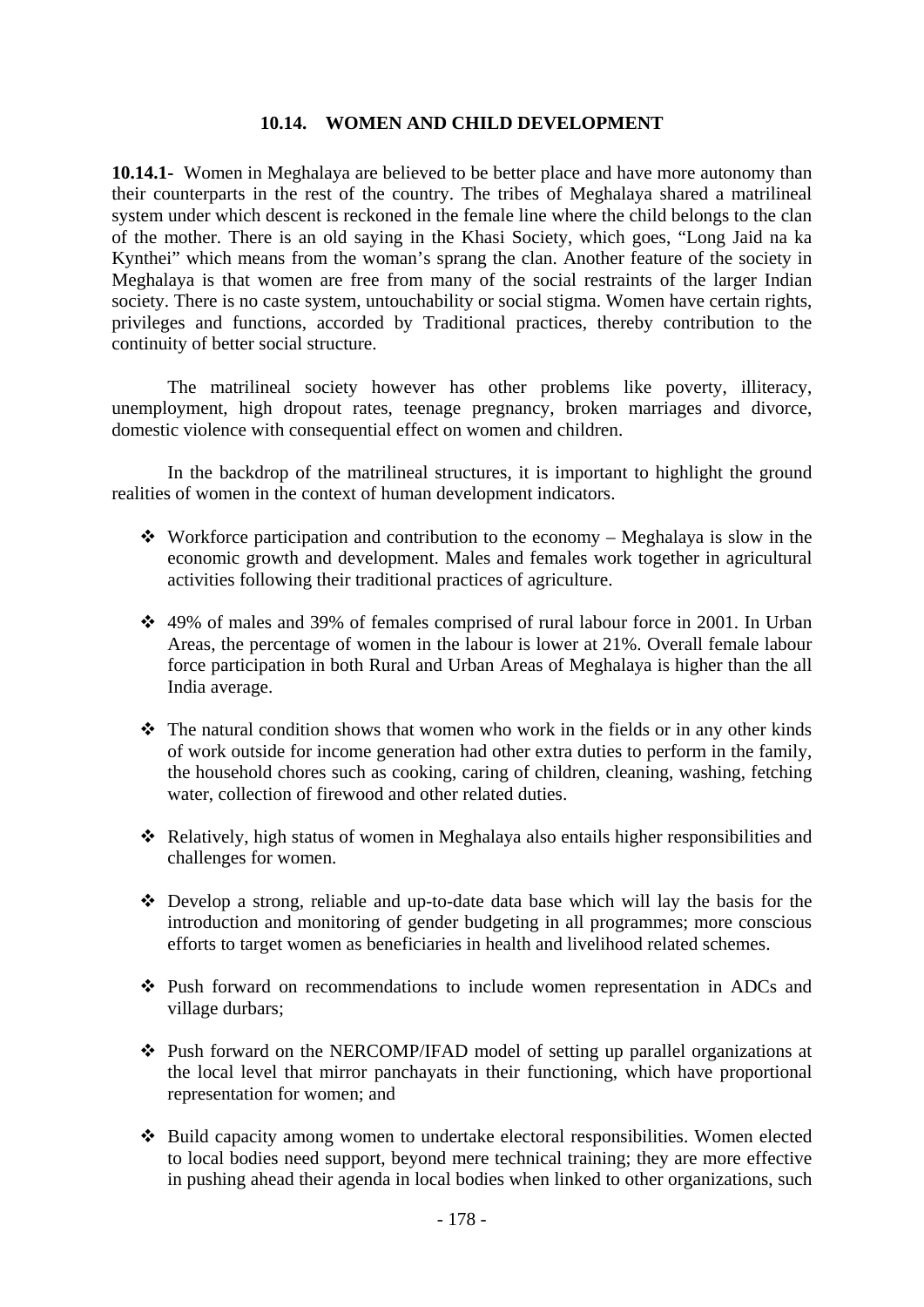### 10.14. WOMEN AND CHILD DEVELOPMENT

**10.14.1-** Women in Meghalaya are believed to be better place and have more autonomy than their counterparts in the rest of the country. The tribes of Meghalaya shared a matrilineal system under which descent is reckoned in the female line where the child belongs to the clan of the mother. There is an old saying in the Khasi Society, which goes, "Long Jaid na ka Kynthei" which means from the woman's sprang the clan. Another feature of the society in Meghalaya is that women are free from many of the social restraints of the larger Indian society. There is no caste system, untouchability or social stigma. Women have certain rights, privileges and functions, accorded by Traditional practices, thereby contribution to the continuity of better social structure.

The matrilineal society however has other problems like poverty, illiteracy, unemployment, high dropout rates, teenage pregnancy, broken marriages and divorce, domestic violence with consequential effect on women and children.

In the backdrop of the matrilineal structures, it is important to highlight the ground realities of women in the context of human development indicators.

- Workforce participation and contribution to the economy – Meghalaya is slow in the economic growth and development. Males and females work together in agricultural activities following their traditional practices of agriculture.
- 49% of males and 39% of females comprised of rural labour force in 2001. In Urban Areas, the percentage of women in the labour is lower at 21%. Overall female labour force participation in both Rural and Urban Areas of Meghalaya is higher than the all India average.
- The natural condition shows that women who work in the fields or in any other kinds of work outside for income generation had other extra duties to perform in the family, the household chores such as cooking, caring of children, cleaning, washing, fetching water, collection of firewood and other related duties.
- Relatively, high status of women in Meghalaya also entails higher responsibilities and challenges for women.
- Develop a strong, reliable and up-to-date data base which will lay the basis for the introduction and monitoring of gender budgeting in all programmes; more conscious efforts to target women as beneficiaries in health and livelihood related schemes.
- Push forward on recommendations to include women representation in ADCs and village durbars;
- Push forward on the NERCOMP/IFAD model of setting up parallel organizations at the local level that mirror panchayats in their functioning, which have proportional representation for women; and
- Build capacity among women to undertake electoral responsibilities. Women elected to local bodies need support, beyond mere technical training; they are more effective in pushing ahead their agenda in local bodies when linked to other organizations, such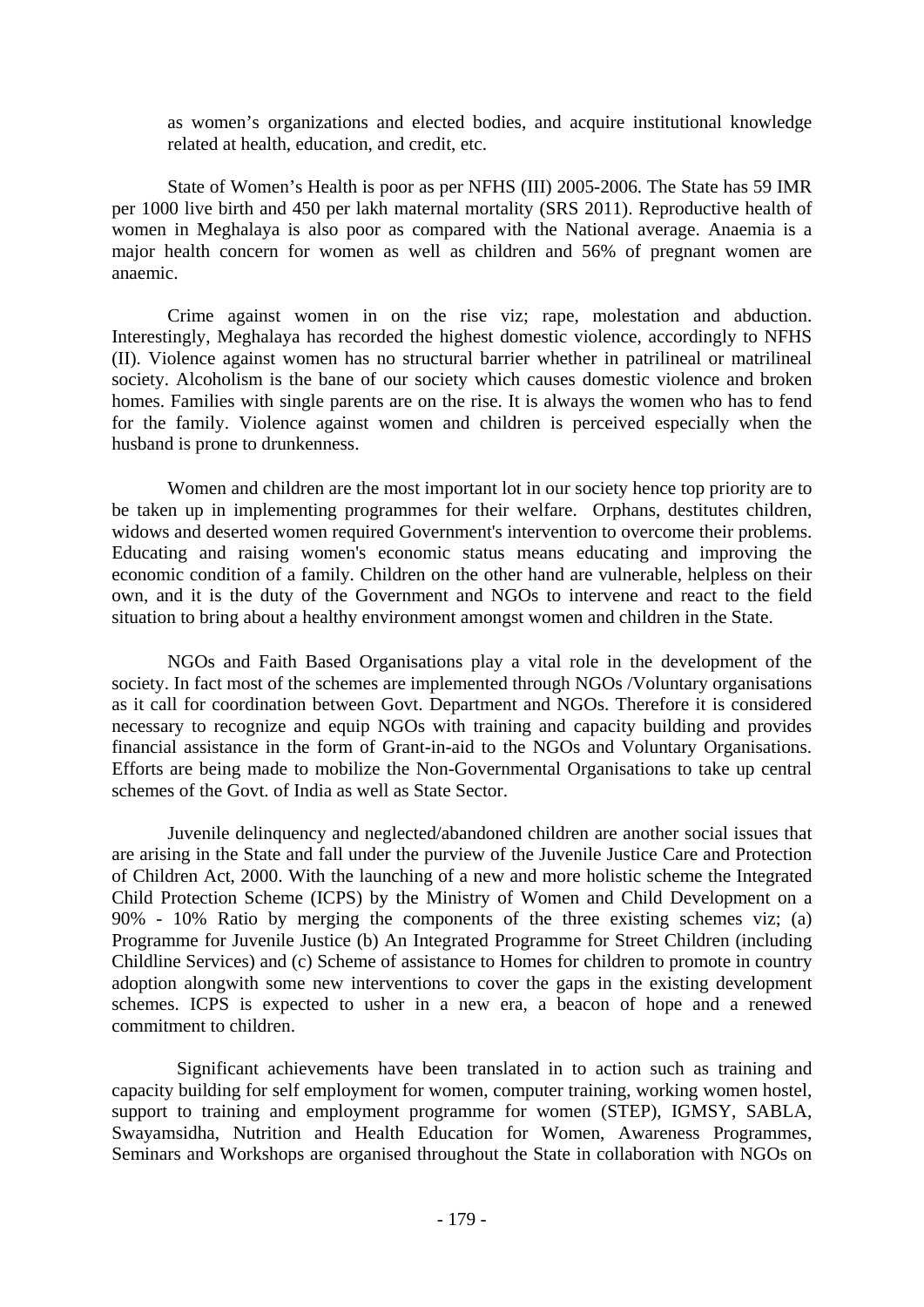as women's organizations and elected bodies, and acquire institutional knowledge related at health, education, and credit, etc.

State of Women's Health is poor as per NFHS (III) 2005-2006. The State has 59 IMR per 1000 live birth and 450 per lakh maternal mortality (SRS 2011). Reproductive health of women in Meghalaya is also poor as compared with the National average. Anaemia is a major health concern for women as well as children and 56% of pregnant women are anaemic.

Crime against women in on the rise viz; rape, molestation and abduction. Interestingly, Meghalaya has recorded the highest domestic violence, accordingly to NFHS (II). Violence against women has no structural barrier whether in patrilineal or matrilineal society. Alcoholism is the bane of our society which causes domestic violence and broken homes. Families with single parents are on the rise. It is always the women who has to fend for the family. Violence against women and children is perceived especially when the husband is prone to drunkenness.

Women and children are the most important lot in our society hence top priority are to be taken up in implementing programmes for their welfare. Orphans, destitutes children, widows and deserted women required Government's intervention to overcome their problems. Educating and raising women's economic status means educating and improving the economic condition of a family. Children on the other hand are vulnerable, helpless on their own, and it is the duty of the Government and NGOs to intervene and react to the field situation to bring about a healthy environment amongst women and children in the State.

NGOs and Faith Based Organisations play a vital role in the development of the society. In fact most of the schemes are implemented through NGOs /Voluntary organisations as it call for coordination between Govt. Department and NGOs. Therefore it is considered necessary to recognize and equip NGOs with training and capacity building and provides financial assistance in the form of Grant-in-aid to the NGOs and Voluntary Organisations. Efforts are being made to mobilize the Non-Governmental Organisations to take up central schemes of the Govt. of India as well as State Sector.

Juvenile delinquency and neglected/abandoned children are another social issues that are arising in the State and fall under the purview of the Juvenile Justice Care and Protection of Children Act, 2000. With the launching of a new and more holistic scheme the Integrated Child Protection Scheme (ICPS) by the Ministry of Women and Child Development on a 90% - 10% Ratio by merging the components of the three existing schemes viz; (a) Programme for Juvenile Justice (b) An Integrated Programme for Street Children (including Childline Services) and (c) Scheme of assistance to Homes for children to promote in country adoption alongwith some new interventions to cover the gaps in the existing development schemes. ICPS is expected to usher in a new era, a beacon of hope and a renewed commitment to children.

Significant achievements have been translated in to action such as training and capacity building for self employment for women, computer training, working women hostel, support to training and employment programme for women (STEP), IGMSY, SABLA, Swayamsidha, Nutrition and Health Education for Women, Awareness Programmes, Seminars and Workshops are organised throughout the State in collaboration with NGOs on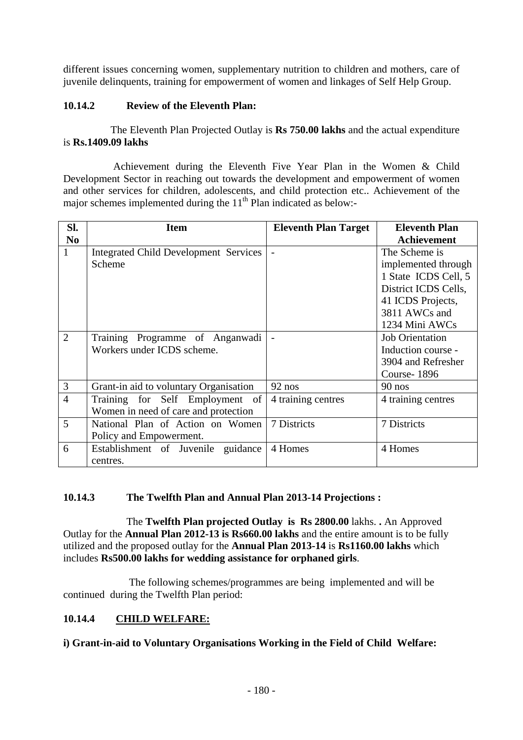different issues concerning women, supplementary nutrition to children and mothers, care of juvenile delinquents, training for empowerment of women and linkages of Self Help Group.

### 10.14.2 Review of the Eleventh Plan:

The Eleventh Plan Projected Outlay is **Rs 750.00 lakhs** and the actual expenditure is **Rs.1409.09 lakhs**

Achievement during the Eleventh Five Year Plan in the Women & Child Development Sector in reaching out towards the development and empowerment of women and other services for children, adolescents, and child protection etc.. Achievement of the major schemes implemented during the 11th Plan indicated as below:-

| Sl. No | Item | Eleventh Plan Target | Eleventh Plan Achievement |
|---|---|---|---|
| 1 | Integrated Child Development Services Scheme | - | The Scheme is implemented through 1 State ICDS Cell, 5 District ICDS Cells, 41 ICDS Projects, 3811 AWCs and 1234 Mini AWCs |
| 2 | Training Programme of Anganwadi Workers under ICDS scheme. | - | Job Orientation Induction course - 3904 and Refresher Course- 1896 |
| 3 | Grant-in aid to voluntary Organisation | 92 nos | 90 nos |
| 4 | Training for Self Employment of Women in need of care and protection | 4 training centres | 4 training centres |
| 5 | National Plan of Action on Women Policy and Empowerment. | 7 Districts | 7 Districts |
| 6 | Establishment of Juvenile guidance centres. | 4 Homes | 4 Homes |

### 10.14.3 The Twelfth Plan and Annual Plan 2013-14 Projections :

The **Twelfth Plan projected Outlay is Rs 2800.00** lakhs. . An Approved Outlay for the **Annual Plan 2012-13 is Rs660.00 lakhs** and the entire amount is to be fully utilized and the proposed outlay for the **Annual Plan 2013-14** is **Rs1160.00 lakhs** which includes **Rs500.00 lakhs for wedding assistance for orphaned girls**.

The following schemes/programmes are being implemented and will be continued during the Twelfth Plan period:

### 10.14.4 CHILD WELFARE:

**i) Grant-in-aid to Voluntary Organisations Working in the Field of Child Welfare:**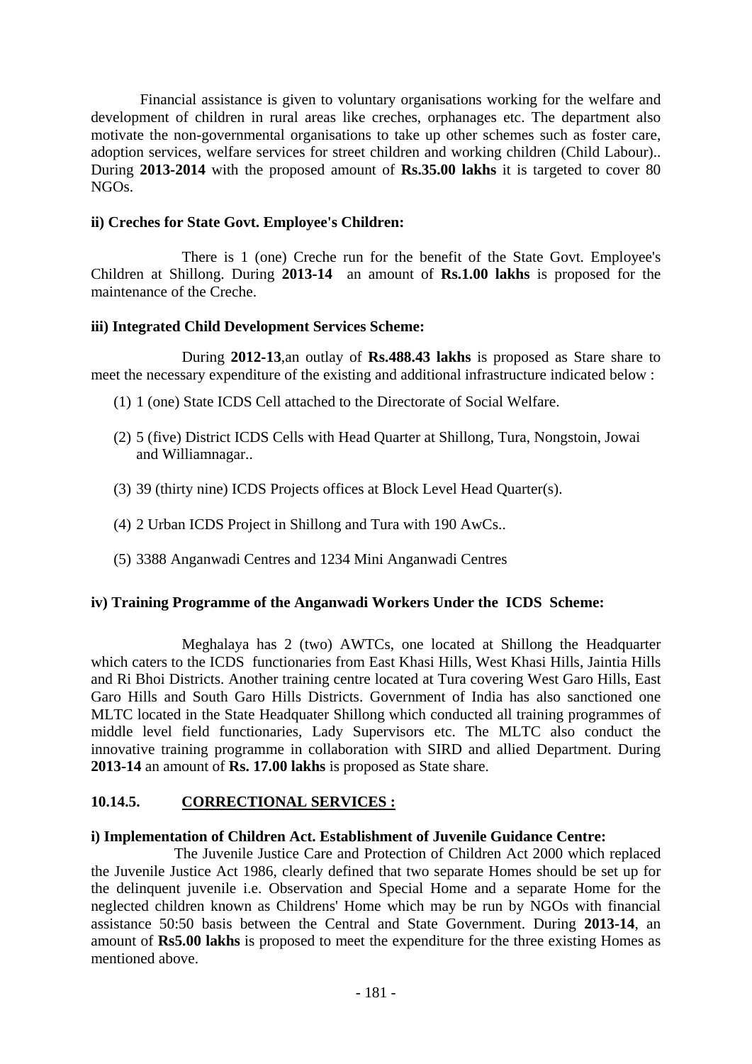Financial assistance is given to voluntary organisations working for the welfare and development of children in rural areas like creches, orphanages etc. The department also motivate the non-governmental organisations to take up other schemes such as foster care, adoption services, welfare services for street children and working children (Child Labour).. During **2013-2014** with the proposed amount of **Rs.35.00 lakhs** it is targeted to cover 80 NGOs.

**ii) Creches for State Govt. Employee's Children:**

There is 1 (one) Creche run for the benefit of the State Govt. Employee's Children at Shillong. During **2013-14** an amount of **Rs.1.00 lakhs** is proposed for the maintenance of the Creche.

**iii) Integrated Child Development Services Scheme:**

During **2012-13**,an outlay of **Rs.488.43 lakhs** is proposed as Stare share to meet the necessary expenditure of the existing and additional infrastructure indicated below :

(1) 1 (one) State ICDS Cell attached to the Directorate of Social Welfare.

(2) 5 (five) District ICDS Cells with Head Quarter at Shillong, Tura, Nongstoin, Jowai and Williamnagar..

(3) 39 (thirty nine) ICDS Projects offices at Block Level Head Quarter(s).

(4) 2 Urban ICDS Project in Shillong and Tura with 190 AwCs..

(5) 3388 Anganwadi Centres and 1234 Mini Anganwadi Centres

**iv) Training Programme of the Anganwadi Workers Under the ICDS Scheme:**

Meghalaya has 2 (two) AWTCs, one located at Shillong the Headquarter which caters to the ICDS functionaries from East Khasi Hills, West Khasi Hills, Jaintia Hills and Ri Bhoi Districts. Another training centre located at Tura covering West Garo Hills, East Garo Hills and South Garo Hills Districts. Government of India has also sanctioned one MLTC located in the State Headquater Shillong which conducted all training programmes of middle level field functionaries, Lady Supervisors etc. The MLTC also conduct the innovative training programme in collaboration with SIRD and allied Department. During **2013-14** an amount of **Rs. 17.00 lakhs** is proposed as State share.

## 10.14.5. CORRECTIONAL SERVICES :

**i) Implementation of Children Act. Establishment of Juvenile Guidance Centre:**

The Juvenile Justice Care and Protection of Children Act 2000 which replaced the Juvenile Justice Act 1986, clearly defined that two separate Homes should be set up for the delinquent juvenile i.e. Observation and Special Home and a separate Home for the neglected children known as Childrens' Home which may be run by NGOs with financial assistance 50:50 basis between the Central and State Government. During **2013-14**, an amount of **Rs5.00 lakhs** is proposed to meet the expenditure for the three existing Homes as mentioned above.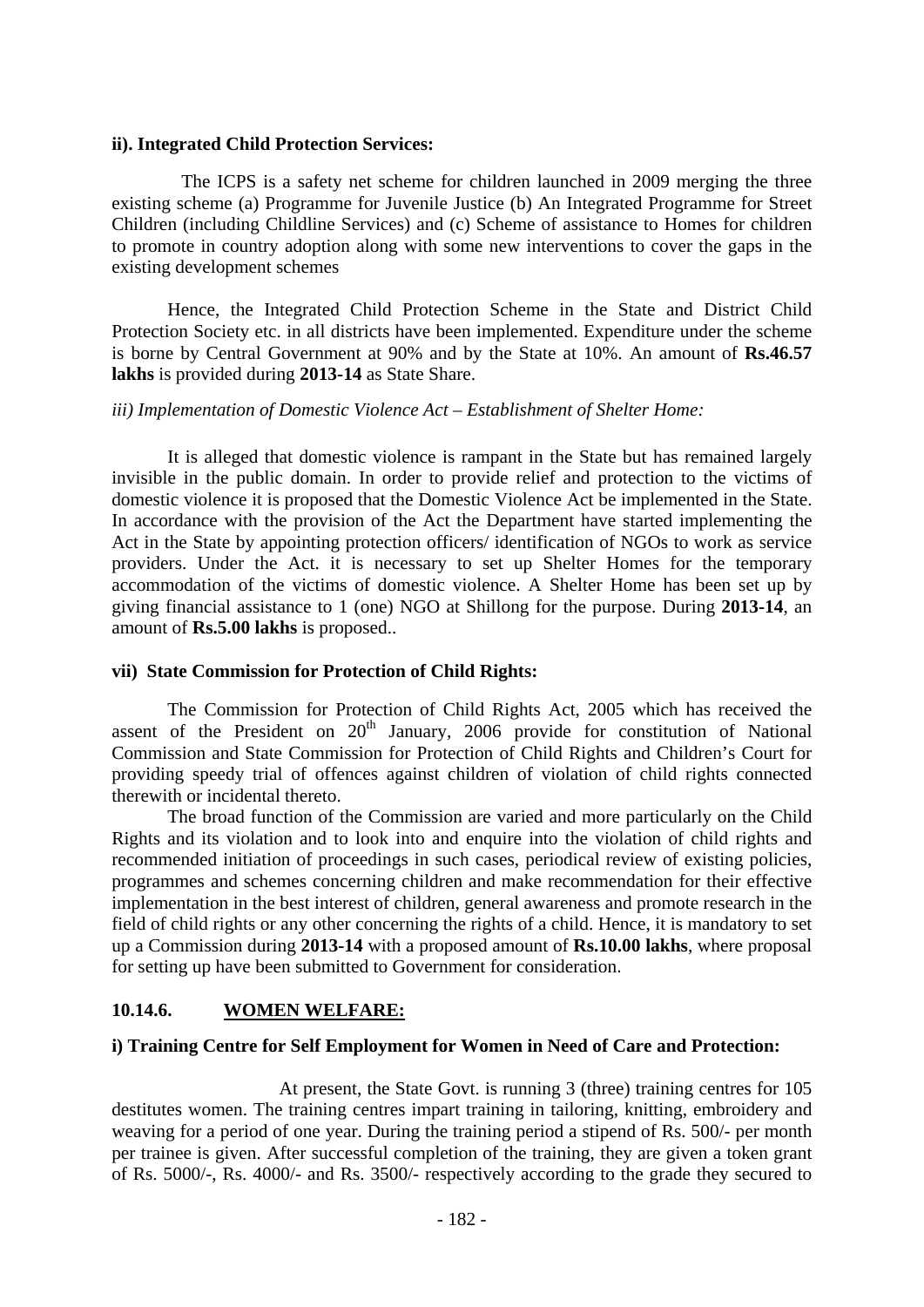**ii). Integrated Child Protection Services:**

The ICPS is a safety net scheme for children launched in 2009 merging the three existing scheme (a) Programme for Juvenile Justice (b) An Integrated Programme for Street Children (including Childline Services) and (c) Scheme of assistance to Homes for children to promote in country adoption along with some new interventions to cover the gaps in the existing development schemes

Hence, the Integrated Child Protection Scheme in the State and District Child Protection Society etc. in all districts have been implemented. Expenditure under the scheme is borne by Central Government at 90% and by the State at 10%. An amount of **Rs.46.57 lakhs** is provided during **2013-14** as State Share.

*iii) Implementation of Domestic Violence Act – Establishment of Shelter Home:*

It is alleged that domestic violence is rampant in the State but has remained largely invisible in the public domain. In order to provide relief and protection to the victims of domestic violence it is proposed that the Domestic Violence Act be implemented in the State. In accordance with the provision of the Act the Department have started implementing the Act in the State by appointing protection officers/ identification of NGOs to work as service providers. Under the Act. it is necessary to set up Shelter Homes for the temporary accommodation of the victims of domestic violence. A Shelter Home has been set up by giving financial assistance to 1 (one) NGO at Shillong for the purpose. During **2013-14**, an amount of **Rs.5.00 lakhs** is proposed..

**vii) State Commission for Protection of Child Rights:**

The Commission for Protection of Child Rights Act, 2005 which has received the assent of the President on 20th January, 2006 provide for constitution of National Commission and State Commission for Protection of Child Rights and Children's Court for providing speedy trial of offences against children of violation of child rights connected therewith or incidental thereto.

The broad function of the Commission are varied and more particularly on the Child Rights and its violation and to look into and enquire into the violation of child rights and recommended initiation of proceedings in such cases, periodical review of existing policies, programmes and schemes concerning children and make recommendation for their effective implementation in the best interest of children, general awareness and promote research in the field of child rights or any other concerning the rights of a child. Hence, it is mandatory to set up a Commission during **2013-14** with a proposed amount of **Rs.10.00 lakhs**, where proposal for setting up have been submitted to Government for consideration.

**10.14.6. <u>WOMEN WELFARE:</u>**

**i) Training Centre for Self Employment for Women in Need of Care and Protection:**

At present, the State Govt. is running 3 (three) training centres for 105 destitutes women. The training centres impart training in tailoring, knitting, embroidery and weaving for a period of one year. During the training period a stipend of Rs. 500/- per month per trainee is given. After successful completion of the training, they are given a token grant of Rs. 5000/-, Rs. 4000/- and Rs. 3500/- respectively according to the grade they secured to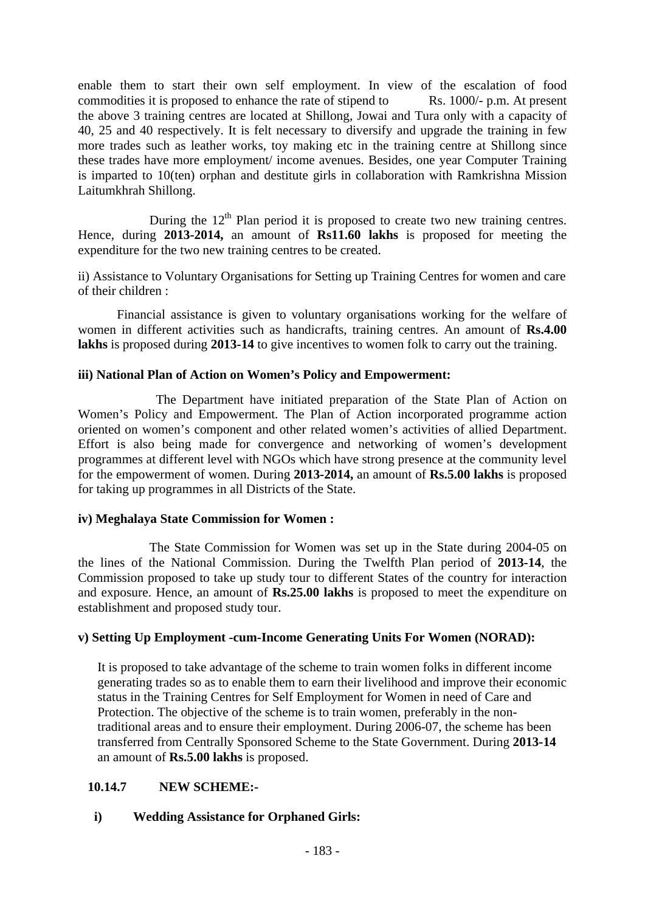enable them to start their own self employment. In view of the escalation of food commodities it is proposed to enhance the rate of stipend to Rs. 1000/- p.m. At present the above 3 training centres are located at Shillong, Jowai and Tura only with a capacity of 40, 25 and 40 respectively. It is felt necessary to diversify and upgrade the training in few more trades such as leather works, toy making etc in the training centre at Shillong since these trades have more employment/ income avenues. Besides, one year Computer Training is imparted to 10(ten) orphan and destitute girls in collaboration with Ramkrishna Mission Laitumkhrah Shillong.

During the 12th Plan period it is proposed to create two new training centres. Hence, during **2013-2014,** an amount of **Rs11.60 lakhs** is proposed for meeting the expenditure for the two new training centres to be created.

ii) Assistance to Voluntary Organisations for Setting up Training Centres for women and care of their children :

Financial assistance is given to voluntary organisations working for the welfare of women in different activities such as handicrafts, training centres. An amount of **Rs.4.00 lakhs** is proposed during **2013-14** to give incentives to women folk to carry out the training.

**iii) National Plan of Action on Women's Policy and Empowerment:**

The Department have initiated preparation of the State Plan of Action on Women's Policy and Empowerment. The Plan of Action incorporated programme action oriented on women's component and other related women's activities of allied Department. Effort is also being made for convergence and networking of women's development programmes at different level with NGOs which have strong presence at the community level for the empowerment of women. During **2013-2014,** an amount of **Rs.5.00 lakhs** is proposed for taking up programmes in all Districts of the State.

**iv) Meghalaya State Commission for Women :**

The State Commission for Women was set up in the State during 2004-05 on the lines of the National Commission. During the Twelfth Plan period of **2013-14**, the Commission proposed to take up study tour to different States of the country for interaction and exposure. Hence, an amount of **Rs.25.00 lakhs** is proposed to meet the expenditure on establishment and proposed study tour.

**v) Setting Up Employment -cum-Income Generating Units For Women (NORAD):**

It is proposed to take advantage of the scheme to train women folks in different income generating trades so as to enable them to earn their livelihood and improve their economic status in the Training Centres for Self Employment for Women in need of Care and Protection. The objective of the scheme is to train women, preferably in the non-traditional areas and to ensure their employment. During 2006-07, the scheme has been transferred from Centrally Sponsored Scheme to the State Government. During **2013-14** an amount of **Rs.5.00 lakhs** is proposed.

**10.14.7 NEW SCHEME:-**

**i) Wedding Assistance for Orphaned Girls:**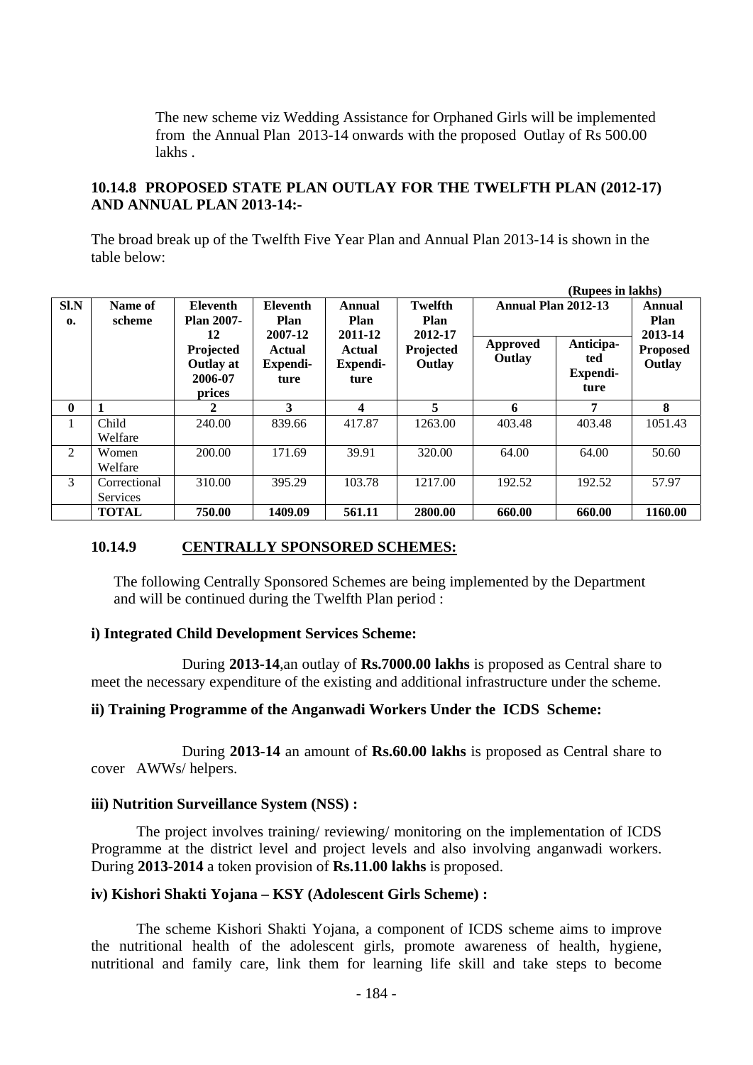The new scheme viz Wedding Assistance for Orphaned Girls will be implemented from the Annual Plan 2013-14 onwards with the proposed Outlay of Rs 500.00 lakhs .

### 10.14.8 PROPOSED STATE PLAN OUTLAY FOR THE TWELFTH PLAN (2012-17) AND ANNUAL PLAN 2013-14:-

The broad break up of the Twelfth Five Year Plan and Annual Plan 2013-14 is shown in the table below:

(Rupees in lakhs)

| Sl.No. | Name of scheme | Eleventh Plan 2007-12 Projected Outlay at 2006-07 prices | Eleventh Plan 2007-12 Actual Expenditure | Annual Plan 2011-12 Actual Expenditure | Twelfth Plan 2012-17 Projected Outlay | Annual Plan 2012-13 | | Annual Plan 2013-14 Proposed Outlay |
|---|---|---|---|---|---|---|---|---|
| | | | | | | Approved Outlay | Anticipated Expenditure | |
| 0 | 1 | 2 | 3 | 4 | 5 | 6 | 7 | 8 |
| 1 | Child Welfare | 240.00 | 839.66 | 417.87 | 1263.00 | 403.48 | 403.48 | 1051.43 |
| 2 | Women Welfare | 200.00 | 171.69 | 39.91 | 320.00 | 64.00 | 64.00 | 50.60 |
| 3 | Correctional Services | 310.00 | 395.29 | 103.78 | 1217.00 | 192.52 | 192.52 | 57.97 |
| | **TOTAL** | **750.00** | **1409.09** | **561.11** | **2800.00** | **660.00** | **660.00** | **1160.00** |

### 10.14.9 CENTRALLY SPONSORED SCHEMES:

The following Centrally Sponsored Schemes are being implemented by the Department and will be continued during the Twelfth Plan period :

**i) Integrated Child Development Services Scheme:**

During **2013-14**,an outlay of **Rs.7000.00 lakhs** is proposed as Central share to meet the necessary expenditure of the existing and additional infrastructure under the scheme.

**ii) Training Programme of the Anganwadi Workers Under the ICDS Scheme:**

During **2013-14** an amount of **Rs.60.00 lakhs** is proposed as Central share to cover AWWs/ helpers.

**iii) Nutrition Surveillance System (NSS) :**

The project involves training/ reviewing/ monitoring on the implementation of ICDS Programme at the district level and project levels and also involving anganwadi workers. During **2013-2014** a token provision of **Rs.11.00 lakhs** is proposed.

**iv) Kishori Shakti Yojana – KSY (Adolescent Girls Scheme) :**

The scheme Kishori Shakti Yojana, a component of ICDS scheme aims to improve the nutritional health of the adolescent girls, promote awareness of health, hygiene, nutritional and family care, link them for learning life skill and take steps to become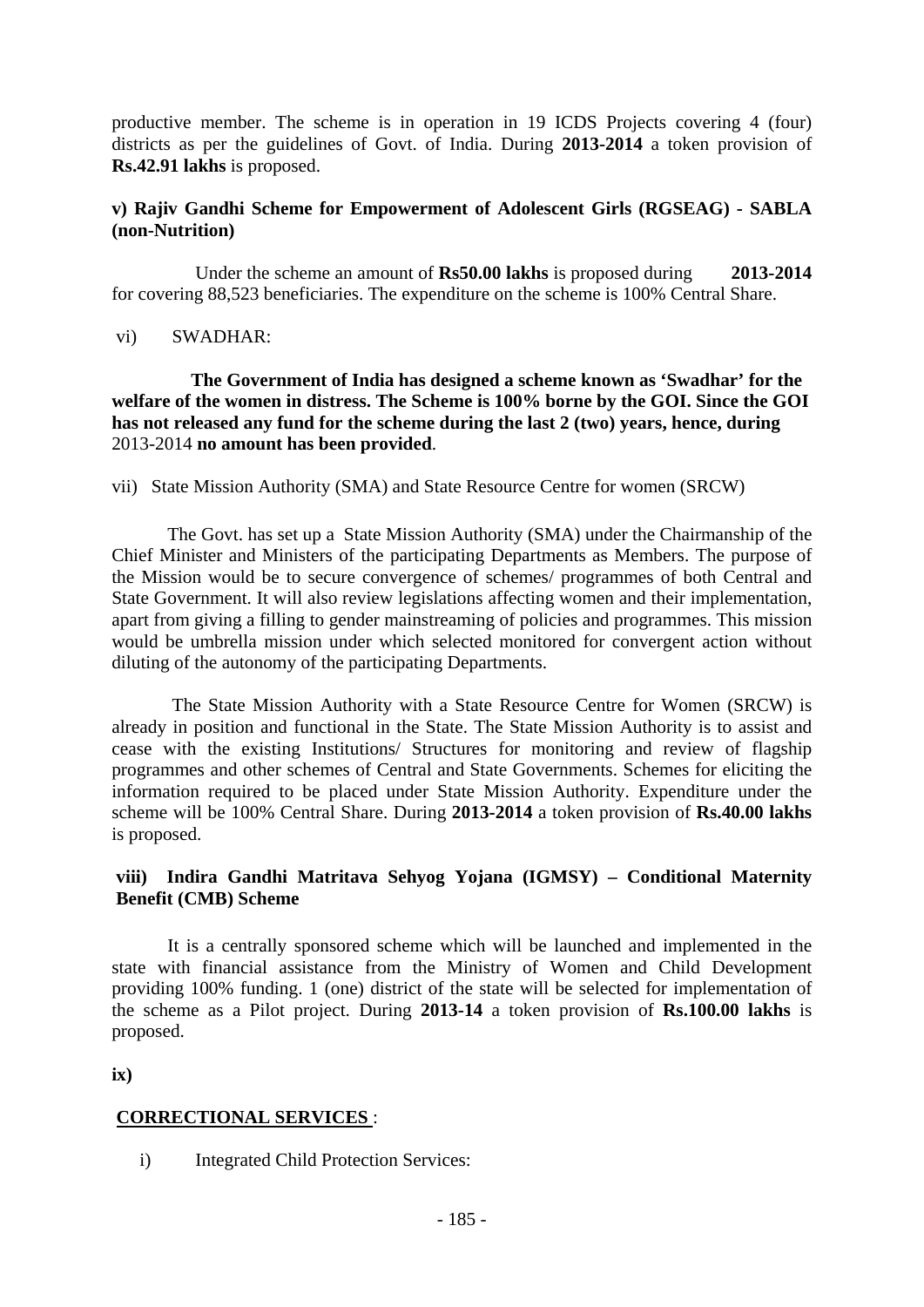productive member. The scheme is in operation in 19 ICDS Projects covering 4 (four) districts as per the guidelines of Govt. of India. During **2013-2014** a token provision of **Rs.42.91 lakhs** is proposed.

**v) Rajiv Gandhi Scheme for Empowerment of Adolescent Girls (RGSEAG) - SABLA (non-Nutrition)**

Under the scheme an amount of **Rs50.00 lakhs** is proposed during **2013-2014** for covering 88,523 beneficiaries. The expenditure on the scheme is 100% Central Share.

vi) SWADHAR:

**The Government of India has designed a scheme known as 'Swadhar' for the welfare of the women in distress. The Scheme is 100% borne by the GOI. Since the GOI has not released any fund for the scheme during the last 2 (two) years, hence, during** 2013-2014 **no amount has been provided**.

vii) State Mission Authority (SMA) and State Resource Centre for women (SRCW)

The Govt. has set up a State Mission Authority (SMA) under the Chairmanship of the Chief Minister and Ministers of the participating Departments as Members. The purpose of the Mission would be to secure convergence of schemes/ programmes of both Central and State Government. It will also review legislations affecting women and their implementation, apart from giving a filling to gender mainstreaming of policies and programmes. This mission would be umbrella mission under which selected monitored for convergent action without diluting of the autonomy of the participating Departments.

The State Mission Authority with a State Resource Centre for Women (SRCW) is already in position and functional in the State. The State Mission Authority is to assist and cease with the existing Institutions/ Structures for monitoring and review of flagship programmes and other schemes of Central and State Governments. Schemes for eliciting the information required to be placed under State Mission Authority. Expenditure under the scheme will be 100% Central Share. During **2013-2014** a token provision of **Rs.40.00 lakhs** is proposed.

**viii) Indira Gandhi Matritava Sehyog Yojana (IGMSY) – Conditional Maternity Benefit (CMB) Scheme**

It is a centrally sponsored scheme which will be launched and implemented in the state with financial assistance from the Ministry of Women and Child Development providing 100% funding. 1 (one) district of the state will be selected for implementation of the scheme as a Pilot project. During **2013-14** a token provision of **Rs.100.00 lakhs** is proposed.

**ix)**

**<u>CORRECTIONAL SERVICES</u>** :

i) Integrated Child Protection Services: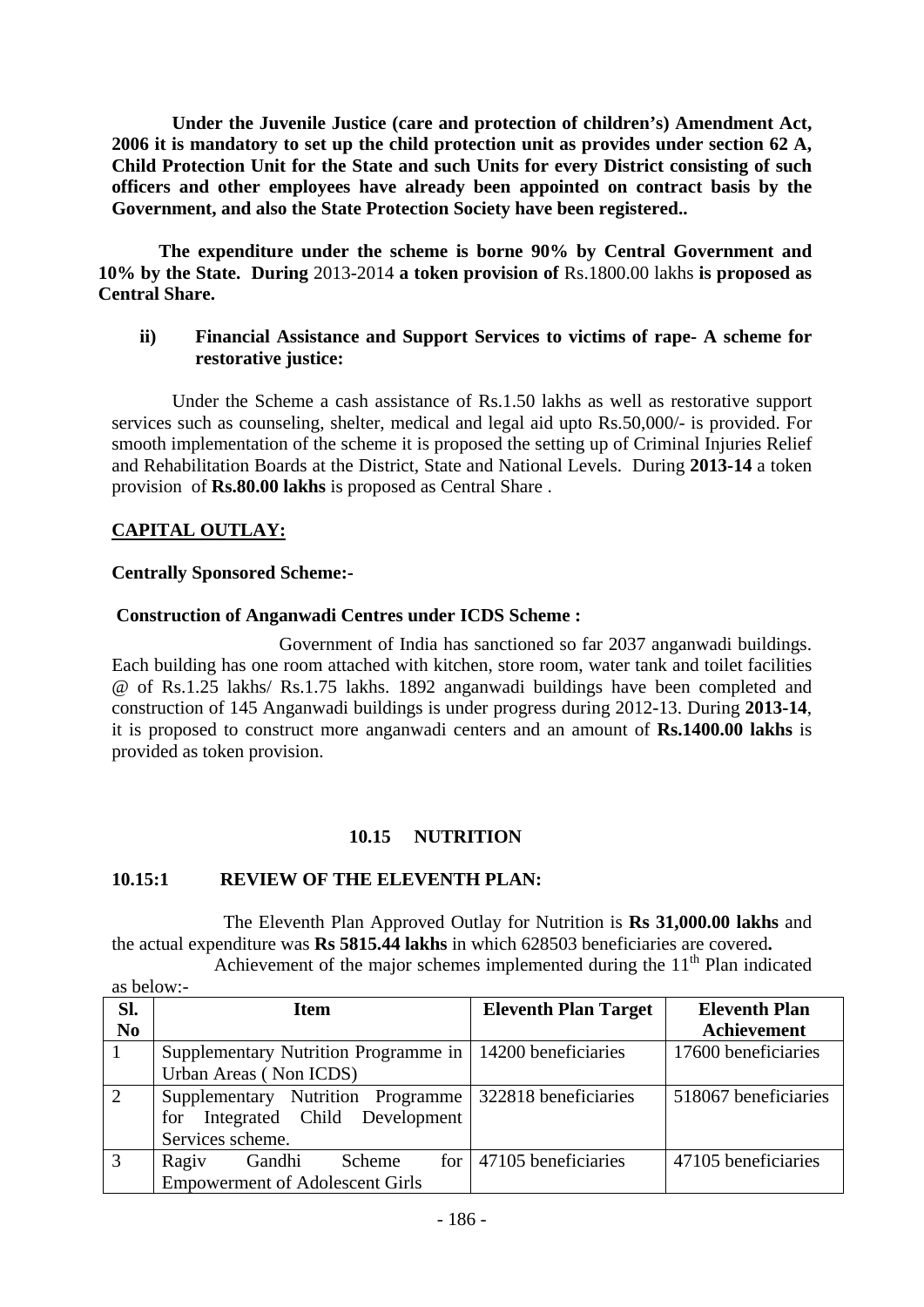**Under the Juvenile Justice (care and protection of children's) Amendment Act, 2006 it is mandatory to set up the child protection unit as provides under section 62 A, Child Protection Unit for the State and such Units for every District consisting of such officers and other employees have already been appointed on contract basis by the Government, and also the State Protection Society have been registered..**

**The expenditure under the scheme is borne 90% by Central Government and 10% by the State. During** 2013-2014 **a token provision of** Rs.1800.00 lakhs **is proposed as Central Share.**

**ii) Financial Assistance and Support Services to victims of rape- A scheme for restorative justice:**

Under the Scheme a cash assistance of Rs.1.50 lakhs as well as restorative support services such as counseling, shelter, medical and legal aid upto Rs.50,000/- is provided. For smooth implementation of the scheme it is proposed the setting up of Criminal Injuries Relief and Rehabilitation Boards at the District, State and National Levels. During **2013-14** a token provision of **Rs.80.00 lakhs** is proposed as Central Share .

**CAPITAL OUTLAY:**

**Centrally Sponsored Scheme:-**

**Construction of Anganwadi Centres under ICDS Scheme :**

Government of India has sanctioned so far 2037 anganwadi buildings. Each building has one room attached with kitchen, store room, water tank and toilet facilities @ of Rs.1.25 lakhs/ Rs.1.75 lakhs. 1892 anganwadi buildings have been completed and construction of 145 Anganwadi buildings is under progress during 2012-13. During **2013-14**, it is proposed to construct more anganwadi centers and an amount of **Rs.1400.00 lakhs** is provided as token provision.

## 10.15 NUTRITION

### 10.15:1 REVIEW OF THE ELEVENTH PLAN:

The Eleventh Plan Approved Outlay for Nutrition is **Rs 31,000.00 lakhs** and the actual expenditure was **Rs 5815.44 lakhs** in which 628503 beneficiaries are covered**.**

Achievement of the major schemes implemented during the 11th Plan indicated as below:-

| Sl. No | Item | Eleventh Plan Target | Eleventh Plan Achievement |
|---|---|---|---|
| 1 | Supplementary Nutrition Programme in Urban Areas ( Non ICDS) | 14200 beneficiaries | 17600 beneficiaries |
| 2 | Supplementary Nutrition Programme for Integrated Child Development Services scheme. | 322818 beneficiaries | 518067 beneficiaries |
| 3 | Ragiv Gandhi Scheme for Empowerment of Adolescent Girls | 47105 beneficiaries | 47105 beneficiaries |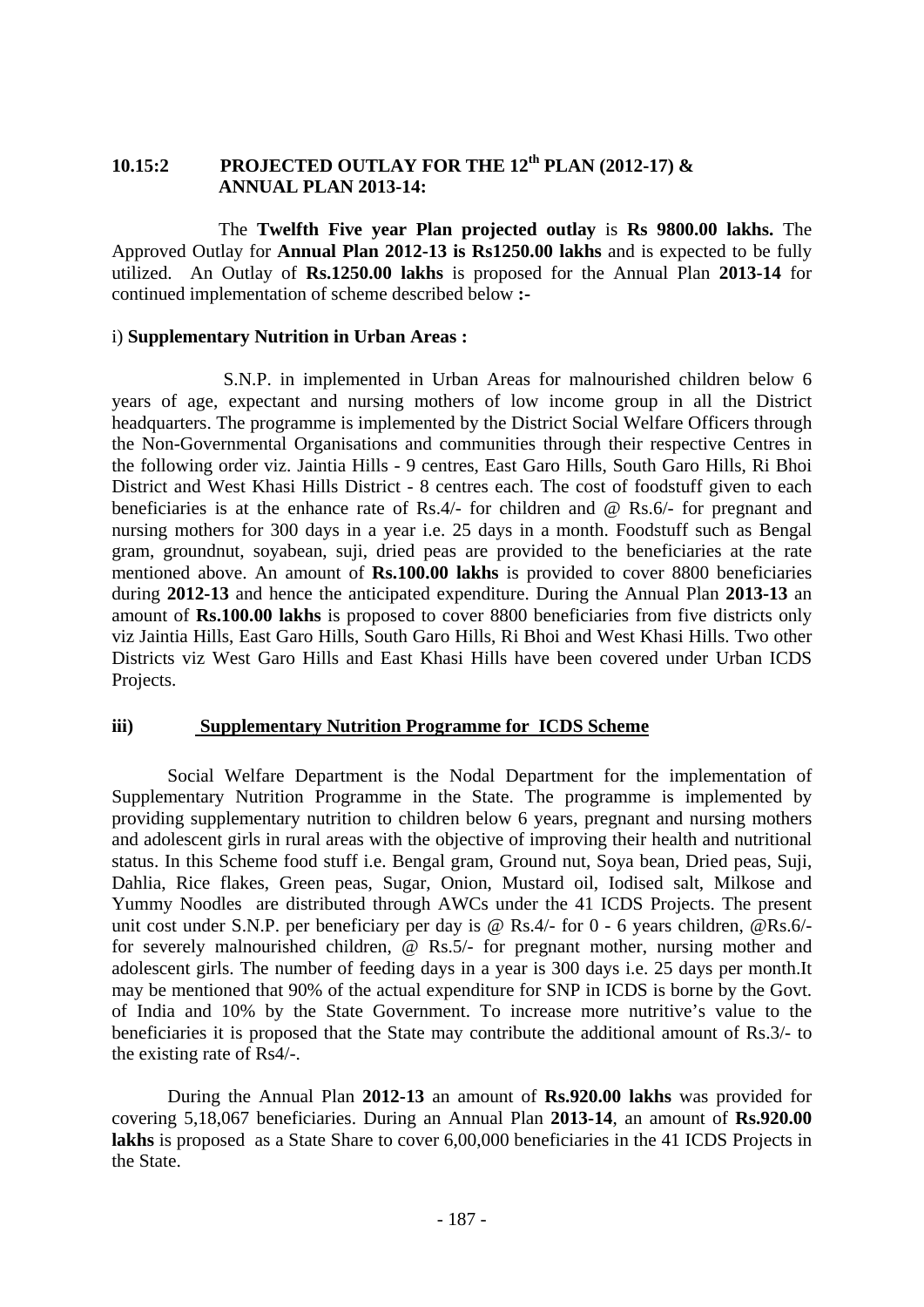## 10.15:2 PROJECTED OUTLAY FOR THE 12th PLAN (2012-17) & ANNUAL PLAN 2013-14:

The **Twelfth Five year Plan projected outlay** is **Rs 9800.00 lakhs.** The Approved Outlay for **Annual Plan 2012-13 is Rs1250.00 lakhs** and is expected to be fully utilized. An Outlay of **Rs.1250.00 lakhs** is proposed for the Annual Plan **2013-14** for continued implementation of scheme described below **:-**

i) **Supplementary Nutrition in Urban Areas :**

S.N.P. in implemented in Urban Areas for malnourished children below 6 years of age, expectant and nursing mothers of low income group in all the District headquarters. The programme is implemented by the District Social Welfare Officers through the Non-Governmental Organisations and communities through their respective Centres in the following order viz. Jaintia Hills - 9 centres, East Garo Hills, South Garo Hills, Ri Bhoi District and West Khasi Hills District - 8 centres each. The cost of foodstuff given to each beneficiaries is at the enhance rate of Rs.4/- for children and @ Rs.6/- for pregnant and nursing mothers for 300 days in a year i.e. 25 days in a month. Foodstuff such as Bengal gram, groundnut, soyabean, suji, dried peas are provided to the beneficiaries at the rate mentioned above. An amount of **Rs.100.00 lakhs** is provided to cover 8800 beneficiaries during **2012-13** and hence the anticipated expenditure. During the Annual Plan **2013-13** an amount of **Rs.100.00 lakhs** is proposed to cover 8800 beneficiaries from five districts only viz Jaintia Hills, East Garo Hills, South Garo Hills, Ri Bhoi and West Khasi Hills. Two other Districts viz West Garo Hills and East Khasi Hills have been covered under Urban ICDS Projects.

**iii) Supplementary Nutrition Programme for ICDS Scheme**

Social Welfare Department is the Nodal Department for the implementation of Supplementary Nutrition Programme in the State. The programme is implemented by providing supplementary nutrition to children below 6 years, pregnant and nursing mothers and adolescent girls in rural areas with the objective of improving their health and nutritional status. In this Scheme food stuff i.e. Bengal gram, Ground nut, Soya bean, Dried peas, Suji, Dahlia, Rice flakes, Green peas, Sugar, Onion, Mustard oil, Iodised salt, Milkose and Yummy Noodles are distributed through AWCs under the 41 ICDS Projects. The present unit cost under S.N.P. per beneficiary per day is @ Rs.4/- for 0 - 6 years children, @Rs.6/- for severely malnourished children, @ Rs.5/- for pregnant mother, nursing mother and adolescent girls. The number of feeding days in a year is 300 days i.e. 25 days per month.It may be mentioned that 90% of the actual expenditure for SNP in ICDS is borne by the Govt. of India and 10% by the State Government. To increase more nutritive's value to the beneficiaries it is proposed that the State may contribute the additional amount of Rs.3/- to the existing rate of Rs4/-.

During the Annual Plan **2012-13** an amount of **Rs.920.00 lakhs** was provided for covering 5,18,067 beneficiaries. During an Annual Plan **2013-14**, an amount of **Rs.920.00 lakhs** is proposed as a State Share to cover 6,00,000 beneficiaries in the 41 ICDS Projects in the State.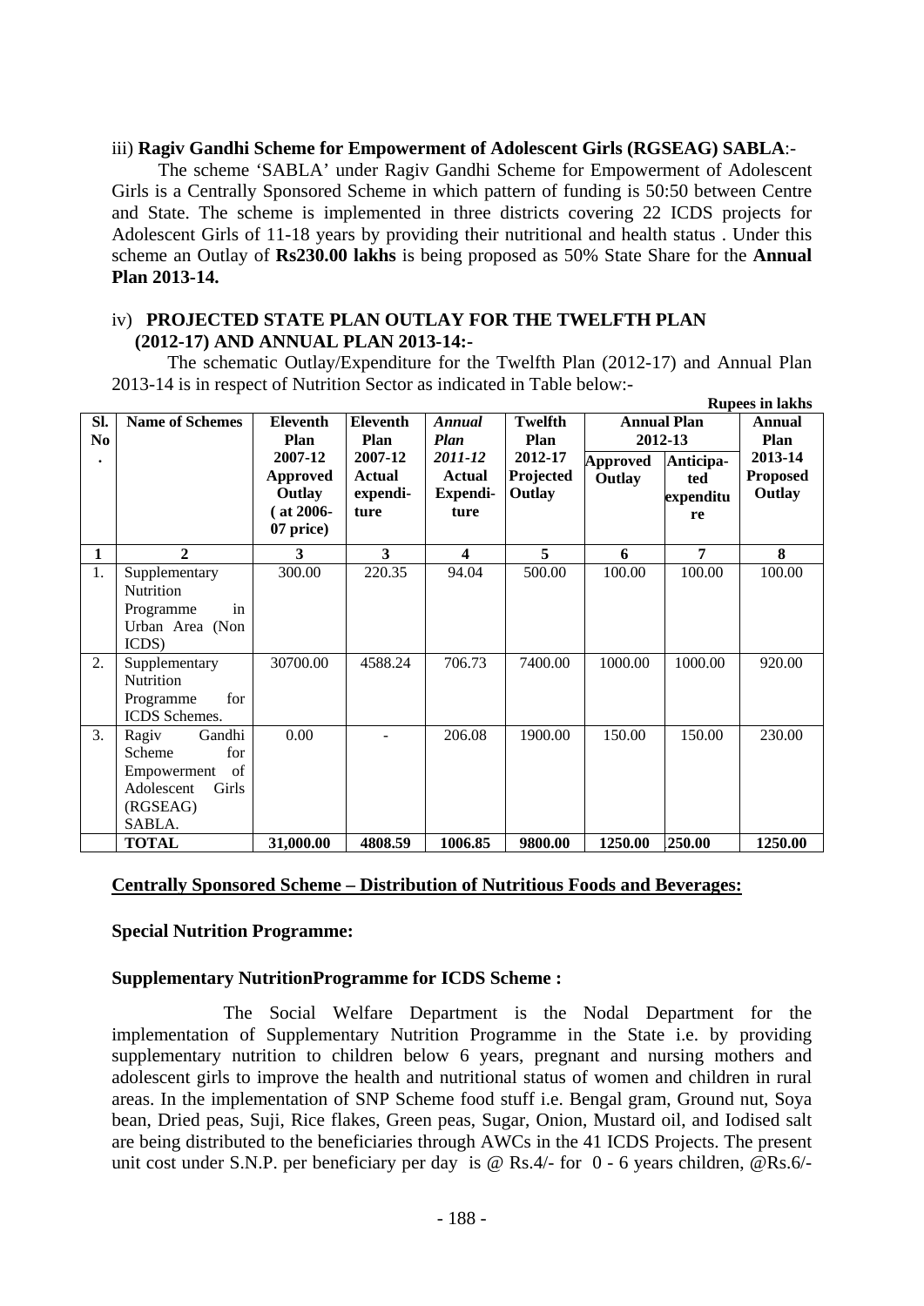iii) **Ragiv Gandhi Scheme for Empowerment of Adolescent Girls (RGSEAG) SABLA**:-

The scheme 'SABLA' under Ragiv Gandhi Scheme for Empowerment of Adolescent Girls is a Centrally Sponsored Scheme in which pattern of funding is 50:50 between Centre and State. The scheme is implemented in three districts covering 22 ICDS projects for Adolescent Girls of 11-18 years by providing their nutritional and health status . Under this scheme an Outlay of **Rs230.00 lakhs** is being proposed as 50% State Share for the **Annual Plan 2013-14.**

iv) **PROJECTED STATE PLAN OUTLAY FOR THE TWELFTH PLAN (2012-17) AND ANNUAL PLAN 2013-14:-**

The schematic Outlay/Expenditure for the Twelfth Plan (2012-17) and Annual Plan 2013-14 is in respect of Nutrition Sector as indicated in Table below:-

**Rupees in lakhs**

| Sl. No. | Name of Schemes | Eleventh Plan 2007-12 Approved Outlay ( at 2006-07 price) | Eleventh Plan 2007-12 Actual expenditure | *Annual Plan 2011-12* Actual Expenditure | Twelfth Plan 2012-17 Projected Outlay | Annual Plan 2012-13 | | Annual Plan 2013-14 Proposed Outlay |
|---|---|---|---|---|---|---|---|---|
| | | | | | | Approved Outlay | Anticipated expenditure | |
| 1 | 2 | 3 | 3 | 4 | 5 | 6 | 7 | 8 |
| 1. | Supplementary Nutrition Programme in Urban Area (Non ICDS) | 300.00 | 220.35 | 94.04 | 500.00 | 100.00 | 100.00 | 100.00 |
| 2. | Supplementary Nutrition Programme for ICDS Schemes. | 30700.00 | 4588.24 | 706.73 | 7400.00 | 1000.00 | 1000.00 | 920.00 |
| 3. | Ragiv Gandhi Scheme for Empowerment of Adolescent Girls (RGSEAG) SABLA. | 0.00 | - | 206.08 | 1900.00 | 150.00 | 150.00 | 230.00 |
| | **TOTAL** | **31,000.00** | **4808.59** | **1006.85** | **9800.00** | **1250.00** | **250.00** | **1250.00** |

**Centrally Sponsored Scheme – Distribution of Nutritious Foods and Beverages:**

**Special Nutrition Programme:**

**Supplementary NutritionProgramme for ICDS Scheme :**

The Social Welfare Department is the Nodal Department for the implementation of Supplementary Nutrition Programme in the State i.e. by providing supplementary nutrition to children below 6 years, pregnant and nursing mothers and adolescent girls to improve the health and nutritional status of women and children in rural areas. In the implementation of SNP Scheme food stuff i.e. Bengal gram, Ground nut, Soya bean, Dried peas, Suji, Rice flakes, Green peas, Sugar, Onion, Mustard oil, and Iodised salt are being distributed to the beneficiaries through AWCs in the 41 ICDS Projects. The present unit cost under S.N.P. per beneficiary per day is @ Rs.4/- for 0 - 6 years children, @Rs.6/-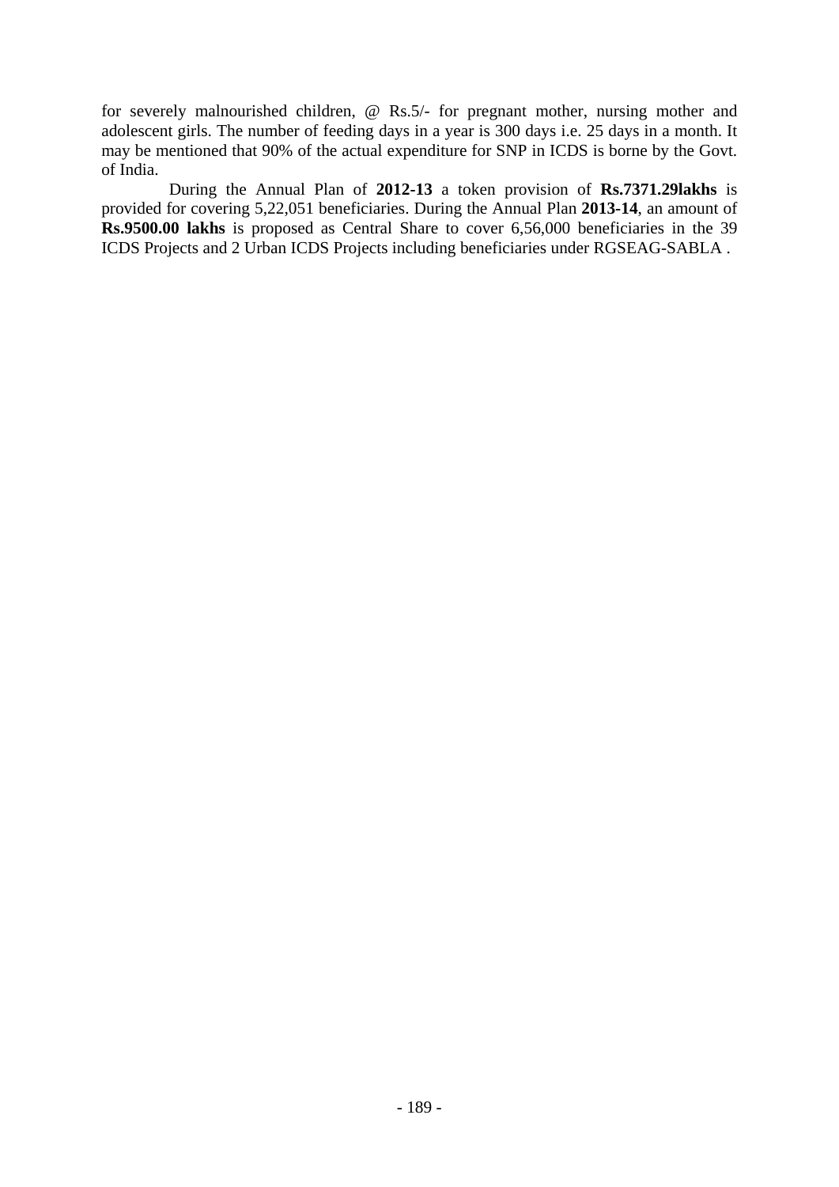for severely malnourished children, @ Rs.5/- for pregnant mother, nursing mother and adolescent girls. The number of feeding days in a year is 300 days i.e. 25 days in a month. It may be mentioned that 90% of the actual expenditure for SNP in ICDS is borne by the Govt. of India.

During the Annual Plan of **2012-13** a token provision of **Rs.7371.29lakhs** is provided for covering 5,22,051 beneficiaries. During the Annual Plan **2013-14**, an amount of **Rs.9500.00 lakhs** is proposed as Central Share to cover 6,56,000 beneficiaries in the 39 ICDS Projects and 2 Urban ICDS Projects including beneficiaries under RGSEAG-SABLA .